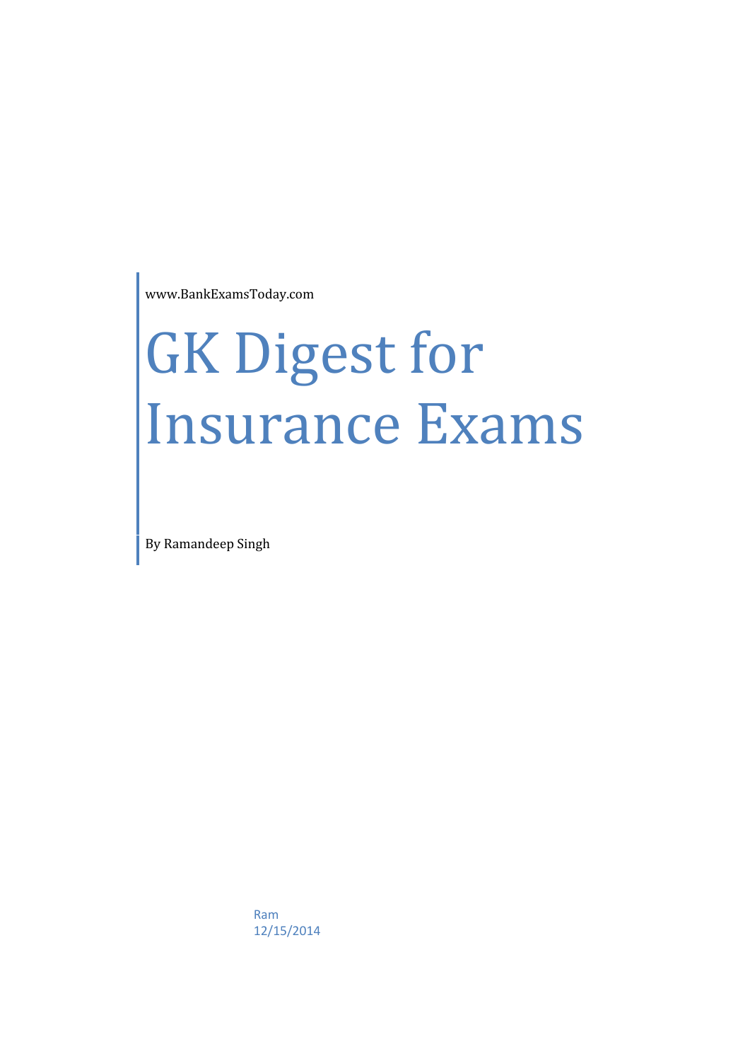www.BankExamsToday.com

# GK Digest for Insurance Exams

By Ramandeep Singh

Ram
12/15/2014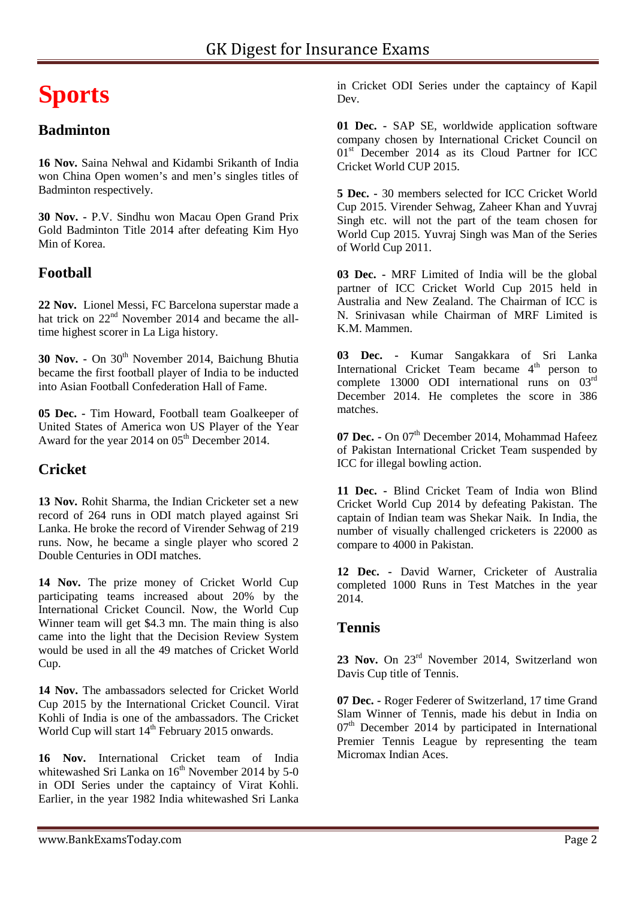# Sports

## Badminton

**16 Nov.** Saina Nehwal and Kidambi Srikanth of India won China Open women's and men's singles titles of Badminton respectively.

**30 Nov. -** P.V. Sindhu won Macau Open Grand Prix Gold Badminton Title 2014 after defeating Kim Hyo Min of Korea.

## Football

**22 Nov.** Lionel Messi, FC Barcelona superstar made a hat trick on 22nd November 2014 and became the all-time highest scorer in La Liga history.

**30 Nov. -** On 30th November 2014, Baichung Bhutia became the first football player of India to be inducted into Asian Football Confederation Hall of Fame.

**05 Dec. -** Tim Howard, Football team Goalkeeper of United States of America won US Player of the Year Award for the year 2014 on 05th December 2014.

## Cricket

**13 Nov.** Rohit Sharma, the Indian Cricketer set a new record of 264 runs in ODI match played against Sri Lanka. He broke the record of Virender Sehwag of 219 runs. Now, he became a single player who scored 2 Double Centuries in ODI matches.

**14 Nov.** The prize money of Cricket World Cup participating teams increased about 20% by the International Cricket Council. Now, the World Cup Winner team will get $4.3 mn. The main thing is also came into the light that the Decision Review System would be used in all the 49 matches of Cricket World Cup.

**14 Nov.** The ambassadors selected for Cricket World Cup 2015 by the International Cricket Council. Virat Kohli of India is one of the ambassadors. The Cricket World Cup will start 14th February 2015 onwards.

**16 Nov.** International Cricket team of India whitewashed Sri Lanka on 16th November 2014 by 5-0 in ODI Series under the captaincy of Virat Kohli. Earlier, in the year 1982 India whitewashed Sri Lanka in Cricket ODI Series under the captaincy of Kapil Dev.

**01 Dec. -** SAP SE, worldwide application software company chosen by International Cricket Council on 01st December 2014 as its Cloud Partner for ICC Cricket World CUP 2015.

**5 Dec. -** 30 members selected for ICC Cricket World Cup 2015. Virender Sehwag, Zaheer Khan and Yuvraj Singh etc. will not the part of the team chosen for World Cup 2015. Yuvraj Singh was Man of the Series of World Cup 2011.

**03 Dec. -** MRF Limited of India will be the global partner of ICC Cricket World Cup 2015 held in Australia and New Zealand. The Chairman of ICC is N. Srinivasan while Chairman of MRF Limited is K.M. Mammen.

**03 Dec. -** Kumar Sangakkara of Sri Lanka International Cricket Team became 4th person to complete 13000 ODI international runs on 03rd December 2014. He completes the score in 386 matches.

**07 Dec. -** On 07th December 2014, Mohammad Hafeez of Pakistan International Cricket Team suspended by ICC for illegal bowling action.

**11 Dec. -** Blind Cricket Team of India won Blind Cricket World Cup 2014 by defeating Pakistan. The captain of Indian team was Shekar Naik. In India, the number of visually challenged cricketers is 22000 as compare to 4000 in Pakistan.

**12 Dec. -** David Warner, Cricketer of Australia completed 1000 Runs in Test Matches in the year 2014.

## Tennis

**23 Nov.** On 23rd November 2014, Switzerland won Davis Cup title of Tennis.

**07 Dec. -** Roger Federer of Switzerland, 17 time Grand Slam Winner of Tennis, made his debut in India on 07th December 2014 by participated in International Premier Tennis League by representing the team Micromax Indian Aces.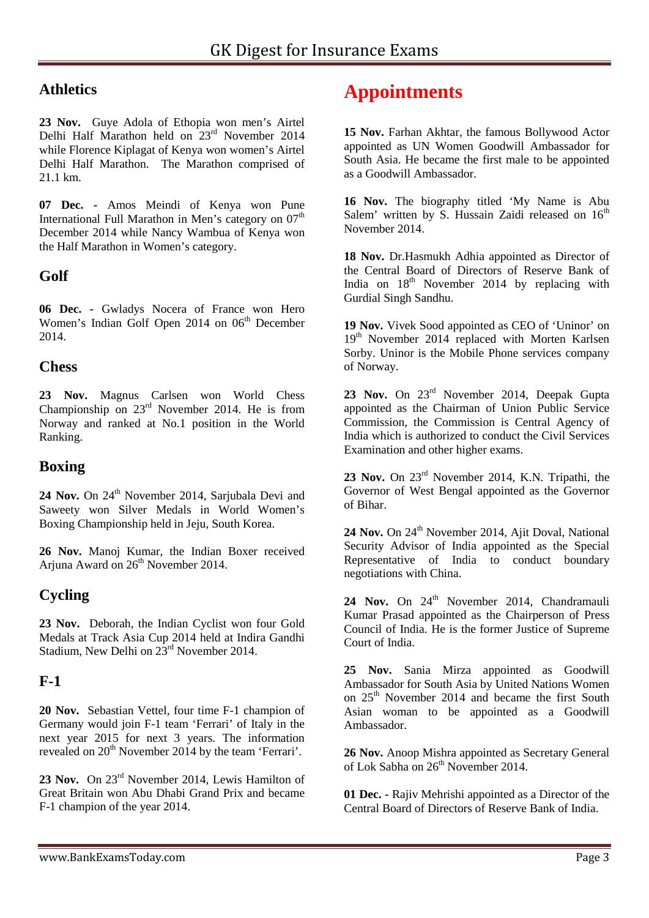## Athletics

**23 Nov.** Guye Adola of Ethopia won men's Airtel Delhi Half Marathon held on 23rd November 2014 while Florence Kiplagat of Kenya won women's Airtel Delhi Half Marathon. The Marathon comprised of 21.1 km.

**07 Dec. -** Amos Meindi of Kenya won Pune International Full Marathon in Men's category on 07th December 2014 while Nancy Wambua of Kenya won the Half Marathon in Women's category.

## Golf

**06 Dec. -** Gwladys Nocera of France won Hero Women's Indian Golf Open 2014 on 06th December 2014.

## Chess

**23 Nov.** Magnus Carlsen won World Chess Championship on 23rd November 2014. He is from Norway and ranked at No.1 position in the World Ranking.

## Boxing

**24 Nov.** On 24th November 2014, Sarjubala Devi and Saweety won Silver Medals in World Women's Boxing Championship held in Jeju, South Korea.

**26 Nov.** Manoj Kumar, the Indian Boxer received Arjuna Award on 26th November 2014.

## Cycling

**23 Nov.** Deborah, the Indian Cyclist won four Gold Medals at Track Asia Cup 2014 held at Indira Gandhi Stadium, New Delhi on 23rd November 2014.

## F-1

**20 Nov.** Sebastian Vettel, four time F-1 champion of Germany would join F-1 team 'Ferrari' of Italy in the next year 2015 for next 3 years. The information revealed on 20th November 2014 by the team 'Ferrari'.

**23 Nov.** On 23rd November 2014, Lewis Hamilton of Great Britain won Abu Dhabi Grand Prix and became F-1 champion of the year 2014.

# Appointments

**15 Nov.** Farhan Akhtar, the famous Bollywood Actor appointed as UN Women Goodwill Ambassador for South Asia. He became the first male to be appointed as a Goodwill Ambassador.

**16 Nov.** The biography titled 'My Name is Abu Salem' written by S. Hussain Zaidi released on 16th November 2014.

**18 Nov.** Dr.Hasmukh Adhia appointed as Director of the Central Board of Directors of Reserve Bank of India on 18th November 2014 by replacing with Gurdial Singh Sandhu.

**19 Nov.** Vivek Sood appointed as CEO of 'Uninor' on 19th November 2014 replaced with Morten Karlsen Sorby. Uninor is the Mobile Phone services company of Norway.

**23 Nov.** On 23rd November 2014, Deepak Gupta appointed as the Chairman of Union Public Service Commission, the Commission is Central Agency of India which is authorized to conduct the Civil Services Examination and other higher exams.

**23 Nov.** On 23rd November 2014, K.N. Tripathi, the Governor of West Bengal appointed as the Governor of Bihar.

**24 Nov.** On 24th November 2014, Ajit Doval, National Security Advisor of India appointed as the Special Representative of India to conduct boundary negotiations with China.

**24 Nov.** On 24th November 2014, Chandramauli Kumar Prasad appointed as the Chairperson of Press Council of India. He is the former Justice of Supreme Court of India.

**25 Nov.** Sania Mirza appointed as Goodwill Ambassador for South Asia by United Nations Women on 25th November 2014 and became the first South Asian woman to be appointed as a Goodwill Ambassador.

**26 Nov.** Anoop Mishra appointed as Secretary General of Lok Sabha on 26th November 2014.

**01 Dec. -** Rajiv Mehrishi appointed as a Director of the Central Board of Directors of Reserve Bank of India.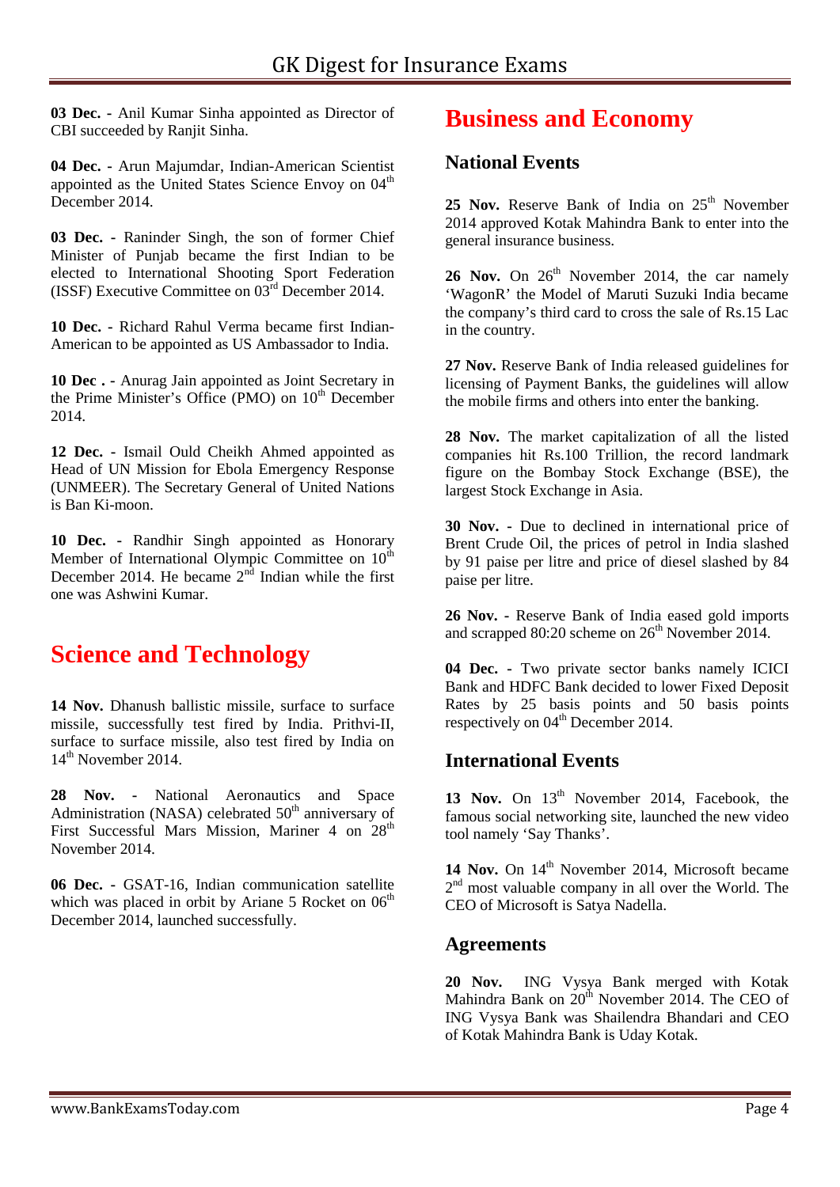**03 Dec.** - Anil Kumar Sinha appointed as Director of CBI succeeded by Ranjit Sinha.

**04 Dec.** - Arun Majumdar, Indian-American Scientist appointed as the United States Science Envoy on 04th December 2014.

**03 Dec.** - Raninder Singh, the son of former Chief Minister of Punjab became the first Indian to be elected to International Shooting Sport Federation (ISSF) Executive Committee on 03rd December 2014.

**10 Dec.** - Richard Rahul Verma became first Indian-American to be appointed as US Ambassador to India.

**10 Dec .** - Anurag Jain appointed as Joint Secretary in the Prime Minister's Office (PMO) on 10th December 2014.

**12 Dec.** - Ismail Ould Cheikh Ahmed appointed as Head of UN Mission for Ebola Emergency Response (UNMEER). The Secretary General of United Nations is Ban Ki-moon.

**10 Dec.** - Randhir Singh appointed as Honorary Member of International Olympic Committee on 10th December 2014. He became 2nd Indian while the first one was Ashwini Kumar.

# Science and Technology

**14 Nov.** Dhanush ballistic missile, surface to surface missile, successfully test fired by India. Prithvi-II, surface to surface missile, also test fired by India on 14th November 2014.

**28 Nov.** - National Aeronautics and Space Administration (NASA) celebrated 50th anniversary of First Successful Mars Mission, Mariner 4 on 28th November 2014.

**06 Dec.** - GSAT-16, Indian communication satellite which was placed in orbit by Ariane 5 Rocket on 06th December 2014, launched successfully.

# Business and Economy

## National Events

**25 Nov.** Reserve Bank of India on 25th November 2014 approved Kotak Mahindra Bank to enter into the general insurance business.

**26 Nov.** On 26th November 2014, the car namely 'WagonR' the Model of Maruti Suzuki India became the company's third card to cross the sale of Rs.15 Lac in the country.

**27 Nov.** Reserve Bank of India released guidelines for licensing of Payment Banks, the guidelines will allow the mobile firms and others into enter the banking.

**28 Nov.** The market capitalization of all the listed companies hit Rs.100 Trillion, the record landmark figure on the Bombay Stock Exchange (BSE), the largest Stock Exchange in Asia.

**30 Nov.** - Due to declined in international price of Brent Crude Oil, the prices of petrol in India slashed by 91 paise per litre and price of diesel slashed by 84 paise per litre.

**26 Nov.** - Reserve Bank of India eased gold imports and scrapped 80:20 scheme on 26th November 2014.

**04 Dec.** - Two private sector banks namely ICICI Bank and HDFC Bank decided to lower Fixed Deposit Rates by 25 basis points and 50 basis points respectively on 04th December 2014.

## International Events

**13 Nov.** On 13th November 2014, Facebook, the famous social networking site, launched the new video tool namely 'Say Thanks'.

**14 Nov.** On 14th November 2014, Microsoft became 2nd most valuable company in all over the World. The CEO of Microsoft is Satya Nadella.

## Agreements

**20 Nov.** ING Vysya Bank merged with Kotak Mahindra Bank on 20th November 2014. The CEO of ING Vysya Bank was Shailendra Bhandari and CEO of Kotak Mahindra Bank is Uday Kotak.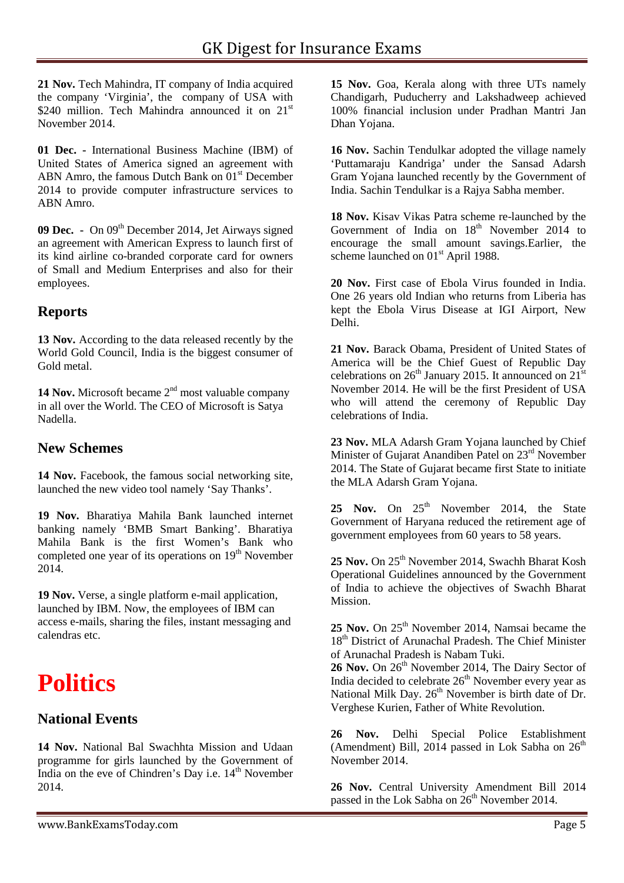**21 Nov.** Tech Mahindra, IT company of India acquired the company 'Virginia', the company of USA with \$240 million. Tech Mahindra announced it on 21st November 2014.

**01 Dec. -** International Business Machine (IBM) of United States of America signed an agreement with ABN Amro, the famous Dutch Bank on 01st December 2014 to provide computer infrastructure services to ABN Amro.

**09 Dec. -** On 09th December 2014, Jet Airways signed an agreement with American Express to launch first of its kind airline co-branded corporate card for owners of Small and Medium Enterprises and also for their employees.

## Reports

**13 Nov.** According to the data released recently by the World Gold Council, India is the biggest consumer of Gold metal.

**14 Nov.** Microsoft became 2nd most valuable company in all over the World. The CEO of Microsoft is Satya Nadella.

## New Schemes

**14 Nov.** Facebook, the famous social networking site, launched the new video tool namely 'Say Thanks'.

**19 Nov.** Bharatiya Mahila Bank launched internet banking namely 'BMB Smart Banking'. Bharatiya Mahila Bank is the first Women's Bank who completed one year of its operations on 19th November 2014.

**19 Nov.** Verse, a single platform e-mail application, launched by IBM. Now, the employees of IBM can access e-mails, sharing the files, instant messaging and calendras etc.

# Politics

## National Events

**14 Nov.** National Bal Swachhta Mission and Udaan programme for girls launched by the Government of India on the eve of Chindren's Day i.e. 14th November 2014.

**15 Nov.** Goa, Kerala along with three UTs namely Chandigarh, Puducherry and Lakshadweep achieved 100% financial inclusion under Pradhan Mantri Jan Dhan Yojana.

**16 Nov.** Sachin Tendulkar adopted the village namely 'Puttamaraju Kandriga' under the Sansad Adarsh Gram Yojana launched recently by the Government of India. Sachin Tendulkar is a Rajya Sabha member.

**18 Nov.** Kisav Vikas Patra scheme re-launched by the Government of India on 18th November 2014 to encourage the small amount savings.Earlier, the scheme launched on 01st April 1988.

**20 Nov.** First case of Ebola Virus founded in India. One 26 years old Indian who returns from Liberia has kept the Ebola Virus Disease at IGI Airport, New Delhi.

**21 Nov.** Barack Obama, President of United States of America will be the Chief Guest of Republic Day celebrations on 26th January 2015. It announced on 21st November 2014. He will be the first President of USA who will attend the ceremony of Republic Day celebrations of India.

**23 Nov.** MLA Adarsh Gram Yojana launched by Chief Minister of Gujarat Anandiben Patel on 23rd November 2014. The State of Gujarat became first State to initiate the MLA Adarsh Gram Yojana.

**25 Nov.** On 25th November 2014, the State Government of Haryana reduced the retirement age of government employees from 60 years to 58 years.

**25 Nov.** On 25th November 2014, Swachh Bharat Kosh Operational Guidelines announced by the Government of India to achieve the objectives of Swachh Bharat Mission.

**25 Nov.** On 25th November 2014, Namsai became the 18th District of Arunachal Pradesh. The Chief Minister of Arunachal Pradesh is Nabam Tuki.

**26 Nov.** On 26th November 2014, The Dairy Sector of India decided to celebrate 26th November every year as National Milk Day. 26th November is birth date of Dr. Verghese Kurien, Father of White Revolution.

**26 Nov.** Delhi Special Police Establishment (Amendment) Bill, 2014 passed in Lok Sabha on 26th November 2014.

**26 Nov.** Central University Amendment Bill 2014 passed in the Lok Sabha on 26th November 2014.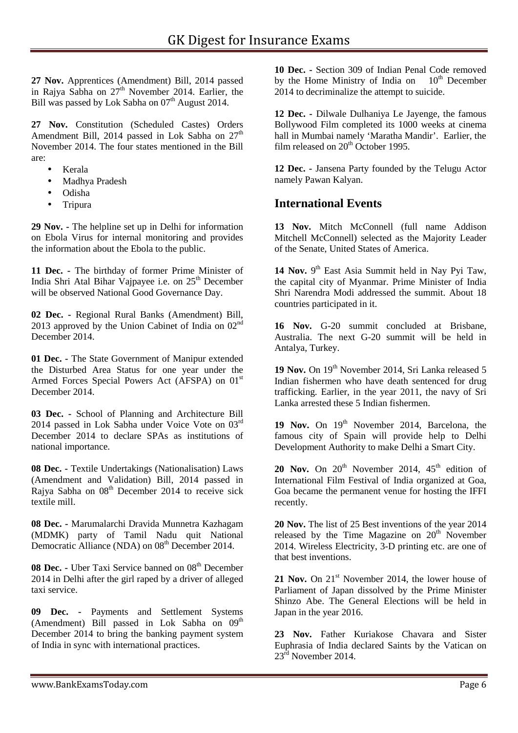**27 Nov.** Apprentices (Amendment) Bill, 2014 passed in Rajya Sabha on 27th November 2014. Earlier, the Bill was passed by Lok Sabha on 07th August 2014.

**27 Nov.** Constitution (Scheduled Castes) Orders Amendment Bill, 2014 passed in Lok Sabha on 27th November 2014. The four states mentioned in the Bill are:

- Kerala
- Madhya Pradesh
- Odisha
- Tripura

**29 Nov. -** The helpline set up in Delhi for information on Ebola Virus for internal monitoring and provides the information about the Ebola to the public.

**11 Dec. -** The birthday of former Prime Minister of India Shri Atal Bihar Vajpayee i.e. on 25th December will be observed National Good Governance Day.

**02 Dec. -** Regional Rural Banks (Amendment) Bill, 2013 approved by the Union Cabinet of India on 02nd December 2014.

**01 Dec. -** The State Government of Manipur extended the Disturbed Area Status for one year under the Armed Forces Special Powers Act (AFSPA) on 01st December 2014.

**03 Dec. -** School of Planning and Architecture Bill 2014 passed in Lok Sabha under Voice Vote on 03rd December 2014 to declare SPAs as institutions of national importance.

**08 Dec. -** Textile Undertakings (Nationalisation) Laws (Amendment and Validation) Bill, 2014 passed in Rajya Sabha on 08th December 2014 to receive sick textile mill.

**08 Dec. -** Marumalarchi Dravida Munnetra Kazhagam (MDMK) party of Tamil Nadu quit National Democratic Alliance (NDA) on 08th December 2014.

**08 Dec. -** Uber Taxi Service banned on 08th December 2014 in Delhi after the girl raped by a driver of alleged taxi service.

**09 Dec. -** Payments and Settlement Systems (Amendment) Bill passed in Lok Sabha on 09th December 2014 to bring the banking payment system of India in sync with international practices.

**10 Dec. -** Section 309 of Indian Penal Code removed by the Home Ministry of India on 10th December 2014 to decriminalize the attempt to suicide.

**12 Dec. -** Dilwale Dulhaniya Le Jayenge, the famous Bollywood Film completed its 1000 weeks at cinema hall in Mumbai namely 'Maratha Mandir'. Earlier, the film released on 20th October 1995.

**12 Dec. -** Jansena Party founded by the Telugu Actor namely Pawan Kalyan.

## International Events

**13 Nov.** Mitch McConnell (full name Addison Mitchell McConnell) selected as the Majority Leader of the Senate, United States of America.

**14 Nov.** 9th East Asia Summit held in Nay Pyi Taw, the capital city of Myanmar. Prime Minister of India Shri Narendra Modi addressed the summit. About 18 countries participated in it.

**16 Nov.** G-20 summit concluded at Brisbane, Australia. The next G-20 summit will be held in Antalya, Turkey.

**19 Nov.** On 19th November 2014, Sri Lanka released 5 Indian fishermen who have death sentenced for drug trafficking. Earlier, in the year 2011, the navy of Sri Lanka arrested these 5 Indian fishermen.

**19 Nov.** On 19th November 2014, Barcelona, the famous city of Spain will provide help to Delhi Development Authority to make Delhi a Smart City.

**20 Nov.** On 20th November 2014, 45th edition of International Film Festival of India organized at Goa, Goa became the permanent venue for hosting the IFFI recently.

**20 Nov.** The list of 25 Best inventions of the year 2014 released by the Time Magazine on 20th November 2014. Wireless Electricity, 3-D printing etc. are one of that best inventions.

**21 Nov.** On 21st November 2014, the lower house of Parliament of Japan dissolved by the Prime Minister Shinzo Abe. The General Elections will be held in Japan in the year 2016.

**23 Nov.** Father Kuriakose Chavara and Sister Euphrasia of India declared Saints by the Vatican on 23rd November 2014.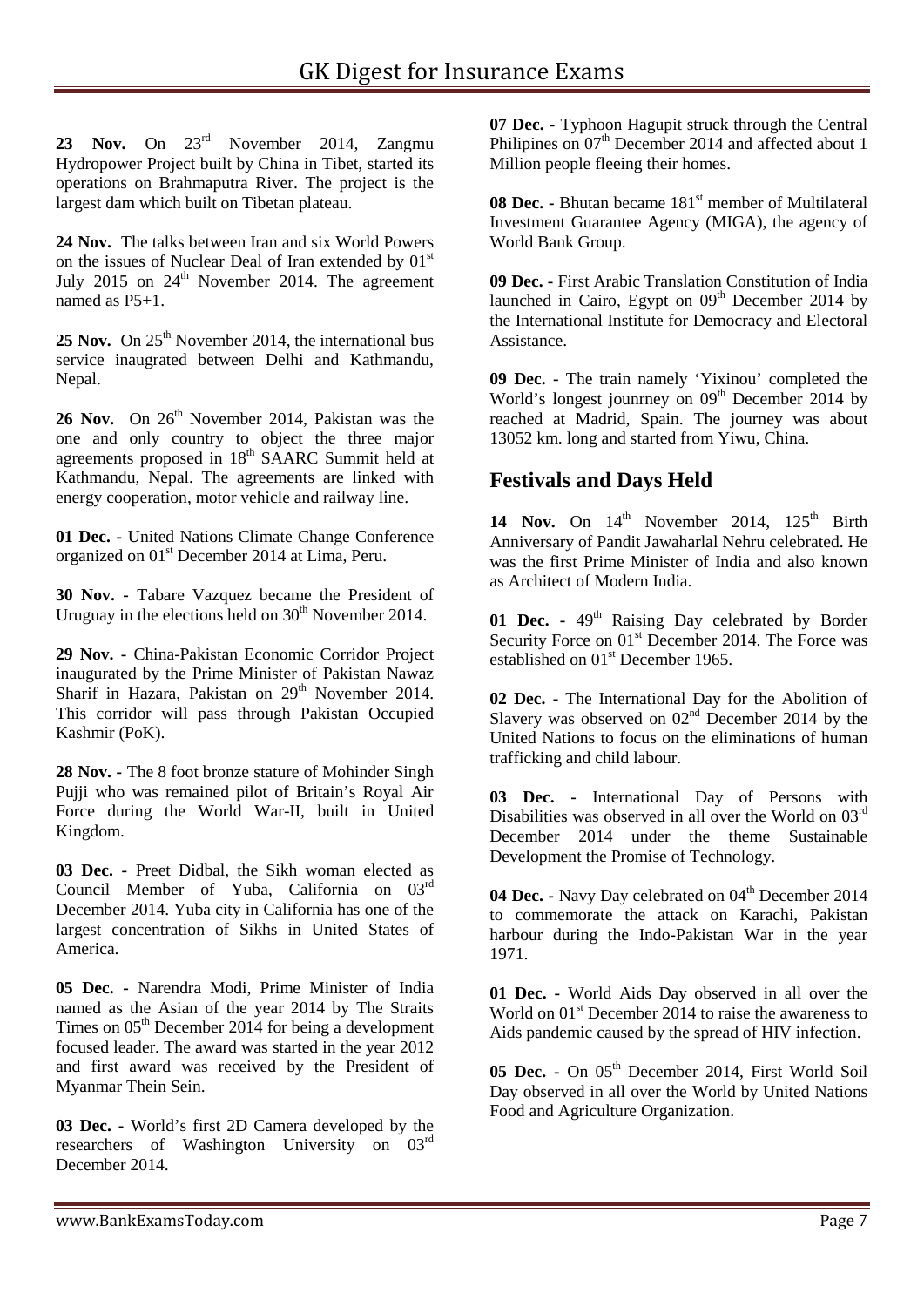**23 Nov.** On 23rd November 2014, Zangmu Hydropower Project built by China in Tibet, started its operations on Brahmaputra River. The project is the largest dam which built on Tibetan plateau.

**24 Nov.** The talks between Iran and six World Powers on the issues of Nuclear Deal of Iran extended by 01st July 2015 on 24th November 2014. The agreement named as P5+1.

**25 Nov.** On 25th November 2014, the international bus service inaugrated between Delhi and Kathmandu, Nepal.

**26 Nov.** On 26th November 2014, Pakistan was the one and only country to object the three major agreements proposed in 18th SAARC Summit held at Kathmandu, Nepal. The agreements are linked with energy cooperation, motor vehicle and railway line.

**01 Dec.** - United Nations Climate Change Conference organized on 01st December 2014 at Lima, Peru.

**30 Nov. -** Tabare Vazquez became the President of Uruguay in the elections held on 30th November 2014.

**29 Nov. -** China-Pakistan Economic Corridor Project inaugurated by the Prime Minister of Pakistan Nawaz Sharif in Hazara, Pakistan on 29th November 2014. This corridor will pass through Pakistan Occupied Kashmir (PoK).

**28 Nov. -** The 8 foot bronze stature of Mohinder Singh Pujji who was remained pilot of Britain's Royal Air Force during the World War-II, built in United Kingdom.

**03 Dec. -** Preet Didbal, the Sikh woman elected as Council Member of Yuba, California on 03rd December 2014. Yuba city in California has one of the largest concentration of Sikhs in United States of America.

**05 Dec. -** Narendra Modi, Prime Minister of India named as the Asian of the year 2014 by The Straits Times on 05th December 2014 for being a development focused leader. The award was started in the year 2012 and first award was received by the President of Myanmar Thein Sein.

**03 Dec. -** World's first 2D Camera developed by the researchers of Washington University on 03rd December 2014.

**07 Dec. -** Typhoon Hagupit struck through the Central Philipines on 07th December 2014 and affected about 1 Million people fleeing their homes.

**08 Dec. -** Bhutan became 181st member of Multilateral Investment Guarantee Agency (MIGA), the agency of World Bank Group.

**09 Dec. -** First Arabic Translation Constitution of India launched in Cairo, Egypt on 09th December 2014 by the International Institute for Democracy and Electoral Assistance.

**09 Dec. -** The train namely 'Yixinou' completed the World's longest jounrney on 09th December 2014 by reached at Madrid, Spain. The journey was about 13052 km. long and started from Yiwu, China.

## Festivals and Days Held

**14 Nov.** On 14th November 2014, 125th Birth Anniversary of Pandit Jawaharlal Nehru celebrated. He was the first Prime Minister of India and also known as Architect of Modern India.

**01 Dec. -** 49th Raising Day celebrated by Border Security Force on 01st December 2014. The Force was established on 01st December 1965.

**02 Dec. -** The International Day for the Abolition of Slavery was observed on 02nd December 2014 by the United Nations to focus on the eliminations of human trafficking and child labour.

**03 Dec. -** International Day of Persons with Disabilities was observed in all over the World on 03rd December 2014 under the theme Sustainable Development the Promise of Technology.

**04 Dec. -** Navy Day celebrated on 04th December 2014 to commemorate the attack on Karachi, Pakistan harbour during the Indo-Pakistan War in the year 1971.

**01 Dec. -** World Aids Day observed in all over the World on 01st December 2014 to raise the awareness to Aids pandemic caused by the spread of HIV infection.

**05 Dec. -** On 05th December 2014, First World Soil Day observed in all over the World by United Nations Food and Agriculture Organization.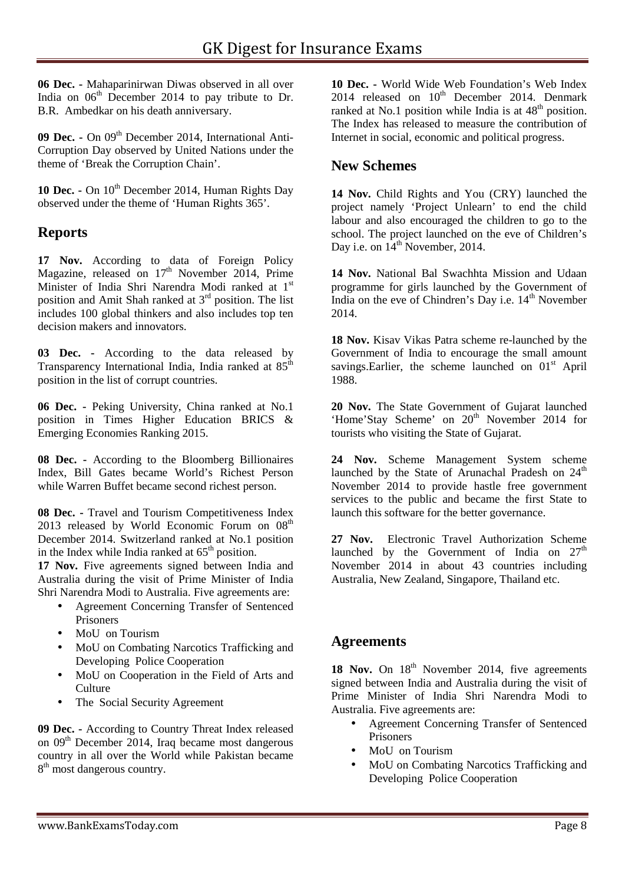**06 Dec. -** Mahaparinirwan Diwas observed in all over India on 06th December 2014 to pay tribute to Dr. B.R. Ambedkar on his death anniversary.

**09 Dec. -** On 09th December 2014, International Anti-Corruption Day observed by United Nations under the theme of 'Break the Corruption Chain'.

**10 Dec. -** On 10th December 2014, Human Rights Day observed under the theme of 'Human Rights 365'.

## Reports

**17 Nov.** According to data of Foreign Policy Magazine, released on 17th November 2014, Prime Minister of India Shri Narendra Modi ranked at 1st position and Amit Shah ranked at 3rd position. The list includes 100 global thinkers and also includes top ten decision makers and innovators.

**03 Dec. -** According to the data released by Transparency International India, India ranked at 85th position in the list of corrupt countries.

**06 Dec. -** Peking University, China ranked at No.1 position in Times Higher Education BRICS & Emerging Economies Ranking 2015.

**08 Dec. -** According to the Bloomberg Billionaires Index, Bill Gates became World's Richest Person while Warren Buffet became second richest person.

**08 Dec. -** Travel and Tourism Competitiveness Index 2013 released by World Economic Forum on 08th December 2014. Switzerland ranked at No.1 position in the Index while India ranked at 65th position.

**17 Nov.** Five agreements signed between India and Australia during the visit of Prime Minister of India Shri Narendra Modi to Australia. Five agreements are:

- Agreement Concerning Transfer of Sentenced Prisoners
- MoU on Tourism
- MoU on Combating Narcotics Trafficking and Developing Police Cooperation
- MoU on Cooperation in the Field of Arts and Culture
- The Social Security Agreement

**09 Dec. -** According to Country Threat Index released on 09th December 2014, Iraq became most dangerous country in all over the World while Pakistan became 8th most dangerous country.

**10 Dec. -** World Wide Web Foundation's Web Index 2014 released on 10th December 2014. Denmark ranked at No.1 position while India is at 48th position. The Index has released to measure the contribution of Internet in social, economic and political progress.

## New Schemes

**14 Nov.** Child Rights and You (CRY) launched the project namely 'Project Unlearn' to end the child labour and also encouraged the children to go to the school. The project launched on the eve of Children's Day i.e. on 14th November, 2014.

**14 Nov.** National Bal Swachhta Mission and Udaan programme for girls launched by the Government of India on the eve of Chindren's Day i.e. 14th November 2014.

**18 Nov.** Kisav Vikas Patra scheme re-launched by the Government of India to encourage the small amount savings.Earlier, the scheme launched on 01st April 1988.

**20 Nov.** The State Government of Gujarat launched 'Home'Stay Scheme' on 20th November 2014 for tourists who visiting the State of Gujarat.

**24 Nov.** Scheme Management System scheme launched by the State of Arunachal Pradesh on 24th November 2014 to provide hastle free government services to the public and became the first State to launch this software for the better governance.

**27 Nov.** Electronic Travel Authorization Scheme launched by the Government of India on 27th November 2014 in about 43 countries including Australia, New Zealand, Singapore, Thailand etc.

## Agreements

**18 Nov.** On 18th November 2014, five agreements signed between India and Australia during the visit of Prime Minister of India Shri Narendra Modi to Australia. Five agreements are:

- Agreement Concerning Transfer of Sentenced Prisoners
- MoU on Tourism
- MoU on Combating Narcotics Trafficking and Developing Police Cooperation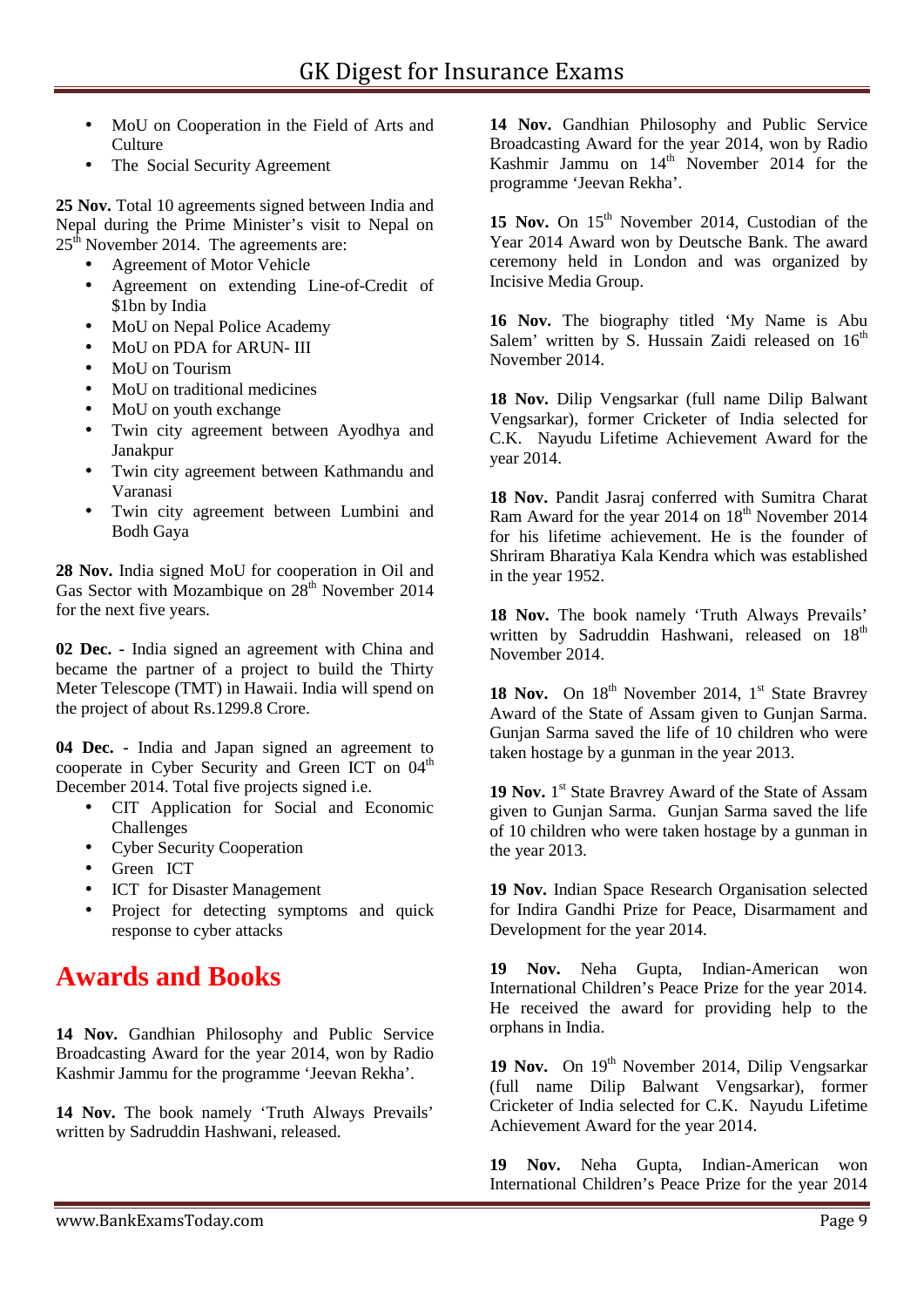- MoU on Cooperation in the Field of Arts and Culture
- The Social Security Agreement

**25 Nov.** Total 10 agreements signed between India and Nepal during the Prime Minister's visit to Nepal on 25th November 2014. The agreements are:

- Agreement of Motor Vehicle
- Agreement on extending Line-of-Credit of $1bn by India
- MoU on Nepal Police Academy
- MoU on PDA for ARUN- III
- MoU on Tourism
- MoU on traditional medicines
- MoU on youth exchange
- Twin city agreement between Ayodhya and Janakpur
- Twin city agreement between Kathmandu and Varanasi
- Twin city agreement between Lumbini and Bodh Gaya

**28 Nov.** India signed MoU for cooperation in Oil and Gas Sector with Mozambique on 28th November 2014 for the next five years.

**02 Dec. -** India signed an agreement with China and became the partner of a project to build the Thirty Meter Telescope (TMT) in Hawaii. India will spend on the project of about Rs.1299.8 Crore.

**04 Dec. -** India and Japan signed an agreement to cooperate in Cyber Security and Green ICT on 04th December 2014. Total five projects signed i.e.

- CIT Application for Social and Economic Challenges
- Cyber Security Cooperation
- Green ICT
- ICT for Disaster Management
- Project for detecting symptoms and quick response to cyber attacks

# Awards and Books

**14 Nov.** Gandhian Philosophy and Public Service Broadcasting Award for the year 2014, won by Radio Kashmir Jammu for the programme 'Jeevan Rekha'.

**14 Nov.** The book namely 'Truth Always Prevails' written by Sadruddin Hashwani, released.

**14 Nov.** Gandhian Philosophy and Public Service Broadcasting Award for the year 2014, won by Radio Kashmir Jammu on 14th November 2014 for the programme 'Jeevan Rekha'.

**15 Nov.** On 15th November 2014, Custodian of the Year 2014 Award won by Deutsche Bank. The award ceremony held in London and was organized by Incisive Media Group.

**16 Nov.** The biography titled 'My Name is Abu Salem' written by S. Hussain Zaidi released on 16th November 2014.

**18 Nov.** Dilip Vengsarkar (full name Dilip Balwant Vengsarkar), former Cricketer of India selected for C.K. Nayudu Lifetime Achievement Award for the year 2014.

**18 Nov.** Pandit Jasraj conferred with Sumitra Charat Ram Award for the year 2014 on 18th November 2014 for his lifetime achievement. He is the founder of Shriram Bharatiya Kala Kendra which was established in the year 1952.

**18 Nov.** The book namely 'Truth Always Prevails' written by Sadruddin Hashwani, released on 18th November 2014.

**18 Nov.** On 18th November 2014, 1st State Bravrey Award of the State of Assam given to Gunjan Sarma. Gunjan Sarma saved the life of 10 children who were taken hostage by a gunman in the year 2013.

**19 Nov.** 1st State Bravrey Award of the State of Assam given to Gunjan Sarma. Gunjan Sarma saved the life of 10 children who were taken hostage by a gunman in the year 2013.

**19 Nov.** Indian Space Research Organisation selected for Indira Gandhi Prize for Peace, Disarmament and Development for the year 2014.

**19 Nov.** Neha Gupta, Indian-American won International Children's Peace Prize for the year 2014. He received the award for providing help to the orphans in India.

**19 Nov.** On 19th November 2014, Dilip Vengsarkar (full name Dilip Balwant Vengsarkar), former Cricketer of India selected for C.K. Nayudu Lifetime Achievement Award for the year 2014.

**19 Nov.** Neha Gupta, Indian-American won International Children's Peace Prize for the year 2014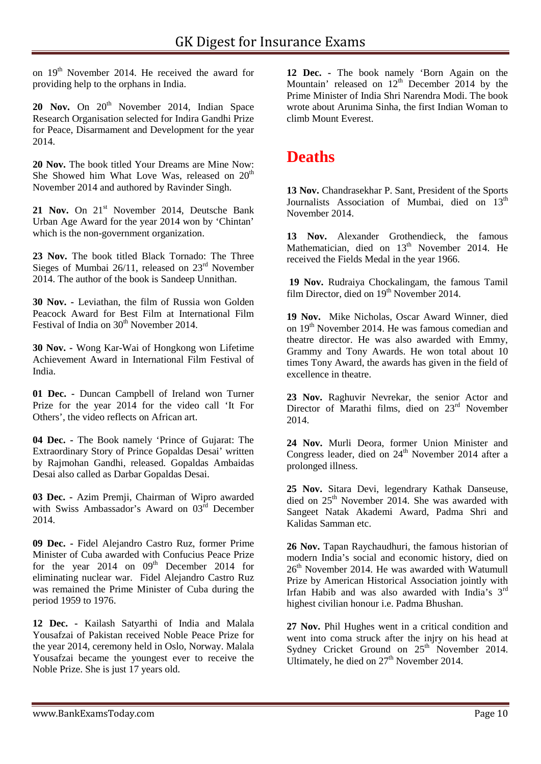on 19th November 2014. He received the award for providing help to the orphans in India.

**20 Nov.** On 20th November 2014, Indian Space Research Organisation selected for Indira Gandhi Prize for Peace, Disarmament and Development for the year 2014.

**20 Nov.** The book titled Your Dreams are Mine Now: She Showed him What Love Was, released on 20th November 2014 and authored by Ravinder Singh.

**21 Nov.** On 21st November 2014, Deutsche Bank Urban Age Award for the year 2014 won by 'Chintan' which is the non-government organization.

**23 Nov.** The book titled Black Tornado: The Three Sieges of Mumbai 26/11, released on 23rd November 2014. The author of the book is Sandeep Unnithan.

**30 Nov. -** Leviathan, the film of Russia won Golden Peacock Award for Best Film at International Film Festival of India on 30th November 2014.

**30 Nov. -** Wong Kar-Wai of Hongkong won Lifetime Achievement Award in International Film Festival of India.

**01 Dec. -** Duncan Campbell of Ireland won Turner Prize for the year 2014 for the video call 'It For Others', the video reflects on African art.

**04 Dec.** - The Book namely 'Prince of Gujarat: The Extraordinary Story of Prince Gopaldas Desai' written by Rajmohan Gandhi, released. Gopaldas Ambaidas Desai also called as Darbar Gopaldas Desai.

**03 Dec.** - Azim Premji, Chairman of Wipro awarded with Swiss Ambassador's Award on 03rd December 2014.

**09 Dec. -** Fidel Alejandro Castro Ruz, former Prime Minister of Cuba awarded with Confucius Peace Prize for the year 2014 on 09th December 2014 for eliminating nuclear war. Fidel Alejandro Castro Ruz was remained the Prime Minister of Cuba during the period 1959 to 1976.

**12 Dec. -** Kailash Satyarthi of India and Malala Yousafzai of Pakistan received Noble Peace Prize for the year 2014, ceremony held in Oslo, Norway. Malala Yousafzai became the youngest ever to receive the Noble Prize. She is just 17 years old.

**12 Dec. -** The book namely 'Born Again on the Mountain' released on 12th December 2014 by the Prime Minister of India Shri Narendra Modi. The book wrote about Arunima Sinha, the first Indian Woman to climb Mount Everest.

# Deaths

**13 Nov.** Chandrasekhar P. Sant, President of the Sports Journalists Association of Mumbai, died on 13th November 2014.

**13 Nov.** Alexander Grothendieck, the famous Mathematician, died on 13th November 2014. He received the Fields Medal in the year 1966.

**19 Nov.** Rudraiya Chockalingam, the famous Tamil film Director, died on 19th November 2014.

**19 Nov.** Mike Nicholas, Oscar Award Winner, died on 19th November 2014. He was famous comedian and theatre director. He was also awarded with Emmy, Grammy and Tony Awards. He won total about 10 times Tony Award, the awards has given in the field of excellence in theatre.

**23 Nov.** Raghuvir Nevrekar, the senior Actor and Director of Marathi films, died on 23rd November 2014.

**24 Nov.** Murli Deora, former Union Minister and Congress leader, died on 24th November 2014 after a prolonged illness.

**25 Nov.** Sitara Devi, legendrary Kathak Danseuse, died on 25th November 2014. She was awarded with Sangeet Natak Akademi Award, Padma Shri and Kalidas Samman etc.

**26 Nov.** Tapan Raychaudhuri, the famous historian of modern India's social and economic history, died on 26th November 2014. He was awarded with Watumull Prize by American Historical Association jointly with Irfan Habib and was also awarded with India's 3rd highest civilian honour i.e. Padma Bhushan.

**27 Nov.** Phil Hughes went in a critical condition and went into coma struck after the injry on his head at Sydney Cricket Ground on 25th November 2014. Ultimately, he died on 27th November 2014.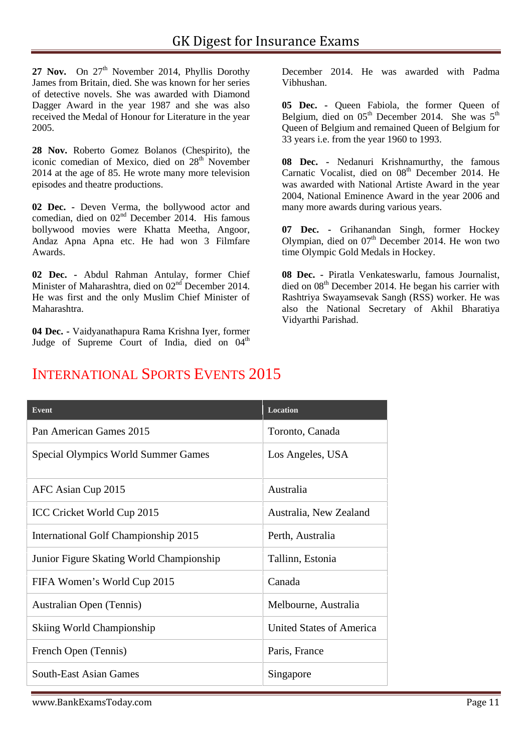**27 Nov.** On 27th November 2014, Phyllis Dorothy James from Britain, died. She was known for her series of detective novels. She was awarded with Diamond Dagger Award in the year 1987 and she was also received the Medal of Honour for Literature in the year 2005.

**28 Nov.** Roberto Gomez Bolanos (Chespirito), the iconic comedian of Mexico, died on 28th November 2014 at the age of 85. He wrote many more television episodes and theatre productions.

**02 Dec. -** Deven Verma, the bollywood actor and comedian, died on 02nd December 2014. His famous bollywood movies were Khatta Meetha, Angoor, Andaz Apna Apna etc. He had won 3 Filmfare Awards.

**02 Dec. -** Abdul Rahman Antulay, former Chief Minister of Maharashtra, died on 02nd December 2014. He was first and the only Muslim Chief Minister of Maharashtra.

**04 Dec. -** Vaidyanathapura Rama Krishna Iyer, former Judge of Supreme Court of India, died on 04th December 2014. He was awarded with Padma Vibhushan.

**05 Dec. -** Queen Fabiola, the former Queen of Belgium, died on 05th December 2014. She was 5th Queen of Belgium and remained Queen of Belgium for 33 years i.e. from the year 1960 to 1993.

**08 Dec. -** Nedanuri Krishnamurthy, the famous Carnatic Vocalist, died on 08th December 2014. He was awarded with National Artiste Award in the year 2004, National Eminence Award in the year 2006 and many more awards during various years.

**07 Dec. -** Grihanandan Singh, former Hockey Olympian, died on 07th December 2014. He won two time Olympic Gold Medals in Hockey.

**08 Dec. -** Piratla Venkateswarlu, famous Journalist, died on 08th December 2014. He began his carrier with Rashtriya Swayamsevak Sangh (RSS) worker. He was also the National Secretary of Akhil Bharatiya Vidyarthi Parishad.

## INTERNATIONAL SPORTS EVENTS 2015

| Event | Location |
|---|---|
| Pan American Games 2015 | Toronto, Canada |
| Special Olympics World Summer Games | Los Angeles, USA |
| AFC Asian Cup 2015 | Australia |
| ICC Cricket World Cup 2015 | Australia, New Zealand |
| International Golf Championship 2015 | Perth, Australia |
| Junior Figure Skating World Championship | Tallinn, Estonia |
| FIFA Women's World Cup 2015 | Canada |
| Australian Open (Tennis) | Melbourne, Australia |
| Skiing World Championship | United States of America |
| French Open (Tennis) | Paris, France |
| South-East Asian Games | Singapore |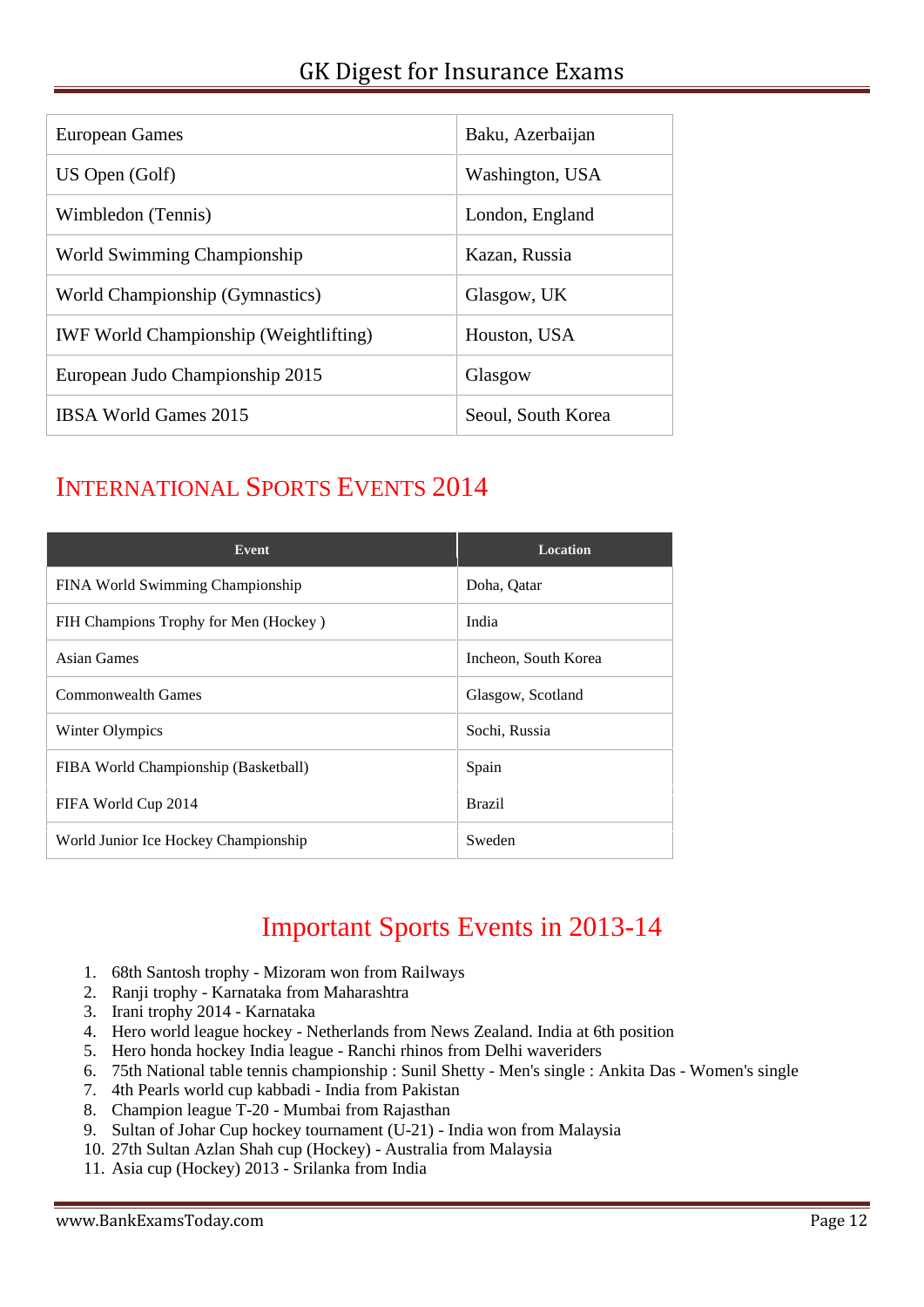| European Games | Baku, Azerbaijan |
|---|---|
| US Open (Golf) | Washington, USA |
| Wimbledon (Tennis) | London, England |
| World Swimming Championship | Kazan, Russia |
| World Championship (Gymnastics) | Glasgow, UK |
| IWF World Championship (Weightlifting) | Houston, USA |
| European Judo Championship 2015 | Glasgow |
| IBSA World Games 2015 | Seoul, South Korea |

## International Sports Events 2014

| Event | Location |
|---|---|
| FINA World Swimming Championship | Doha, Qatar |
| FIH Champions Trophy for Men (Hockey ) | India |
| Asian Games | Incheon, South Korea |
| Commonwealth Games | Glasgow, Scotland |
| Winter Olympics | Sochi, Russia |
| FIBA World Championship (Basketball) | Spain |
| FIFA World Cup 2014 | Brazil |
| World Junior Ice Hockey Championship | Sweden |

## Important Sports Events in 2013-14

1. 68th Santosh trophy - Mizoram won from Railways
2. Ranji trophy - Karnataka from Maharashtra
3. Irani trophy 2014 - Karnataka
4. Hero world league hockey - Netherlands from News Zealand. India at 6th position
5. Hero honda hockey India league - Ranchi rhinos from Delhi waveriders
6. 75th National table tennis championship : Sunil Shetty - Men's single : Ankita Das - Women's single
7. 4th Pearls world cup kabbadi - India from Pakistan
8. Champion league T-20 - Mumbai from Rajasthan
9. Sultan of Johar Cup hockey tournament (U-21) - India won from Malaysia
10. 27th Sultan Azlan Shah cup (Hockey) - Australia from Malaysia
11. Asia cup (Hockey) 2013 - Srilanka from India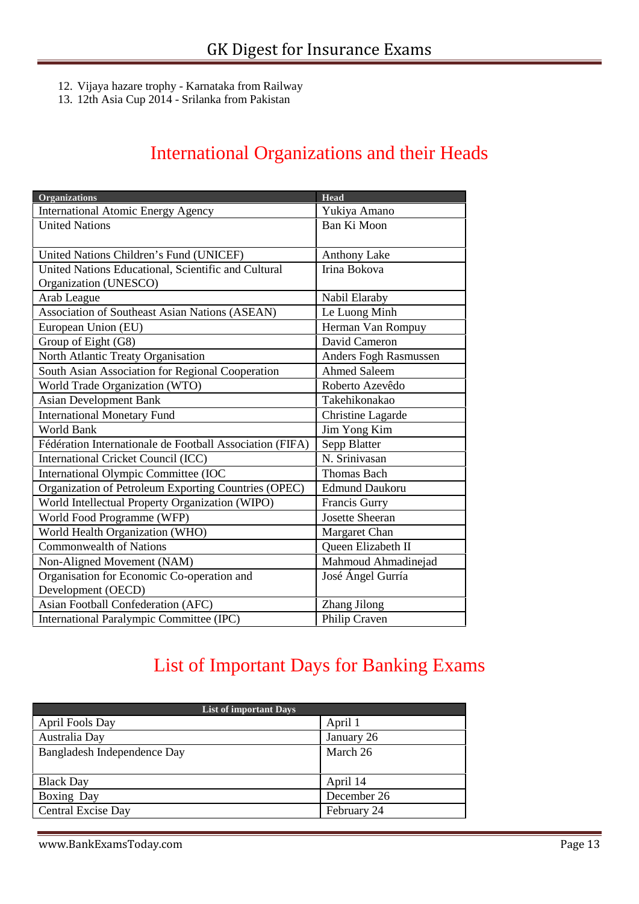12. Vijaya hazare trophy - Karnataka from Railway
13. 12th Asia Cup 2014 - Srilanka from Pakistan

# International Organizations and their Heads

| Organizations | Head |
|---|---|
| International Atomic Energy Agency | Yukiya Amano |
| United Nations | Ban Ki Moon |
| United Nations Children's Fund (UNICEF) | Anthony Lake |
| United Nations Educational, Scientific and Cultural Organization (UNESCO) | Irina Bokova |
| Arab League | Nabil Elaraby |
| Association of Southeast Asian Nations (ASEAN) | Le Luong Minh |
| European Union (EU) | Herman Van Rompuy |
| Group of Eight (G8) | David Cameron |
| North Atlantic Treaty Organisation | Anders Fogh Rasmussen |
| South Asian Association for Regional Cooperation | Ahmed Saleem |
| World Trade Organization (WTO) | Roberto Azevêdo |
| Asian Development Bank | Takehikonakao |
| International Monetary Fund | Christine Lagarde |
| World Bank | Jim Yong Kim |
| Fédération Internationale de Football Association (FIFA) | Sepp Blatter |
| International Cricket Council (ICC) | N. Srinivasan |
| International Olympic Committee (IOC | Thomas Bach |
| Organization of Petroleum Exporting Countries (OPEC) | Edmund Daukoru |
| World Intellectual Property Organization (WIPO) | Francis Gurry |
| World Food Programme (WFP) | Josette Sheeran |
| World Health Organization (WHO) | Margaret Chan |
| Commonwealth of Nations | Queen Elizabeth II |
| Non-Aligned Movement (NAM) | Mahmoud Ahmadinejad |
| Organisation for Economic Co-operation and Development (OECD) | José Ángel Gurría |
| Asian Football Confederation (AFC) | Zhang Jilong |
| International Paralympic Committee (IPC) | Philip Craven |

# List of Important Days for Banking Exams

| List of important Days | |
|---|---|
| April Fools Day | April 1 |
| Australia Day | January 26 |
| Bangladesh Independence Day | March 26 |
| Black Day | April 14 |
| Boxing Day | December 26 |
| Central Excise Day | February 24 |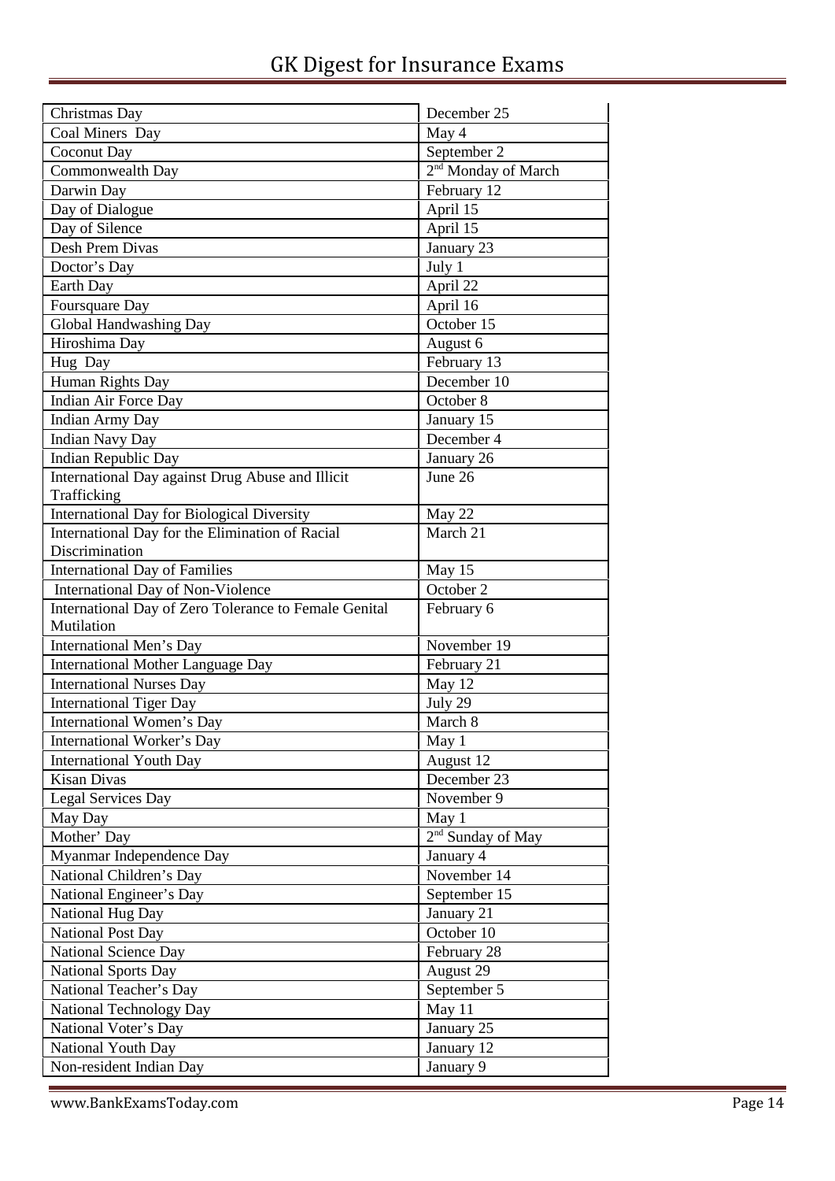| | |
|---|---|
| Christmas Day | December 25 |
| Coal Miners Day | May 4 |
| Coconut Day | September 2 |
| Commonwealth Day | 2nd Monday of March |
| Darwin Day | February 12 |
| Day of Dialogue | April 15 |
| Day of Silence | April 15 |
| Desh Prem Divas | January 23 |
| Doctor's Day | July 1 |
| Earth Day | April 22 |
| Foursquare Day | April 16 |
| Global Handwashing Day | October 15 |
| Hiroshima Day | August 6 |
| Hug Day | February 13 |
| Human Rights Day | December 10 |
| Indian Air Force Day | October 8 |
| Indian Army Day | January 15 |
| Indian Navy Day | December 4 |
| Indian Republic Day | January 26 |
| International Day against Drug Abuse and Illicit Trafficking | June 26 |
| International Day for Biological Diversity | May 22 |
| International Day for the Elimination of Racial Discrimination | March 21 |
| International Day of Families | May 15 |
| International Day of Non-Violence | October 2 |
| International Day of Zero Tolerance to Female Genital Mutilation | February 6 |
| International Men's Day | November 19 |
| International Mother Language Day | February 21 |
| International Nurses Day | May 12 |
| International Tiger Day | July 29 |
| International Women's Day | March 8 |
| International Worker's Day | May 1 |
| International Youth Day | August 12 |
| Kisan Divas | December 23 |
| Legal Services Day | November 9 |
| May Day | May 1 |
| Mother' Day | 2nd Sunday of May |
| Myanmar Independence Day | January 4 |
| National Children's Day | November 14 |
| National Engineer's Day | September 15 |
| National Hug Day | January 21 |
| National Post Day | October 10 |
| National Science Day | February 28 |
| National Sports Day | August 29 |
| National Teacher's Day | September 5 |
| National Technology Day | May 11 |
| National Voter's Day | January 25 |
| National Youth Day | January 12 |
| Non-resident Indian Day | January 9 |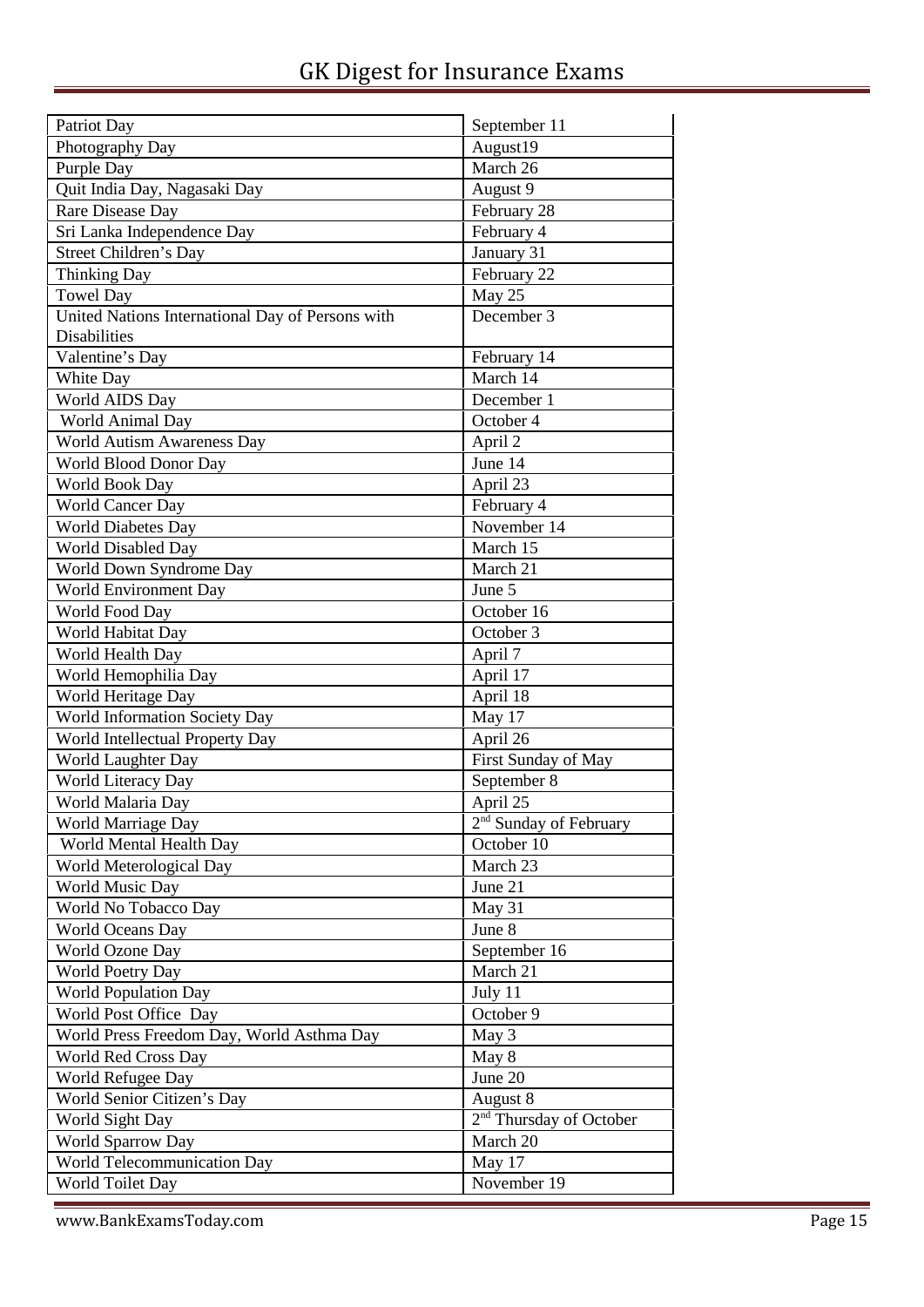| Patriot Day | September 11 |
|---|---|
| Photography Day | August19 |
| Purple Day | March 26 |
| Quit India Day, Nagasaki Day | August 9 |
| Rare Disease Day | February 28 |
| Sri Lanka Independence Day | February 4 |
| Street Children's Day | January 31 |
| Thinking Day | February 22 |
| Towel Day | May 25 |
| United Nations International Day of Persons with Disabilities | December 3 |
| Valentine's Day | February 14 |
| White Day | March 14 |
| World AIDS Day | December 1 |
| World Animal Day | October 4 |
| World Autism Awareness Day | April 2 |
| World Blood Donor Day | June 14 |
| World Book Day | April 23 |
| World Cancer Day | February 4 |
| World Diabetes Day | November 14 |
| World Disabled Day | March 15 |
| World Down Syndrome Day | March 21 |
| World Environment Day | June 5 |
| World Food Day | October 16 |
| World Habitat Day | October 3 |
| World Health Day | April 7 |
| World Hemophilia Day | April 17 |
| World Heritage Day | April 18 |
| World Information Society Day | May 17 |
| World Intellectual Property Day | April 26 |
| World Laughter Day | First Sunday of May |
| World Literacy Day | September 8 |
| World Malaria Day | April 25 |
| World Marriage Day | 2nd Sunday of February |
| World Mental Health Day | October 10 |
| World Meterological Day | March 23 |
| World Music Day | June 21 |
| World No Tobacco Day | May 31 |
| World Oceans Day | June 8 |
| World Ozone Day | September 16 |
| World Poetry Day | March 21 |
| World Population Day | July 11 |
| World Post Office Day | October 9 |
| World Press Freedom Day, World Asthma Day | May 3 |
| World Red Cross Day | May 8 |
| World Refugee Day | June 20 |
| World Senior Citizen's Day | August 8 |
| World Sight Day | 2nd Thursday of October |
| World Sparrow Day | March 20 |
| World Telecommunication Day | May 17 |
| World Toilet Day | November 19 |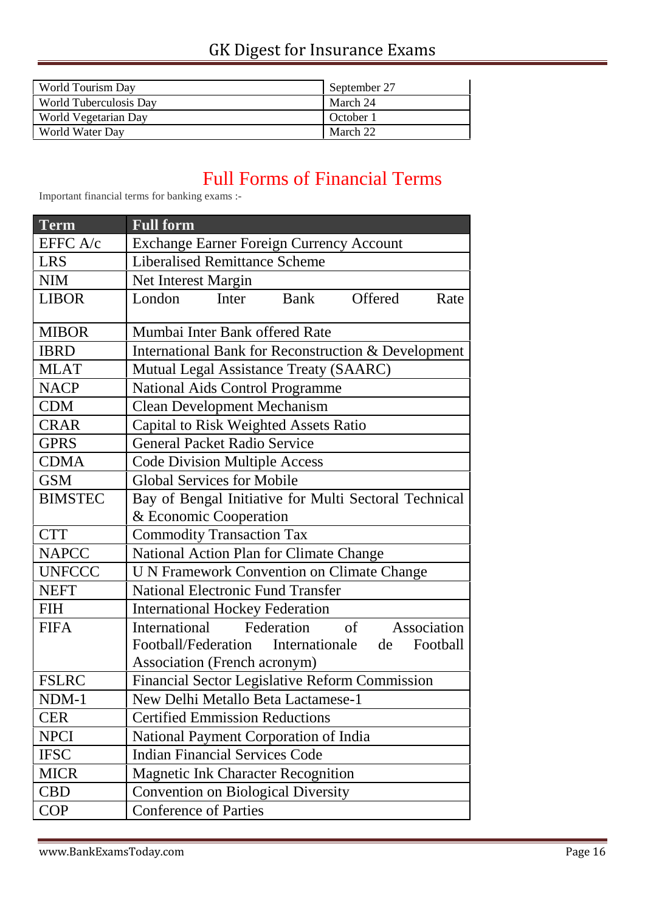| World Tourism Day | September 27 |
|---|---|
| World Tuberculosis Day | March 24 |
| World Vegetarian Day | October 1 |
| World Water Day | March 22 |

# Full Forms of Financial Terms

Important financial terms for banking exams :-

| Term | Full form |
|---|---|
| EFFC A/c | Exchange Earner Foreign Currency Account |
| LRS | Liberalised Remittance Scheme |
| NIM | Net Interest Margin |
| LIBOR | London Inter Bank Offered Rate |
| MIBOR | Mumbai Inter Bank offered Rate |
| IBRD | International Bank for Reconstruction & Development |
| MLAT | Mutual Legal Assistance Treaty (SAARC) |
| NACP | National Aids Control Programme |
| CDM | Clean Development Mechanism |
| CRAR | Capital to Risk Weighted Assets Ratio |
| GPRS | General Packet Radio Service |
| CDMA | Code Division Multiple Access |
| GSM | Global Services for Mobile |
| BIMSTEC | Bay of Bengal Initiative for Multi Sectoral Technical & Economic Cooperation |
| CTT | Commodity Transaction Tax |
| NAPCC | National Action Plan for Climate Change |
| UNFCCC | U N Framework Convention on Climate Change |
| NEFT | National Electronic Fund Transfer |
| FIH | International Hockey Federation |
| FIFA | International Federation of Association Football/Federation Internationale de Football Association (French acronym) |
| FSLRC | Financial Sector Legislative Reform Commission |
| NDM-1 | New Delhi Metallo Beta Lactamese-1 |
| CER | Certified Emmission Reductions |
| NPCI | National Payment Corporation of India |
| IFSC | Indian Financial Services Code |
| MICR | Magnetic Ink Character Recognition |
| CBD | Convention on Biological Diversity |
| COP | Conference of Parties |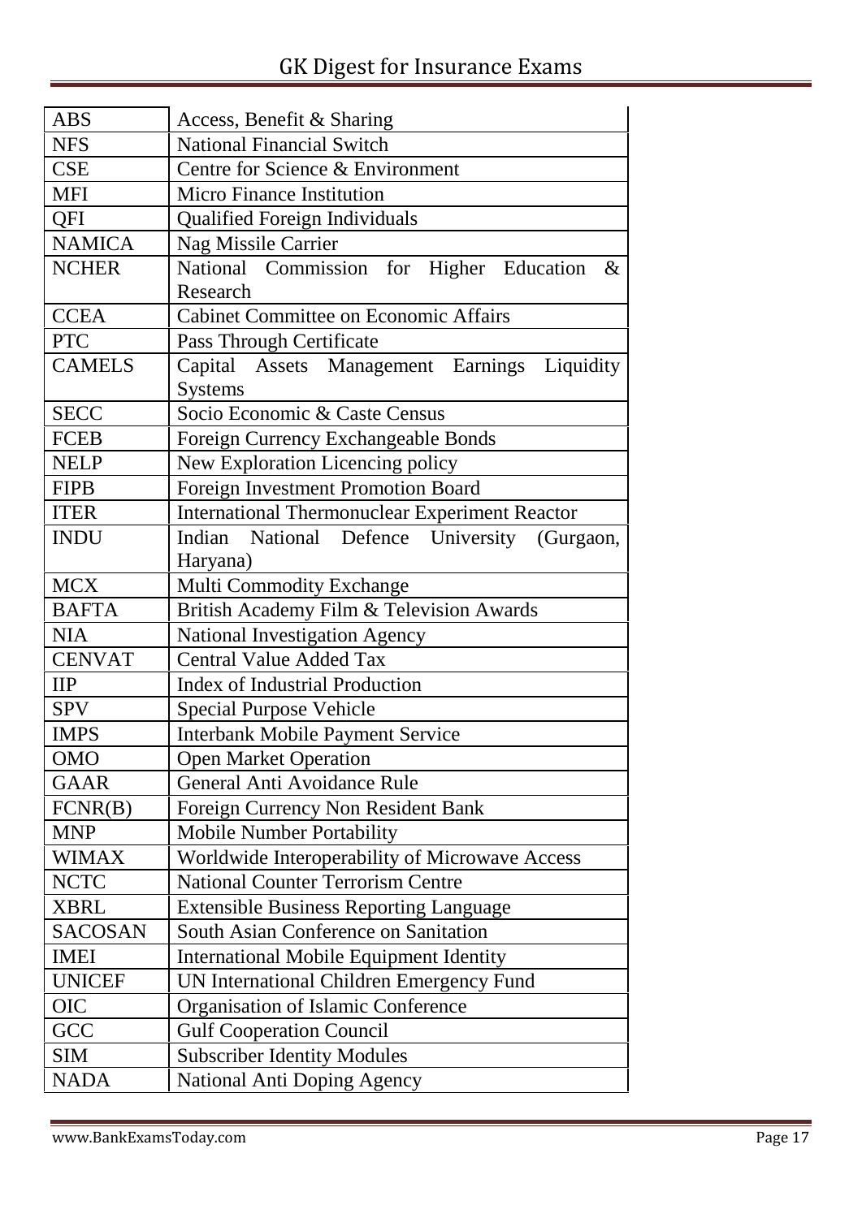| ABS | Access, Benefit & Sharing |
|---|---|
| NFS | National Financial Switch |
| CSE | Centre for Science & Environment |
| MFI | Micro Finance Institution |
| QFI | Qualified Foreign Individuals |
| NAMICA | Nag Missile Carrier |
| NCHER | National Commission for Higher Education & Research |
| CCEA | Cabinet Committee on Economic Affairs |
| PTC | Pass Through Certificate |
| CAMELS | Capital Assets Management Earnings Liquidity Systems |
| SECC | Socio Economic & Caste Census |
| FCEB | Foreign Currency Exchangeable Bonds |
| NELP | New Exploration Licencing policy |
| FIPB | Foreign Investment Promotion Board |
| ITER | International Thermonuclear Experiment Reactor |
| INDU | Indian National Defence University (Gurgaon, Haryana) |
| MCX | Multi Commodity Exchange |
| BAFTA | British Academy Film & Television Awards |
| NIA | National Investigation Agency |
| CENVAT | Central Value Added Tax |
| IIP | Index of Industrial Production |
| SPV | Special Purpose Vehicle |
| IMPS | Interbank Mobile Payment Service |
| OMO | Open Market Operation |
| GAAR | General Anti Avoidance Rule |
| FCNR(B) | Foreign Currency Non Resident Bank |
| MNP | Mobile Number Portability |
| WIMAX | Worldwide Interoperability of Microwave Access |
| NCTC | National Counter Terrorism Centre |
| XBRL | Extensible Business Reporting Language |
| SACOSAN | South Asian Conference on Sanitation |
| IMEI | International Mobile Equipment Identity |
| UNICEF | UN International Children Emergency Fund |
| OIC | Organisation of Islamic Conference |
| GCC | Gulf Cooperation Council |
| SIM | Subscriber Identity Modules |
| NADA | National Anti Doping Agency |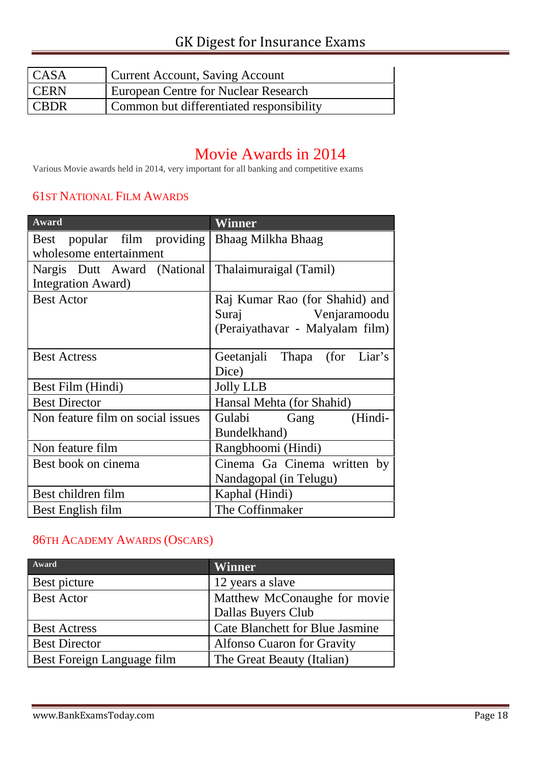| CASA | Current Account, Saving Account |
|---|---|
| CERN | European Centre for Nuclear Research |
| CBDR | Common but differentiated responsibility |

# Movie Awards in 2014

Various Movie awards held in 2014, very important for all banking and competitive exams

## 61st National Film Awards

| Award | Winner |
|---|---|
| Best popular film providing wholesome entertainment | Bhaag Milkha Bhaag |
| Nargis Dutt Award (National Integration Award) | Thalaimuraigal (Tamil) |
| Best Actor | Raj Kumar Rao (for Shahid) and Suraj Venjaramoodu (Peraiyathavar - Malyalam film) |
| Best Actress | Geetanjali Thapa (for Liar's Dice) |
| Best Film (Hindi) | Jolly LLB |
| Best Director | Hansal Mehta (for Shahid) |
| Non feature film on social issues | Gulabi Gang (Hindi-Bundelkhand) |
| Non feature film | Rangbhoomi (Hindi) |
| Best book on cinema | Cinema Ga Cinema written by Nandagopal (in Telugu) |
| Best children film | Kaphal (Hindi) |
| Best English film | The Coffinmaker |

## 86th Academy Awards (Oscars)

| Award | Winner |
|---|---|
| Best picture | 12 years a slave |
| Best Actor | Matthew McConaughe for movie Dallas Buyers Club |
| Best Actress | Cate Blanchett for Blue Jasmine |
| Best Director | Alfonso Cuaron for Gravity |
| Best Foreign Language film | The Great Beauty (Italian) |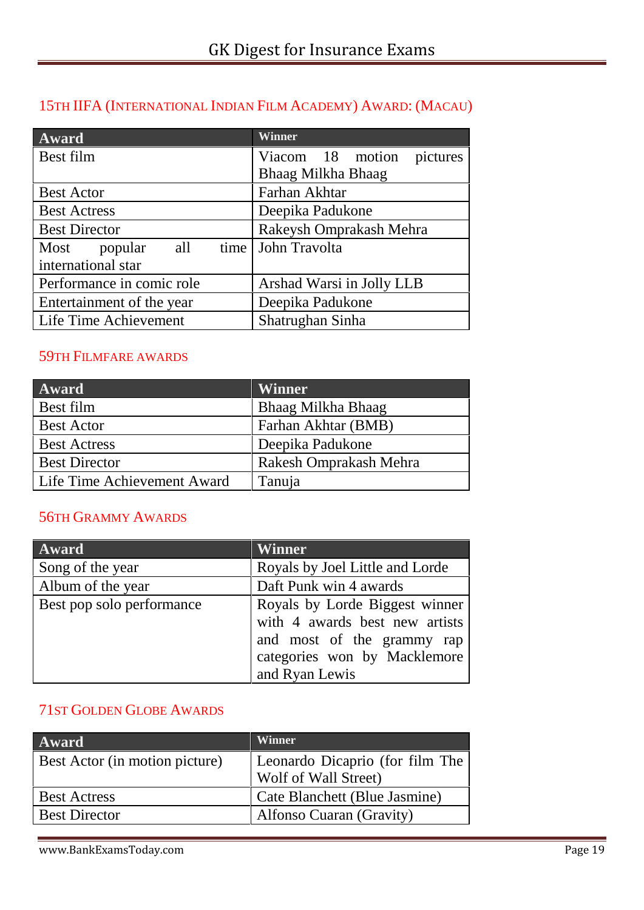## 15TH IIFA (INTERNATIONAL INDIAN FILM ACADEMY) AWARD: (MACAU)

| Award | Winner |
|---|---|
| Best film | Viacom 18 motion pictures Bhaag Milkha Bhaag |
| Best Actor | Farhan Akhtar |
| Best Actress | Deepika Padukone |
| Best Director | Rakeysh Omprakash Mehra |
| Most popular all time international star | John Travolta |
| Performance in comic role | Arshad Warsi in Jolly LLB |
| Entertainment of the year | Deepika Padukone |
| Life Time Achievement | Shatrughan Sinha |

## 59TH FILMFARE AWARDS

| Award | Winner |
|---|---|
| Best film | Bhaag Milkha Bhaag |
| Best Actor | Farhan Akhtar (BMB) |
| Best Actress | Deepika Padukone |
| Best Director | Rakesh Omprakash Mehra |
| Life Time Achievement Award | Tanuja |

## 56TH GRAMMY AWARDS

| Award | Winner |
|---|---|
| Song of the year | Royals by Joel Little and Lorde |
| Album of the year | Daft Punk win 4 awards |
| Best pop solo performance | Royals by Lorde Biggest winner with 4 awards best new artists and most of the grammy rap categories won by Macklemore and Ryan Lewis |

## 71ST GOLDEN GLOBE AWARDS

| Award | Winner |
|---|---|
| Best Actor (in motion picture) | Leonardo Dicaprio (for film The Wolf of Wall Street) |
| Best Actress | Cate Blanchett (Blue Jasmine) |
| Best Director | Alfonso Cuaran (Gravity) |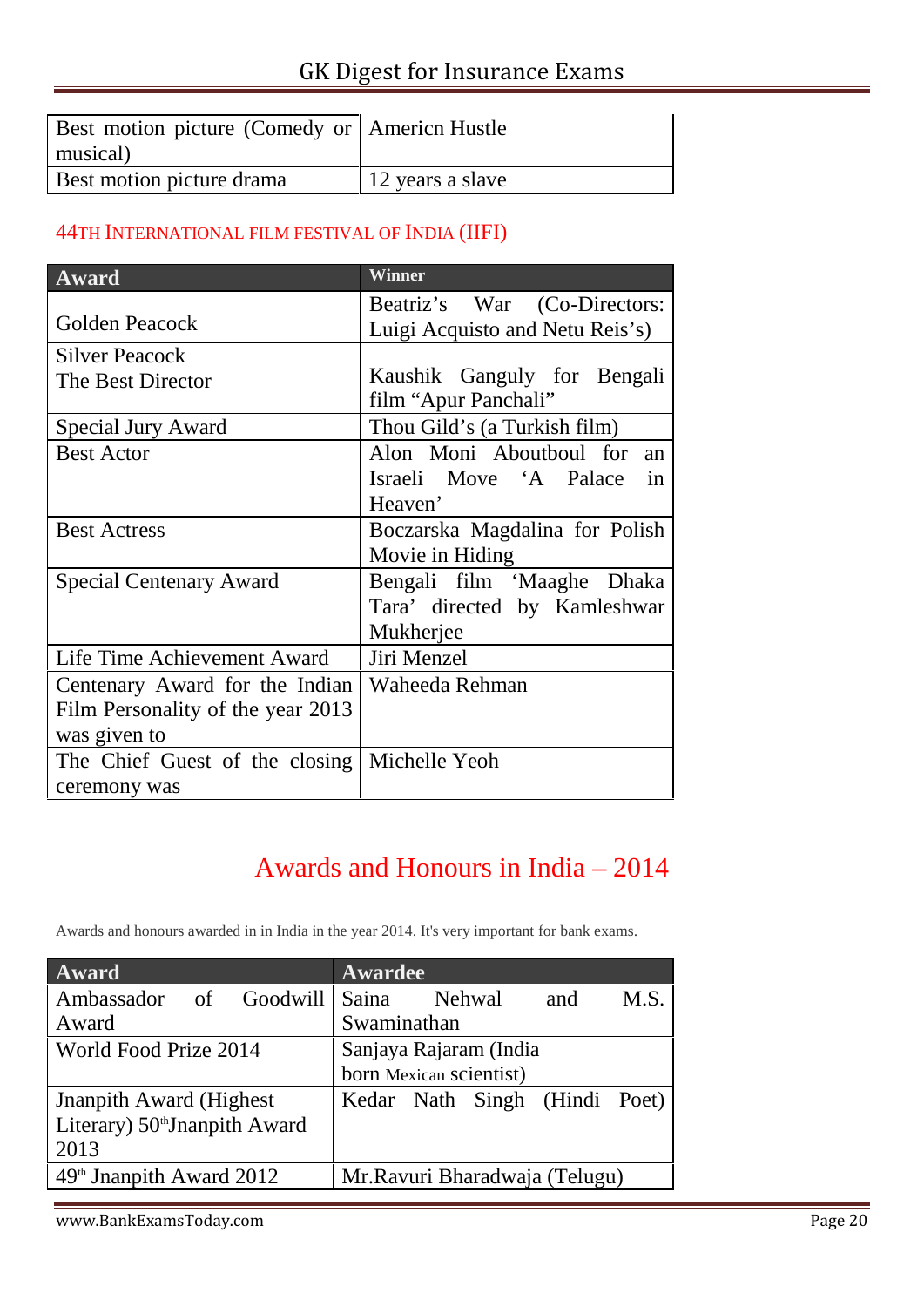| Best motion picture (Comedy or musical) | Americn Hustle |
|---|---|
| Best motion picture drama | 12 years a slave |

### 44TH INTERNATIONAL FILM FESTIVAL OF INDIA (IIFI)

| Award | Winner |
|---|---|
| Golden Peacock | Beatriz's War (Co-Directors: Luigi Acquisto and Netu Reis's) |
| Silver Peacock The Best Director | Kaushik Ganguly for Bengali film "Apur Panchali" |
| Special Jury Award | Thou Gild's (a Turkish film) |
| Best Actor | Alon Moni Aboutboul for an Israeli Move 'A Palace in Heaven' |
| Best Actress | Boczarska Magdalina for Polish Movie in Hiding |
| Special Centenary Award | Bengali film 'Maaghe Dhaka Tara' directed by Kamleshwar Mukherjee |
| Life Time Achievement Award | Jiri Menzel |
| Centenary Award for the Indian Film Personality of the year 2013 was given to | Waheeda Rehman |
| The Chief Guest of the closing ceremony was | Michelle Yeoh |

## Awards and Honours in India – 2014

Awards and honours awarded in in India in the year 2014. It's very important for bank exams.

| Award | Awardee |
|---|---|
| Ambassador of Goodwill Award | Saina Nehwal and M.S. Swaminathan |
| World Food Prize 2014 | Sanjaya Rajaram (India born Mexican scientist) |
| Jnanpith Award (Highest Literary) 50th Jnanpith Award 2013 | Kedar Nath Singh (Hindi Poet) |
| 49th Jnanpith Award 2012 | Mr.Ravuri Bharadwaja (Telugu) |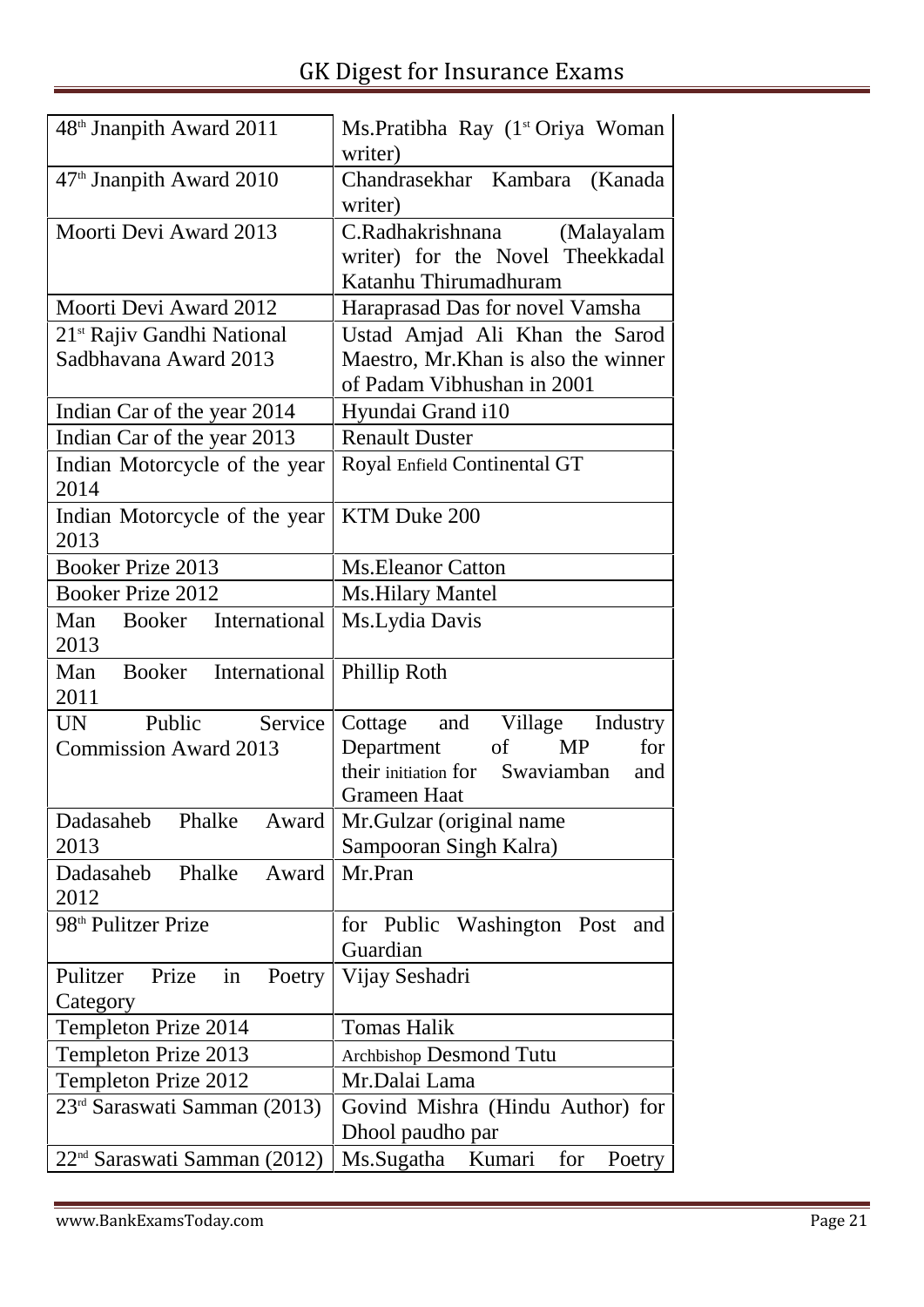| 48th Jnanpith Award 2011 | Ms.Pratibha Ray (1st Oriya Woman writer) |
|---|---|
| 47th Jnanpith Award 2010 | Chandrasekhar Kambara (Kanada writer) |
| Moorti Devi Award 2013 | C.Radhakrishnana (Malayalam writer) for the Novel Theekkadal Katanhu Thirumadhuram |
| Moorti Devi Award 2012 | Haraprasad Das for novel Vamsha |
| 21st Rajiv Gandhi National Sadbhavana Award 2013 | Ustad Amjad Ali Khan the Sarod Maestro, Mr.Khan is also the winner of Padam Vibhushan in 2001 |
| Indian Car of the year 2014 | Hyundai Grand i10 |
| Indian Car of the year 2013 | Renault Duster |
| Indian Motorcycle of the year 2014 | Royal Enfield Continental GT |
| Indian Motorcycle of the year 2013 | KTM Duke 200 |
| Booker Prize 2013 | Ms.Eleanor Catton |
| Booker Prize 2012 | Ms.Hilary Mantel |
| Man Booker International 2013 | Ms.Lydia Davis |
| Man Booker International 2011 | Phillip Roth |
| UN Public Service Commission Award 2013 | Cottage and Village Industry Department of MP for their initiation for Swaviamban and Grameen Haat |
| Dadasaheb Phalke Award 2013 | Mr.Gulzar (original name Sampooran Singh Kalra) |
| Dadasaheb Phalke Award 2012 | Mr.Pran |
| 98th Pulitzer Prize | for Public Washington Post and Guardian |
| Pulitzer Prize in Poetry Category | Vijay Seshadri |
| Templeton Prize 2014 | Tomas Halik |
| Templeton Prize 2013 | Archbishop Desmond Tutu |
| Templeton Prize 2012 | Mr.Dalai Lama |
| 23rd Saraswati Samman (2013) | Govind Mishra (Hindu Author) for Dhool paudho par |
| 22nd Saraswati Samman (2012) | Ms.Sugatha Kumari for Poetry |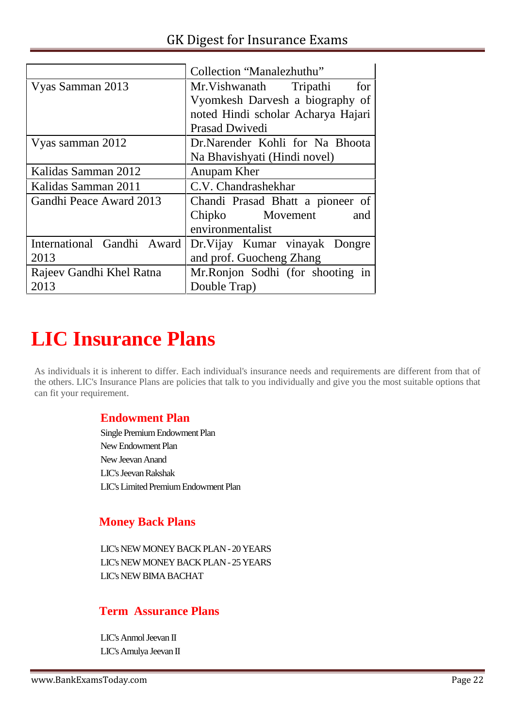| | Collection “Manalezhuthu” |
|---|---|
| Vyas Samman 2013 | Mr.Vishwanath Tripathi for Vyomkesh Darvesh a biography of noted Hindi scholar Acharya Hajari Prasad Dwivedi |
| Vyas samman 2012 | Dr.Narender Kohli for Na Bhoota Na Bhavishyati (Hindi novel) |
| Kalidas Samman 2012 | Anupam Kher |
| Kalidas Samman 2011 | C.V. Chandrashekhar |
| Gandhi Peace Award 2013 | Chandi Prasad Bhatt a pioneer of Chipko Movement and environmentalist |
| International Gandhi Award 2013 | Dr.Vijay Kumar vinayak Dongre and prof. Guocheng Zhang |
| Rajeev Gandhi Khel Ratna 2013 | Mr.Ronjon Sodhi (for shooting in Double Trap) |

# LIC Insurance Plans

As individuals it is inherent to differ. Each individual's insurance needs and requirements are different from that of the others. LIC's Insurance Plans are policies that talk to you individually and give you the most suitable options that can fit your requirement.

### Endowment Plan

Single Premium Endowment Plan
New Endowment Plan
New Jeevan Anand
LIC's Jeevan Rakshak
LIC's Limited Premium Endowment Plan

### Money Back Plans

LIC's NEW MONEY BACK PLAN - 20 YEARS
LIC's NEW MONEY BACK PLAN - 25 YEARS
LIC's NEW BIMA BACHAT

### Term Assurance Plans

LIC's Anmol Jeevan II
LIC's Amulya Jeevan II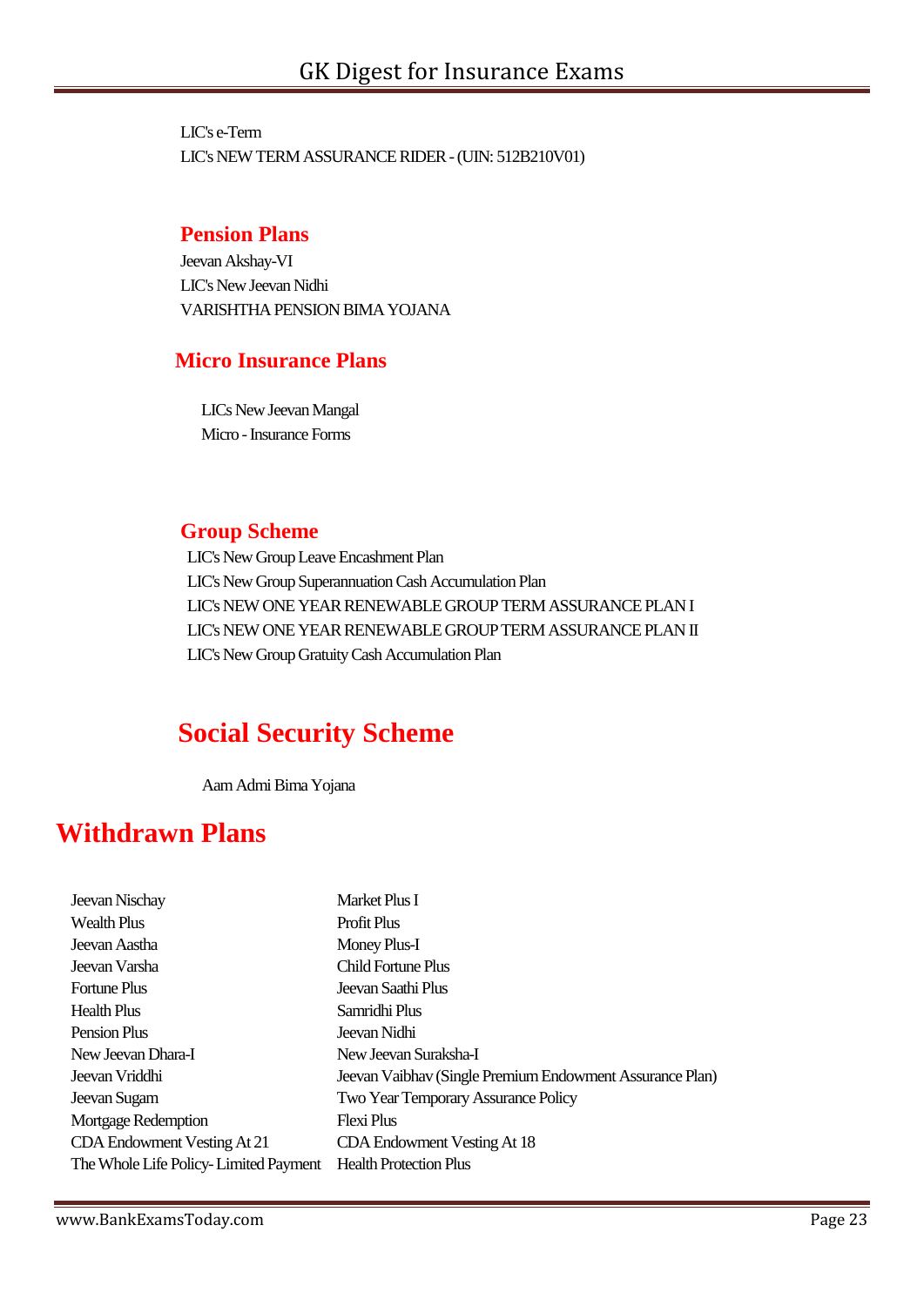LIC's e-Term

LIC's NEW TERM ASSURANCE RIDER - (UIN: 512B210V01)

### Pension Plans

Jeevan Akshay-VI

LIC's New Jeevan Nidhi

VARISHTHA PENSION BIMA YOJANA

### Micro Insurance Plans

LICs New Jeevan Mangal

Micro - Insurance Forms

### Group Scheme

LIC's New Group Leave Encashment Plan

LIC's New Group Superannuation Cash Accumulation Plan

LIC's NEW ONE YEAR RENEWABLE GROUP TERM ASSURANCE PLAN I

LIC's NEW ONE YEAR RENEWABLE GROUP TERM ASSURANCE PLAN II

LIC's New Group Gratuity Cash Accumulation Plan

## Social Security Scheme

Aam Admi Bima Yojana

# Withdrawn Plans

Jeevan Nischay

Wealth Plus

Jeevan Aastha

Jeevan Varsha

Fortune Plus

Health Plus

Pension Plus

New Jeevan Dhara-I

Jeevan Vriddhi

Jeevan Sugam

Mortgage Redemption

CDA Endowment Vesting At 21

The Whole Life Policy- Limited Payment

Market Plus I

Profit Plus

Money Plus-I

Child Fortune Plus

Jeevan Saathi Plus

Samridhi Plus

Jeevan Nidhi

New Jeevan Suraksha-I

Jeevan Vaibhav (Single Premium Endowment Assurance Plan)

Two Year Temporary Assurance Policy

Flexi Plus

CDA Endowment Vesting At 18

Health Protection Plus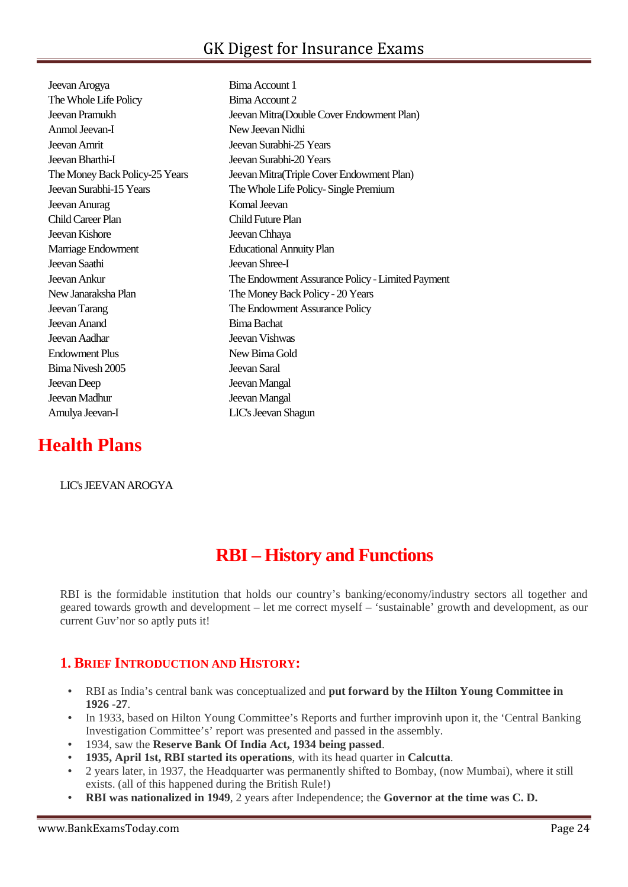Jeevan Arogya
The Whole Life Policy
Jeevan Pramukh
Anmol Jeevan-I
Jeevan Amrit
Jeevan Bharthi-I
The Money Back Policy-25 Years
Jeevan Surabhi-15 Years
Jeevan Anurag
Child Career Plan
Jeevan Kishore
Marriage Endowment
Jeevan Saathi
Jeevan Ankur
New Janaraksha Plan
Jeevan Tarang
Jeevan Anand
Jeevan Aadhar
Endowment Plus
Bima Nivesh 2005
Jeevan Deep
Jeevan Madhur
Amulya Jeevan-I
Bima Account 1
Bima Account 2
Jeevan Mitra(Double Cover Endowment Plan)
New Jeevan Nidhi
Jeevan Surabhi-25 Years
Jeevan Surabhi-20 Years
Jeevan Mitra(Triple Cover Endowment Plan)
The Whole Life Policy- Single Premium
Komal Jeevan
Child Future Plan
Jeevan Chhaya
Educational Annuity Plan
Jeevan Shree-I
The Endowment Assurance Policy - Limited Payment
The Money Back Policy - 20 Years
The Endowment Assurance Policy
Bima Bachat
Jeevan Vishwas
New Bima Gold
Jeevan Saral
Jeevan Mangal
Jeevan Mangal
LIC's Jeevan Shagun

# Health Plans

LIC's JEEVAN AROGYA

# RBI – History and Functions

RBI is the formidable institution that holds our country's banking/economy/industry sectors all together and geared towards growth and development – let me correct myself – 'sustainable' growth and development, as our current Guv'nor so aptly puts it!

## 1. Brief Introduction and History:

- RBI as India's central bank was conceptualized and **put forward by the Hilton Young Committee in 1926 -27**.
- In 1933, based on Hilton Young Committee's Reports and further improvinh upon it, the 'Central Banking Investigation Committee's' report was presented and passed in the assembly.
- 1934, saw the **Reserve Bank Of India Act, 1934 being passed**.
- **1935, April 1st, RBI started its operations**, with its head quarter in **Calcutta**.
- 2 years later, in 1937, the Headquarter was permanently shifted to Bombay, (now Mumbai), where it still exists. (all of this happened during the British Rule!)
- **RBI was nationalized in 1949**, 2 years after Independence; the **Governor at the time was C. D.**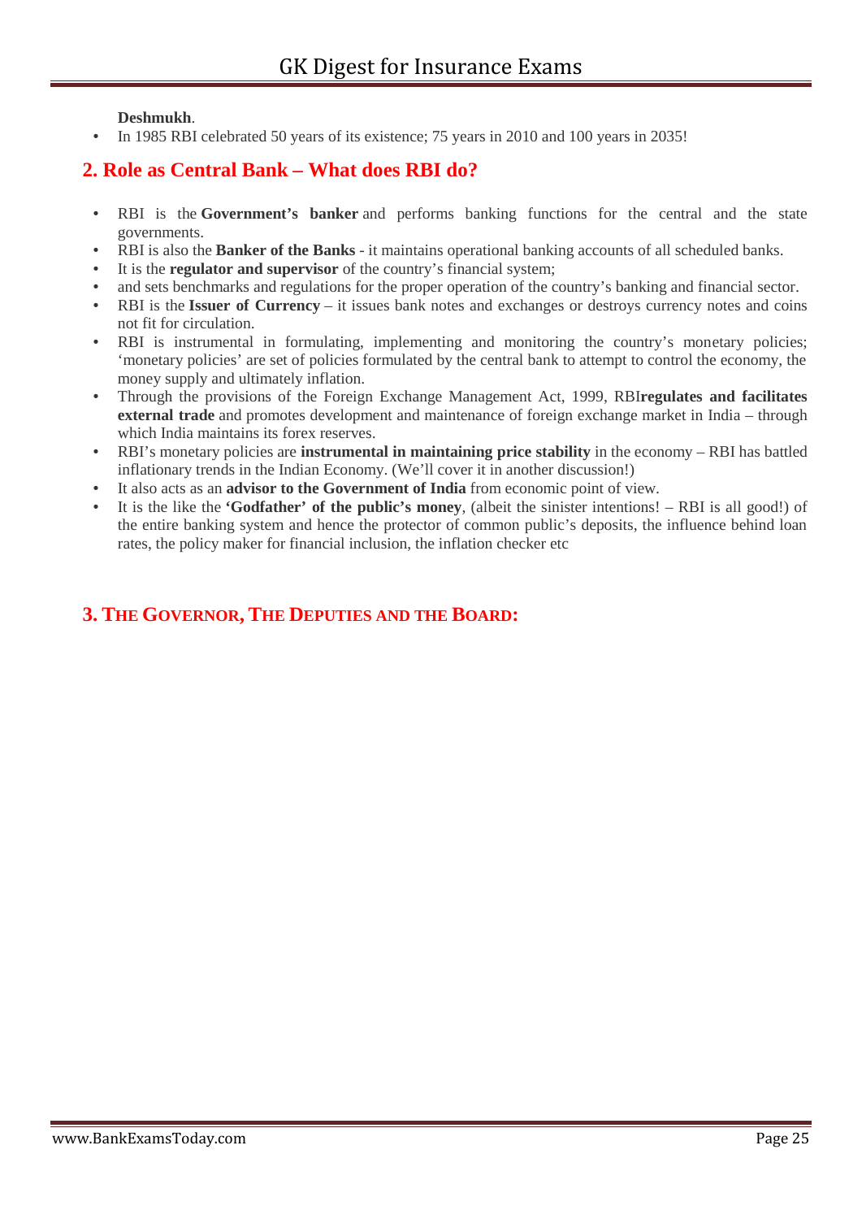**Deshmukh**.

- In 1985 RBI celebrated 50 years of its existence; 75 years in 2010 and 100 years in 2035!

## 2. Role as Central Bank – What does RBI do?

- RBI is the **Government's banker** and performs banking functions for the central and the state governments.
- RBI is also the **Banker of the Banks** - it maintains operational banking accounts of all scheduled banks.
- It is the **regulator and supervisor** of the country's financial system;
- and sets benchmarks and regulations for the proper operation of the country's banking and financial sector.
- RBI is the **Issuer of Currency** – it issues bank notes and exchanges or destroys currency notes and coins not fit for circulation.
- RBI is instrumental in formulating, implementing and monitoring the country's monetary policies; 'monetary policies' are set of policies formulated by the central bank to attempt to control the economy, the money supply and ultimately inflation.
- Through the provisions of the Foreign Exchange Management Act, 1999, RBI**regulates and facilitates external trade** and promotes development and maintenance of foreign exchange market in India – through which India maintains its forex reserves.
- RBI's monetary policies are **instrumental in maintaining price stability** in the economy – RBI has battled inflationary trends in the Indian Economy. (We'll cover it in another discussion!)
- It also acts as an **advisor to the Government of India** from economic point of view.
- It is the like the **'Godfather' of the public's money**, (albeit the sinister intentions! – RBI is all good!) of the entire banking system and hence the protector of common public's deposits, the influence behind loan rates, the policy maker for financial inclusion, the inflation checker etc

## 3. The Governor, The Deputies and the Board: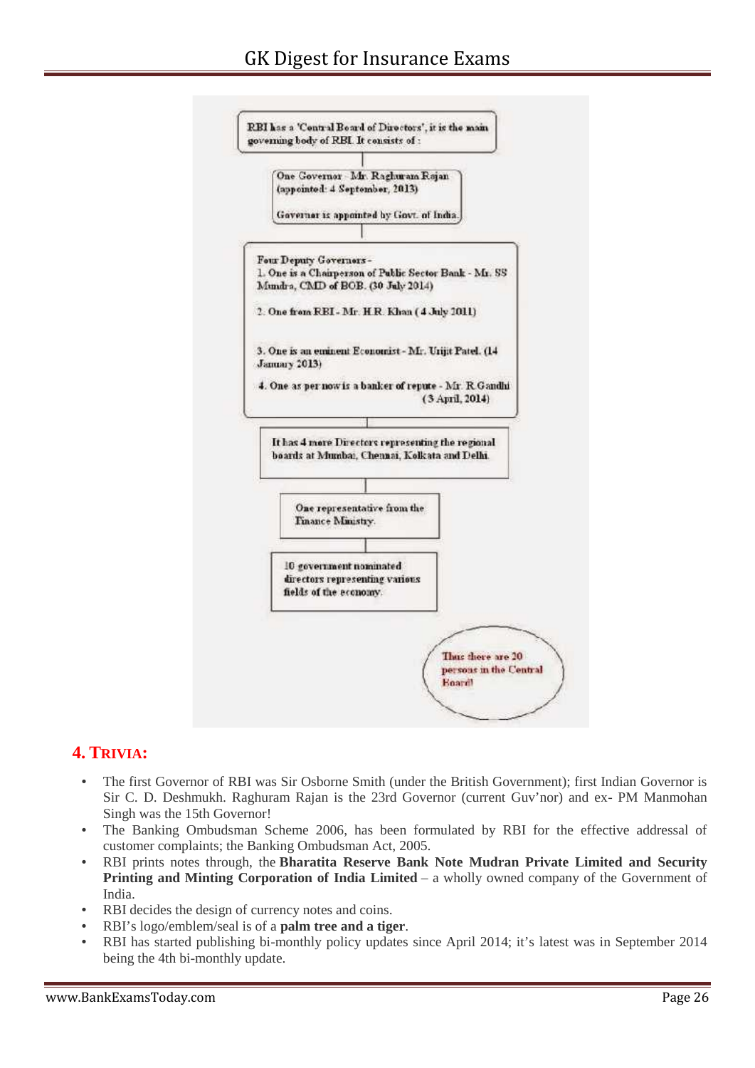RBI has a 'Central Board of Directors', it is the main governing body of RBI. It consists of :

One Governor - Mr. Raghuram Rajan (appointed: 4 September, 2013)

Governor is appointed by Govt. of India.

Four Deputy Governors -
1. One is a Chairperson of Public Sector Bank - Mr. SS Mundra, CMD of BOB. (30 July 2014)

2. One from RBI - Mr. H.R. Khan ( 4 July 2011)

3. One is an eminent Economist - Mr. Urjit Patel. (14 January 2013)

4. One as per now is a banker of repute - Mr. R Gandhi (3 April, 2014)

It has 4 more Directors representing the regional boards at Mumbai, Chennai, Kolkata and Delhi.

One representative from the Finance Ministry.

10 government nominated directors representing various fields of the economy.

Thus there are 20 persons in the Central Board!

## 4. Trivia:

- The first Governor of RBI was Sir Osborne Smith (under the British Government); first Indian Governor is Sir C. D. Deshmukh. Raghuram Rajan is the 23rd Governor (current Guv'nor) and ex- PM Manmohan Singh was the 15th Governor!
- The Banking Ombudsman Scheme 2006, has been formulated by RBI for the effective addressal of customer complaints; the Banking Ombudsman Act, 2005.
- RBI prints notes through, the **Bharatita Reserve Bank Note Mudran Private Limited and Security Printing and Minting Corporation of India Limited** – a wholly owned company of the Government of India.
- RBI decides the design of currency notes and coins.
- RBI's logo/emblem/seal is of a **palm tree and a tiger**.
- RBI has started publishing bi-monthly policy updates since April 2014; it's latest was in September 2014 being the 4th bi-monthly update.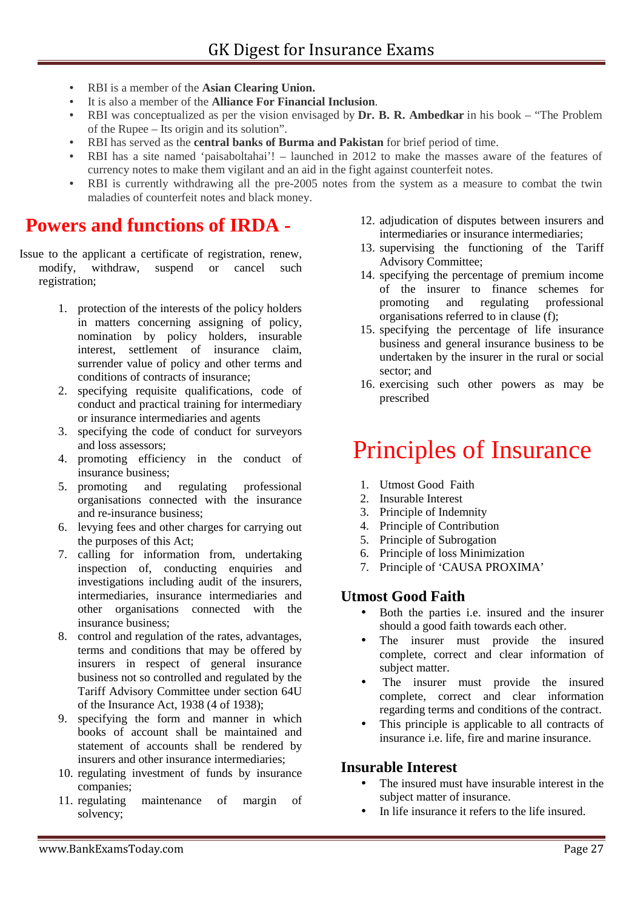- RBI is a member of the **Asian Clearing Union.**
- It is also a member of the **Alliance For Financial Inclusion**.
- RBI was conceptualized as per the vision envisaged by **Dr. B. R. Ambedkar** in his book – "The Problem of the Rupee – Its origin and its solution".
- RBI has served as the **central banks of Burma and Pakistan** for brief period of time.
- RBI has a site named 'paisaboltahai'! – launched in 2012 to make the masses aware of the features of currency notes to make them vigilant and an aid in the fight against counterfeit notes.
- RBI is currently withdrawing all the pre-2005 notes from the system as a measure to combat the twin maladies of counterfeit notes and black money.

## Powers and functions of IRDA -

Issue to the applicant a certificate of registration, renew, modify, withdraw, suspend or cancel such registration;

1. protection of the interests of the policy holders in matters concerning assigning of policy, nomination by policy holders, insurable interest, settlement of insurance claim, surrender value of policy and other terms and conditions of contracts of insurance;
2. specifying requisite qualifications, code of conduct and practical training for intermediary or insurance intermediaries and agents
3. specifying the code of conduct for surveyors and loss assessors;
4. promoting efficiency in the conduct of insurance business;
5. promoting and regulating professional organisations connected with the insurance and re-insurance business;
6. levying fees and other charges for carrying out the purposes of this Act;
7. calling for information from, undertaking inspection of, conducting enquiries and investigations including audit of the insurers, intermediaries, insurance intermediaries and other organisations connected with the insurance business;
8. control and regulation of the rates, advantages, terms and conditions that may be offered by insurers in respect of general insurance business not so controlled and regulated by the Tariff Advisory Committee under section 64U of the Insurance Act, 1938 (4 of 1938);
9. specifying the form and manner in which books of account shall be maintained and statement of accounts shall be rendered by insurers and other insurance intermediaries;
10. regulating investment of funds by insurance companies;
11. regulating maintenance of margin of solvency;
12. adjudication of disputes between insurers and intermediaries or insurance intermediaries;
13. supervising the functioning of the Tariff Advisory Committee;
14. specifying the percentage of premium income of the insurer to finance schemes for promoting and regulating professional organisations referred to in clause (f);
15. specifying the percentage of life insurance business and general insurance business to be undertaken by the insurer in the rural or social sector; and
16. exercising such other powers as may be prescribed

# Principles of Insurance

1. Utmost Good Faith
2. Insurable Interest
3. Principle of Indemnity
4. Principle of Contribution
5. Principle of Subrogation
6. Principle of loss Minimization
7. Principle of 'CAUSA PROXIMA'

### Utmost Good Faith

- Both the parties i.e. insured and the insurer should a good faith towards each other.
- The insurer must provide the insured complete, correct and clear information of subject matter.
- The insurer must provide the insured complete, correct and clear information regarding terms and conditions of the contract.
- This principle is applicable to all contracts of insurance i.e. life, fire and marine insurance.

### Insurable Interest

- The insured must have insurable interest in the subject matter of insurance.
- In life insurance it refers to the life insured.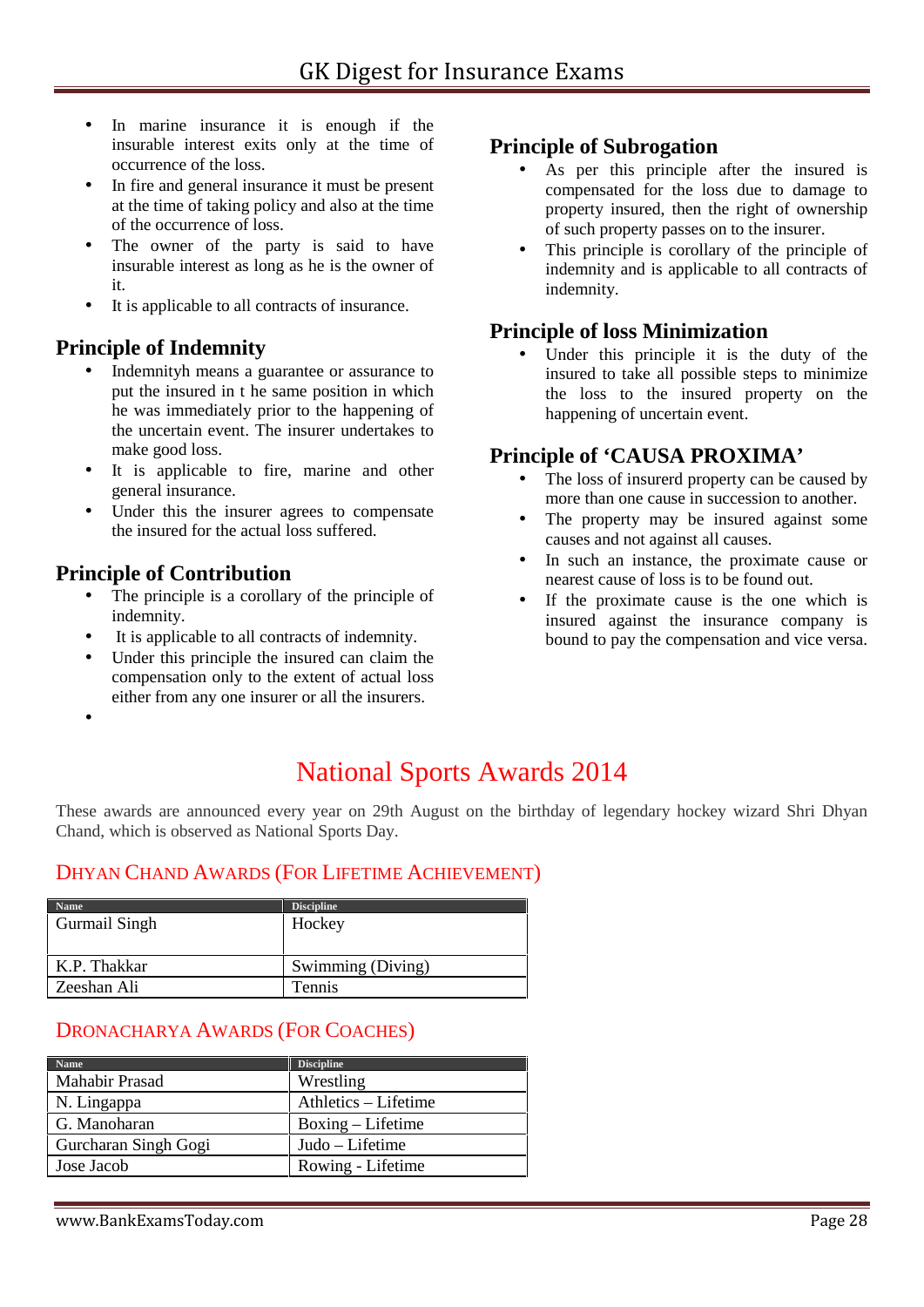- In marine insurance it is enough if the insurable interest exits only at the time of occurrence of the loss.
- In fire and general insurance it must be present at the time of taking policy and also at the time of the occurrence of loss.
- The owner of the party is said to have insurable interest as long as he is the owner of it.
- It is applicable to all contracts of insurance.

## Principle of Indemnity

- Indemnityh means a guarantee or assurance to put the insured in t he same position in which he was immediately prior to the happening of the uncertain event. The insurer undertakes to make good loss.
- It is applicable to fire, marine and other general insurance.
- Under this the insurer agrees to compensate the insured for the actual loss suffered.

## Principle of Contribution

- The principle is a corollary of the principle of indemnity.
- It is applicable to all contracts of indemnity.
- Under this principle the insured can claim the compensation only to the extent of actual loss either from any one insurer or all the insurers.

## Principle of Subrogation

- As per this principle after the insured is compensated for the loss due to damage to property insured, then the right of ownership of such property passes on to the insurer.
- This principle is corollary of the principle of indemnity and is applicable to all contracts of indemnity.

## Principle of loss Minimization

- Under this principle it is the duty of the insured to take all possible steps to minimize the loss to the insured property on the happening of uncertain event.

## Principle of 'CAUSA PROXIMA'

- The loss of insurerd property can be caused by more than one cause in succession to another.
- The property may be insured against some causes and not against all causes.
- In such an instance, the proximate cause or nearest cause of loss is to be found out.
- If the proximate cause is the one which is insured against the insurance company is bound to pay the compensation and vice versa.

# National Sports Awards 2014

These awards are announced every year on 29th August on the birthday of legendary hockey wizard Shri Dhyan Chand, which is observed as National Sports Day.

### Dhyan Chand Awards (For Lifetime Achievement)

| Name | Discipline |
|---|---|
| Gurmail Singh | Hockey |
| K.P. Thakkar | Swimming (Diving) |
| Zeeshan Ali | Tennis |

### Dronacharya Awards (For Coaches)

| Name | Discipline |
|---|---|
| Mahabir Prasad | Wrestling |
| N. Lingappa | Athletics – Lifetime |
| G. Manoharan | Boxing – Lifetime |
| Gurcharan Singh Gogi | Judo – Lifetime |
| Jose Jacob | Rowing - Lifetime |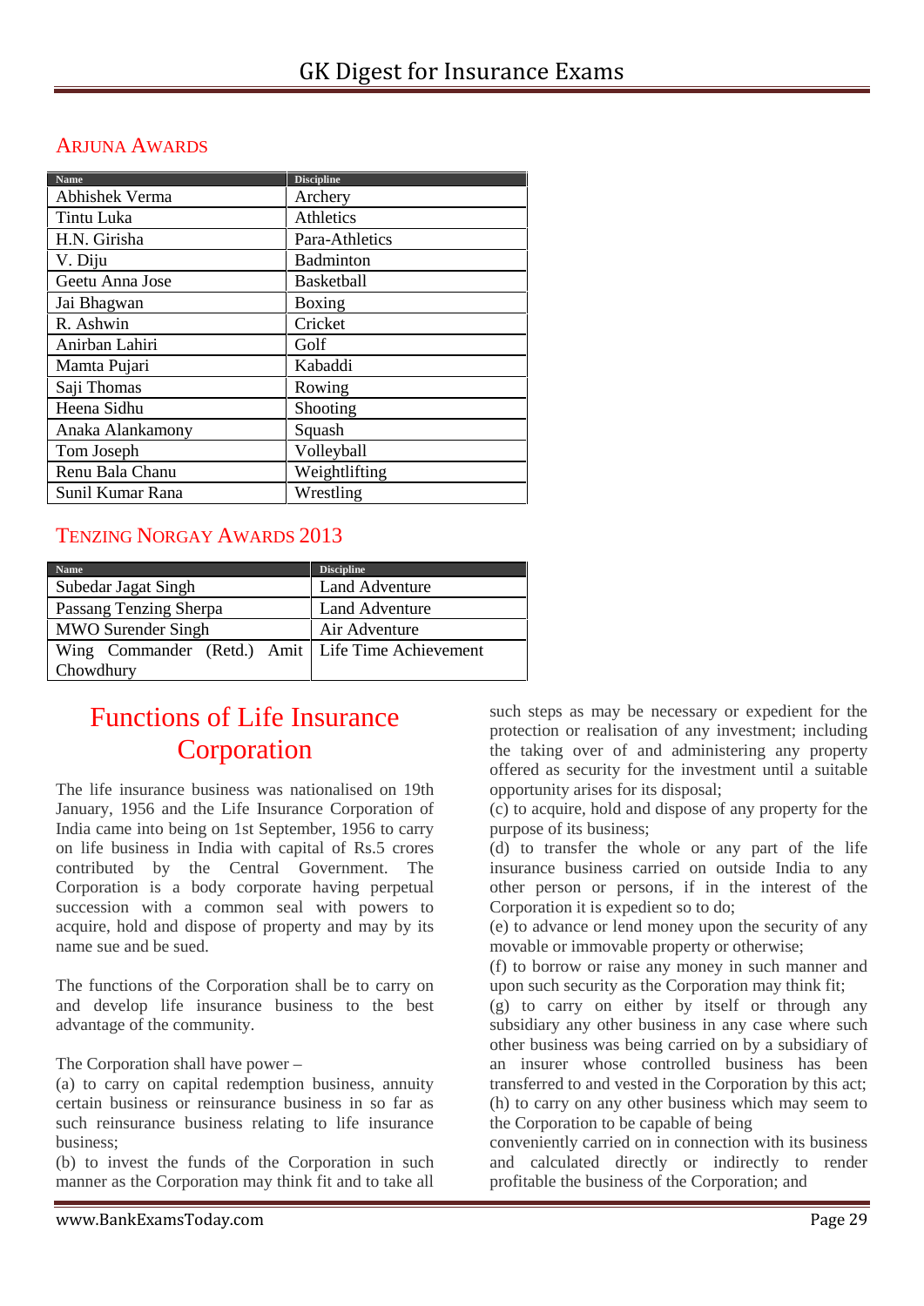## Arjuna Awards

| Name | Discipline |
|---|---|
| Abhishek Verma | Archery |
| Tintu Luka | Athletics |
| H.N. Girisha | Para-Athletics |
| V. Diju | Badminton |
| Geetu Anna Jose | Basketball |
| Jai Bhagwan | Boxing |
| R. Ashwin | Cricket |
| Anirban Lahiri | Golf |
| Mamta Pujari | Kabaddi |
| Saji Thomas | Rowing |
| Heena Sidhu | Shooting |
| Anaka Alankamony | Squash |
| Tom Joseph | Volleyball |
| Renu Bala Chanu | Weightlifting |
| Sunil Kumar Rana | Wrestling |

## Tenzing Norgay Awards 2013

| Name | Discipline |
|---|---|
| Subedar Jagat Singh | Land Adventure |
| Passang Tenzing Sherpa | Land Adventure |
| MWO Surender Singh | Air Adventure |
| Wing Commander (Retd.) Amit Chowdhury | Life Time Achievement |

# Functions of Life Insurance Corporation

The life insurance business was nationalised on 19th January, 1956 and the Life Insurance Corporation of India came into being on 1st September, 1956 to carry on life business in India with capital of Rs.5 crores contributed by the Central Government. The Corporation is a body corporate having perpetual succession with a common seal with powers to acquire, hold and dispose of property and may by its name sue and be sued.

The functions of the Corporation shall be to carry on and develop life insurance business to the best advantage of the community.

The Corporation shall have power –

(a) to carry on capital redemption business, annuity certain business or reinsurance business in so far as such reinsurance business relating to life insurance business;

(b) to invest the funds of the Corporation in such manner as the Corporation may think fit and to take all such steps as may be necessary or expedient for the protection or realisation of any investment; including the taking over of and administering any property offered as security for the investment until a suitable opportunity arises for its disposal;

(c) to acquire, hold and dispose of any property for the purpose of its business;

(d) to transfer the whole or any part of the life insurance business carried on outside India to any other person or persons, if in the interest of the Corporation it is expedient so to do;

(e) to advance or lend money upon the security of any movable or immovable property or otherwise;

(f) to borrow or raise any money in such manner and upon such security as the Corporation may think fit;

(g) to carry on either by itself or through any subsidiary any other business in any case where such other business was being carried on by a subsidiary of an insurer whose controlled business has been transferred to and vested in the Corporation by this act;

(h) to carry on any other business which may seem to the Corporation to be capable of being conveniently carried on in connection with its business and calculated directly or indirectly to render profitable the business of the Corporation; and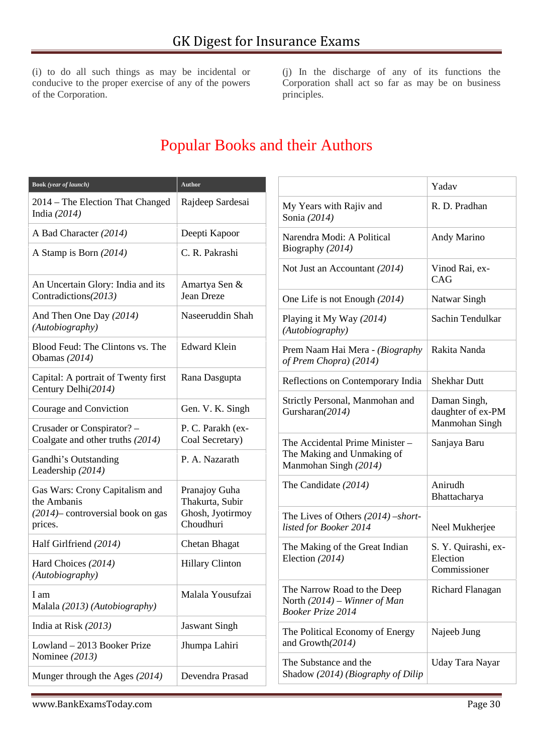(i) to do all such things as may be incidental or conducive to the proper exercise of any of the powers of the Corporation.

(j) In the discharge of any of its functions the Corporation shall act so far as may be on business principles.

# Popular Books and their Authors

| Book *(year of launch)* | Author |
|---|---|
| 2014 – The Election That Changed India *(2014)* | Rajdeep Sardesai |
| A Bad Character *(2014)* | Deepti Kapoor |
| A Stamp is Born *(2014)* | C. R. Pakrashi |
| An Uncertain Glory: India and its Contradictions*(2013)* | Amartya Sen & Jean Dreze |
| And Then One Day *(2014) (Autobiography)* | Naseeruddin Shah |
| Blood Feud: The Clintons vs. The Obamas *(2014)* | Edward Klein |
| Capital: A portrait of Twenty first Century Delhi*(2014)* | Rana Dasgupta |
| Courage and Conviction | Gen. V. K. Singh |
| Crusader or Conspirator? – Coalgate and other truths *(2014)* | P. C. Parakh (ex-Coal Secretary) |
| Gandhi's Outstanding Leadership *(2014)* | P. A. Nazarath |
| Gas Wars: Crony Capitalism and the Ambanis *(2014)*– controversial book on gas prices. | Pranajoy Guha Thakurta, Subir Ghosh, Jyotirmoy Choudhuri |
| Half Girlfriend *(2014)* | Chetan Bhagat |
| Hard Choices *(2014) (Autobiography)* | Hillary Clinton |
| I am Malala *(2013) (Autobiography)* | Malala Yousufzai |
| India at Risk *(2013)* | Jaswant Singh |
| Lowland – 2013 Booker Prize Nominee *(2013)* | Jhumpa Lahiri |
| Munger through the Ages *(2014)* | Devendra Prasad |
| | Yadav |
| My Years with Rajiv and Sonia *(2014)* | R. D. Pradhan |
| Narendra Modi: A Political Biography *(2014)* | Andy Marino |
| Not Just an Accountant *(2014)* | Vinod Rai, ex-CAG |
| One Life is not Enough *(2014)* | Natwar Singh |
| Playing it My Way *(2014) (Autobiography)* | Sachin Tendulkar |
| Prem Naam Hai Mera - *(Biography of Prem Chopra) (2014)* | Rakita Nanda |
| Reflections on Contemporary India | Shekhar Dutt |
| Strictly Personal, Manmohan and Gursharan*(2014)* | Daman Singh, daughter of ex-PM Manmohan Singh |
| The Accidental Prime Minister – The Making and Unmaking of Manmohan Singh *(2014)* | Sanjaya Baru |
| The Candidate *(2014)* | Anirudh Bhattacharya |
| The Lives of Others *(2014) –short-listed for Booker 2014* | Neel Mukherjee |
| The Making of the Great Indian Election *(2014)* | S. Y. Quirashi, ex-Election Commissioner |
| The Narrow Road to the Deep North *(2014) – Winner of Man Booker Prize 2014* | Richard Flanagan |
| The Political Economy of Energy and Growth*(2014)* | Najeeb Jung |
| The Substance and the Shadow *(2014) (Biography of Dilip* | Uday Tara Nayar |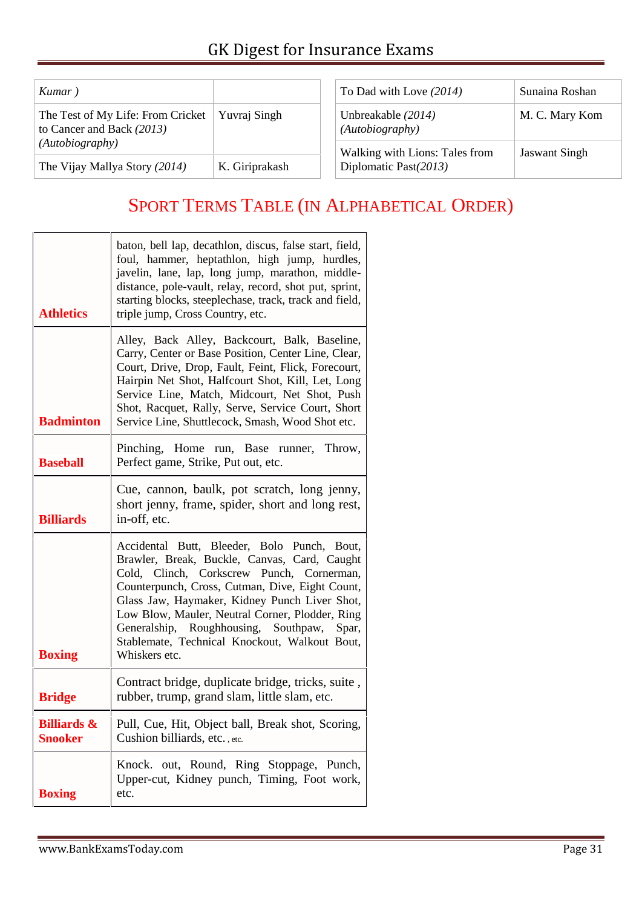| | |
|---|---|
| *Kumar )* | |
| The Test of My Life: From Cricket to Cancer and Back *(2013) (Autobiography)* | Yuvraj Singh |
| The Vijay Mallya Story *(2014)* | K. Giriprakash |

| | |
|---|---|
| To Dad with Love *(2014)* | Sunaina Roshan |
| Unbreakable *(2014) (Autobiography)* | M. C. Mary Kom |
| Walking with Lions: Tales from Diplomatic Past*(2013)* | Jaswant Singh |

## Sport Terms Table (in Alphabetical Order)

| | |
|---|---|
| **Athletics** | baton, bell lap, decathlon, discus, false start, field, foul, hammer, heptathlon, high jump, hurdles, javelin, lane, lap, long jump, marathon, middle-distance, pole-vault, relay, record, shot put, sprint, starting blocks, steeplechase, track, track and field, triple jump, Cross Country, etc. |
| **Badminton** | Alley, Back Alley, Backcourt, Balk, Baseline, Carry, Center or Base Position, Center Line, Clear, Court, Drive, Drop, Fault, Feint, Flick, Forecourt, Hairpin Net Shot, Halfcourt Shot, Kill, Let, Long Service Line, Match, Midcourt, Net Shot, Push Shot, Racquet, Rally, Serve, Service Court, Short Service Line, Shuttlecock, Smash, Wood Shot etc. |
| **Baseball** | Pinching, Home run, Base runner, Throw, Perfect game, Strike, Put out, etc. |
| **Billiards** | Cue, cannon, baulk, pot scratch, long jenny, short jenny, frame, spider, short and long rest, in-off, etc. |
| **Boxing** | Accidental Butt, Bleeder, Bolo Punch, Bout, Brawler, Break, Buckle, Canvas, Card, Caught Cold, Clinch, Corkscrew Punch, Cornerman, Counterpunch, Cross, Cutman, Dive, Eight Count, Glass Jaw, Haymaker, Kidney Punch Liver Shot, Low Blow, Mauler, Neutral Corner, Plodder, Ring Generalship, Roughhousing, Southpaw, Spar, Stablemate, Technical Knockout, Walkout Bout, Whiskers etc. |
| **Bridge** | Contract bridge, duplicate bridge, tricks, suite , rubber, trump, grand slam, little slam, etc. |
| **Billiards & Snooker** | Pull, Cue, Hit, Object ball, Break shot, Scoring, Cushion billiards, etc. , etc. |
| **Boxing** | Knock. out, Round, Ring Stoppage, Punch, Upper-cut, Kidney punch, Timing, Foot work, etc. |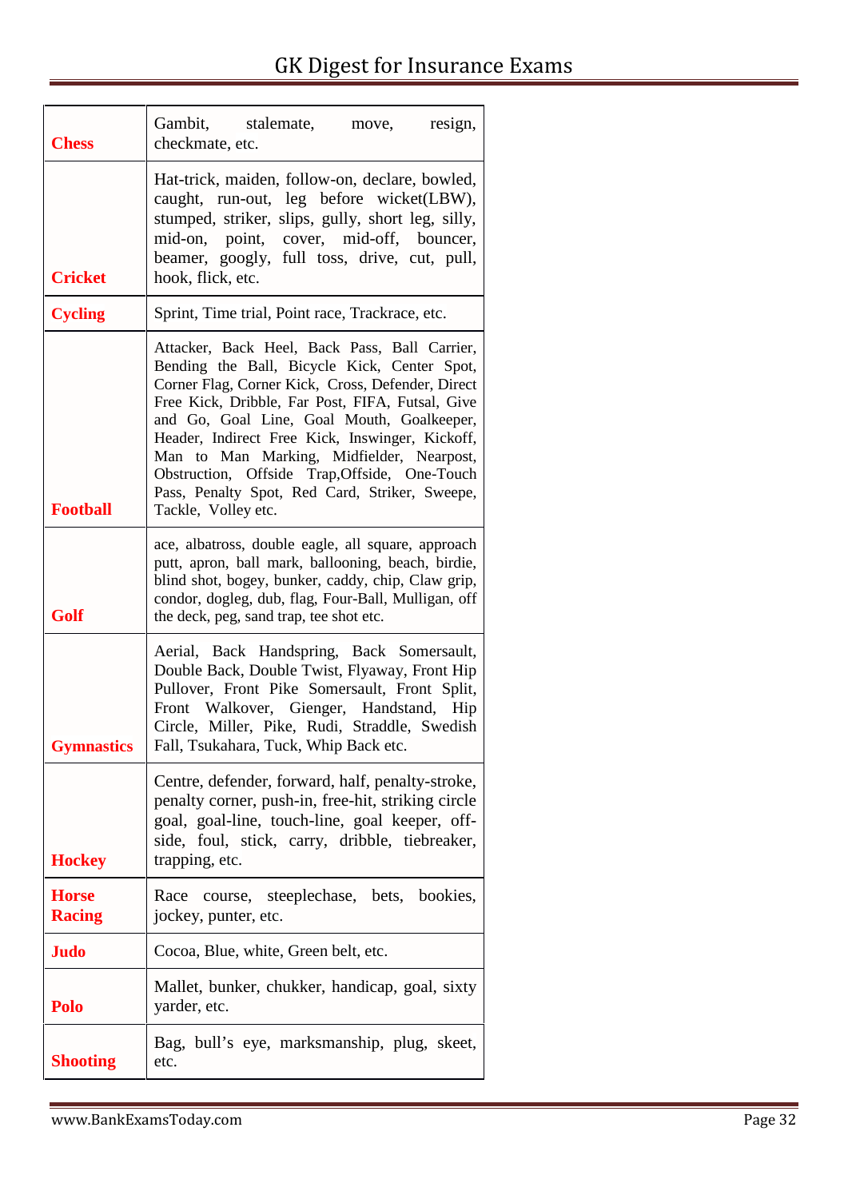| | |
|---|---|
| **Chess** | Gambit, stalemate, move, resign, checkmate, etc. |
| **Cricket** | Hat-trick, maiden, follow-on, declare, bowled, caught, run-out, leg before wicket(LBW), stumped, striker, slips, gully, short leg, silly, mid-on, point, cover, mid-off, bouncer, beamer, googly, full toss, drive, cut, pull, hook, flick, etc. |
| **Cycling** | Sprint, Time trial, Point race, Trackrace, etc. |
| **Football** | Attacker, Back Heel, Back Pass, Ball Carrier, Bending the Ball, Bicycle Kick, Center Spot, Corner Flag, Corner Kick, Cross, Defender, Direct Free Kick, Dribble, Far Post, FIFA, Futsal, Give and Go, Goal Line, Goal Mouth, Goalkeeper, Header, Indirect Free Kick, Inswinger, Kickoff, Man to Man Marking, Midfielder, Nearpost, Obstruction, Offside Trap,Offside, One-Touch Pass, Penalty Spot, Red Card, Striker, Sweepe, Tackle, Volley etc. |
| **Golf** | ace, albatross, double eagle, all square, approach putt, apron, ball mark, ballooning, beach, birdie, blind shot, bogey, bunker, caddy, chip, Claw grip, condor, dogleg, dub, flag, Four-Ball, Mulligan, off the deck, peg, sand trap, tee shot etc. |
| **Gymnastics** | Aerial, Back Handspring, Back Somersault, Double Back, Double Twist, Flyaway, Front Hip Pullover, Front Pike Somersault, Front Split, Front Walkover, Gienger, Handstand, Hip Circle, Miller, Pike, Rudi, Straddle, Swedish Fall, Tsukahara, Tuck, Whip Back etc. |
| **Hockey** | Centre, defender, forward, half, penalty-stroke, penalty corner, push-in, free-hit, striking circle goal, goal-line, touch-line, goal keeper, off-side, foul, stick, carry, dribble, tiebreaker, trapping, etc. |
| **Horse Racing** | Race course, steeplechase, bets, bookies, jockey, punter, etc. |
| **Judo** | Cocoa, Blue, white, Green belt, etc. |
| **Polo** | Mallet, bunker, chukker, handicap, goal, sixty yarder, etc. |
| **Shooting** | Bag, bull's eye, marksmanship, plug, skeet, etc. |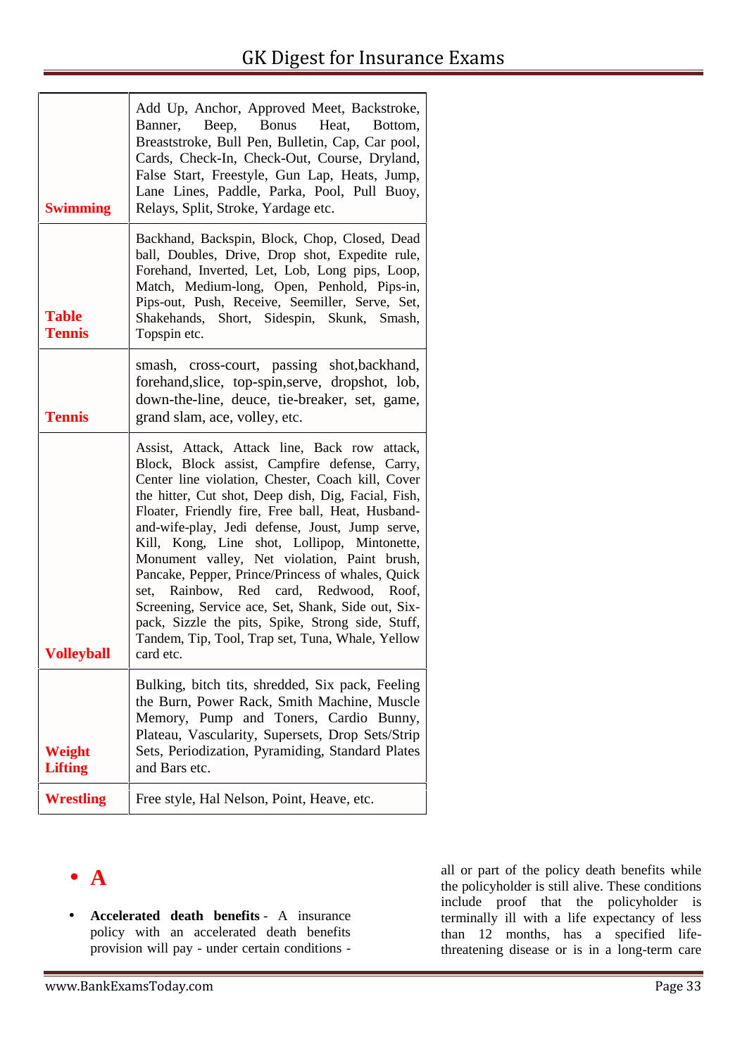| | |
|---|---|
| **Swimming** | Add Up, Anchor, Approved Meet, Backstroke, Banner, Beep, Bonus Heat, Bottom, Breaststroke, Bull Pen, Bulletin, Cap, Car pool, Cards, Check-In, Check-Out, Course, Dryland, False Start, Freestyle, Gun Lap, Heats, Jump, Lane Lines, Paddle, Parka, Pool, Pull Buoy, Relays, Split, Stroke, Yardage etc. |
| **Table Tennis** | Backhand, Backspin, Block, Chop, Closed, Dead ball, Doubles, Drive, Drop shot, Expedite rule, Forehand, Inverted, Let, Lob, Long pips, Loop, Match, Medium-long, Open, Penhold, Pips-in, Pips-out, Push, Receive, Seemiller, Serve, Set, Shakehands, Short, Sidespin, Skunk, Smash, Topspin etc. |
| **Tennis** | smash, cross-court, passing shot,backhand, forehand,slice, top-spin,serve, dropshot, lob, down-the-line, deuce, tie-breaker, set, game, grand slam, ace, volley, etc. |
| **Volleyball** | Assist, Attack, Attack line, Back row attack, Block, Block assist, Campfire defense, Carry, Center line violation, Chester, Coach kill, Cover the hitter, Cut shot, Deep dish, Dig, Facial, Fish, Floater, Friendly fire, Free ball, Heat, Husband-and-wife-play, Jedi defense, Joust, Jump serve, Kill, Kong, Line shot, Lollipop, Mintonette, Monument valley, Net violation, Paint brush, Pancake, Pepper, Prince/Princess of whales, Quick set, Rainbow, Red card, Redwood, Roof, Screening, Service ace, Set, Shank, Side out, Six-pack, Sizzle the pits, Spike, Strong side, Stuff, Tandem, Tip, Tool, Trap set, Tuna, Whale, Yellow card etc. |
| **Weight Lifting** | Bulking, bitch tits, shredded, Six pack, Feeling the Burn, Power Rack, Smith Machine, Muscle Memory, Pump and Toners, Cardio Bunny, Plateau, Vascularity, Supersets, Drop Sets/Strip Sets, Periodization, Pyramiding, Standard Plates and Bars etc. |
| **Wrestling** | Free style, Hal Nelson, Point, Heave, etc. |

- **A**

- **Accelerated death benefits** - A insurance policy with an accelerated death benefits provision will pay - under certain conditions - all or part of the policy death benefits while the policyholder is still alive. These conditions include proof that the policyholder is terminally ill with a life expectancy of less than 12 months, has a specified life-threatening disease or is in a long-term care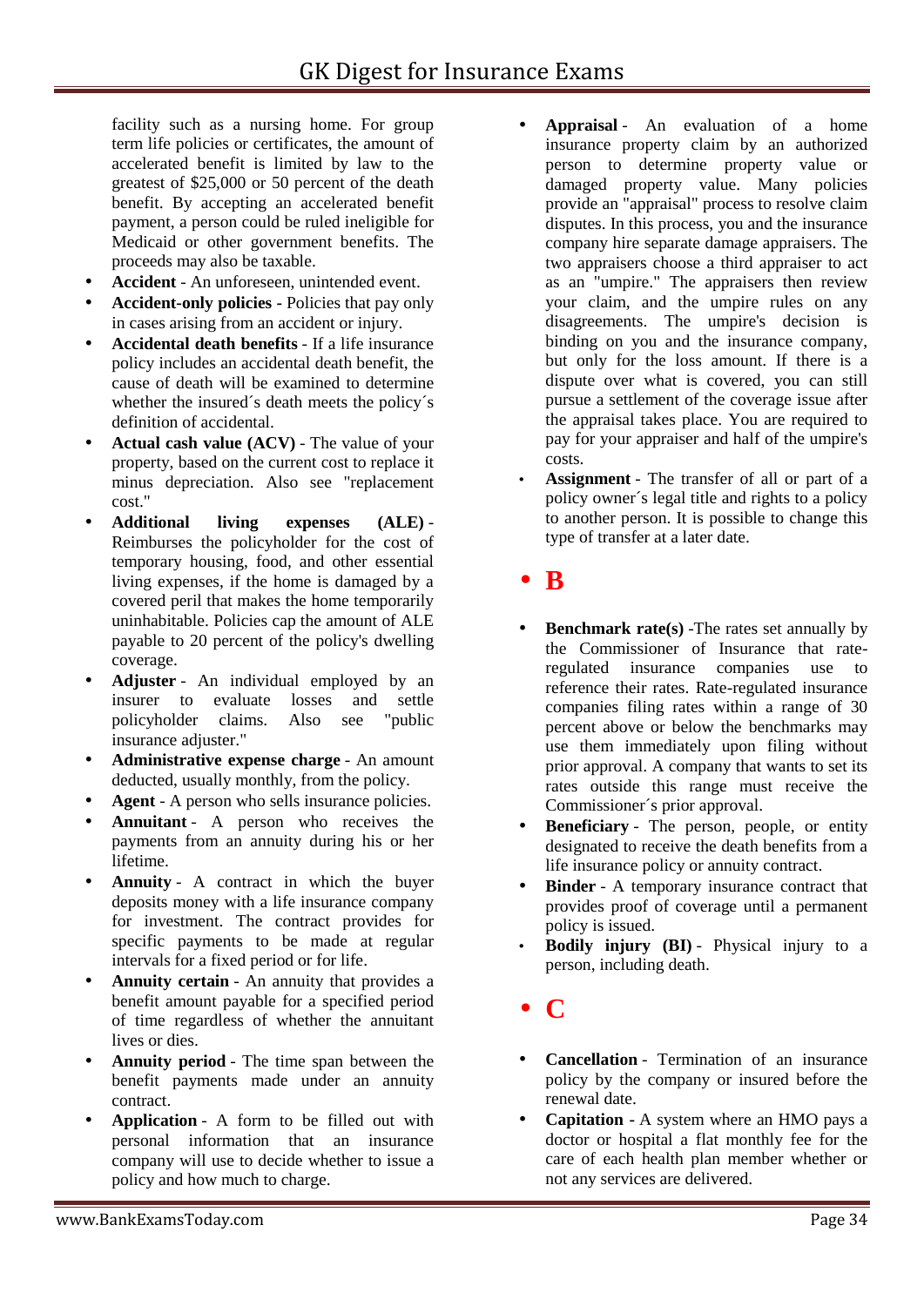facility such as a nursing home. For group term life policies or certificates, the amount of accelerated benefit is limited by law to the greatest of $25,000 or 50 percent of the death benefit. By accepting an accelerated benefit payment, a person could be ruled ineligible for Medicaid or other government benefits. The proceeds may also be taxable.

- **Accident** - An unforeseen, unintended event.
- **Accident-only policies** - Policies that pay only in cases arising from an accident or injury.
- **Accidental death benefits** - If a life insurance policy includes an accidental death benefit, the cause of death will be examined to determine whether the insured´s death meets the policy´s definition of accidental.
- **Actual cash value (ACV)** - The value of your property, based on the current cost to replace it minus depreciation. Also see "replacement cost."
- **Additional living expenses (ALE)** - Reimburses the policyholder for the cost of temporary housing, food, and other essential living expenses, if the home is damaged by a covered peril that makes the home temporarily uninhabitable. Policies cap the amount of ALE payable to 20 percent of the policy's dwelling coverage.
- **Adjuster** - An individual employed by an insurer to evaluate losses and settle policyholder claims. Also see "public insurance adjuster."
- **Administrative expense charge** - An amount deducted, usually monthly, from the policy.
- **Agent** - A person who sells insurance policies.
- **Annuitant** - A person who receives the payments from an annuity during his or her lifetime.
- **Annuity** - A contract in which the buyer deposits money with a life insurance company for investment. The contract provides for specific payments to be made at regular intervals for a fixed period or for life.
- **Annuity certain** - An annuity that provides a benefit amount payable for a specified period of time regardless of whether the annuitant lives or dies.
- **Annuity period** - The time span between the benefit payments made under an annuity contract.
- **Application** - A form to be filled out with personal information that an insurance company will use to decide whether to issue a policy and how much to charge.
- **Appraisal** - An evaluation of a home insurance property claim by an authorized person to determine property value or damaged property value. Many policies provide an "appraisal" process to resolve claim disputes. In this process, you and the insurance company hire separate damage appraisers. The two appraisers choose a third appraiser to act as an "umpire." The appraisers then review your claim, and the umpire rules on any disagreements. The umpire's decision is binding on you and the insurance company, but only for the loss amount. If there is a dispute over what is covered, you can still pursue a settlement of the coverage issue after the appraisal takes place. You are required to pay for your appraiser and half of the umpire's costs.
- **Assignment** - The transfer of all or part of a policy owner´s legal title and rights to a policy to another person. It is possible to change this type of transfer at a later date.

## B

- **Benchmark rate(s)** -The rates set annually by the Commissioner of Insurance that rate-regulated insurance companies use to reference their rates. Rate-regulated insurance companies filing rates within a range of 30 percent above or below the benchmarks may use them immediately upon filing without prior approval. A company that wants to set its rates outside this range must receive the Commissioner´s prior approval.
- **Beneficiary** - The person, people, or entity designated to receive the death benefits from a life insurance policy or annuity contract.
- **Binder** - A temporary insurance contract that provides proof of coverage until a permanent policy is issued.
- **Bodily injury (BI)** - Physical injury to a person, including death.

## C

- **Cancellation** - Termination of an insurance policy by the company or insured before the renewal date.
- **Capitation** - A system where an HMO pays a doctor or hospital a flat monthly fee for the care of each health plan member whether or not any services are delivered.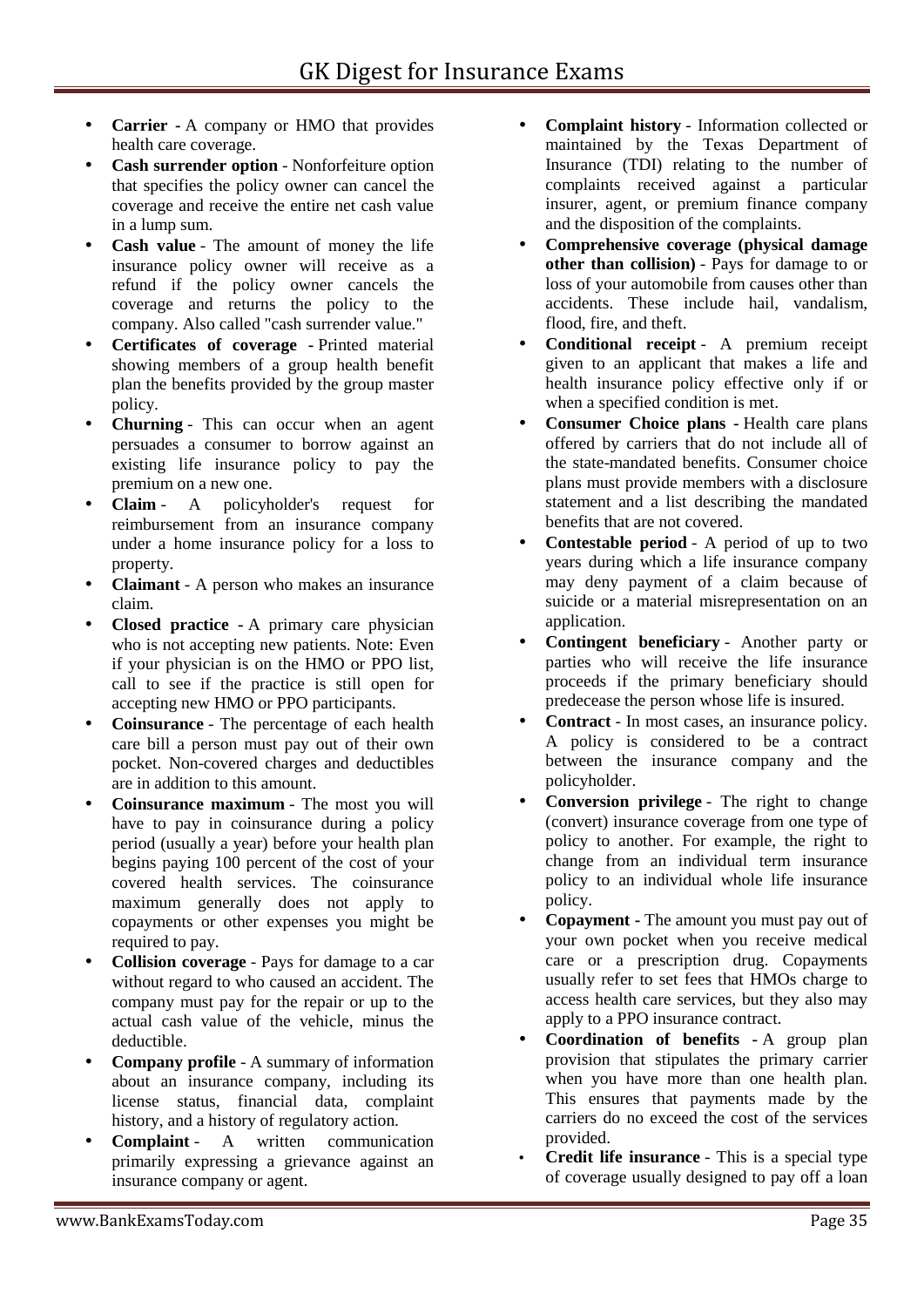- **Carrier -** A company or HMO that provides health care coverage.
- **Cash surrender option** - Nonforfeiture option that specifies the policy owner can cancel the coverage and receive the entire net cash value in a lump sum.
- **Cash value** - The amount of money the life insurance policy owner will receive as a refund if the policy owner cancels the coverage and returns the policy to the company. Also called "cash surrender value."
- **Certificates of coverage -** Printed material showing members of a group health benefit plan the benefits provided by the group master policy.
- **Churning** - This can occur when an agent persuades a consumer to borrow against an existing life insurance policy to pay the premium on a new one.
- **Claim** - A policyholder's request for reimbursement from an insurance company under a home insurance policy for a loss to property.
- **Claimant** - A person who makes an insurance claim.
- **Closed practice -** A primary care physician who is not accepting new patients. Note: Even if your physician is on the HMO or PPO list, call to see if the practice is still open for accepting new HMO or PPO participants.
- **Coinsurance** - The percentage of each health care bill a person must pay out of their own pocket. Non-covered charges and deductibles are in addition to this amount.
- **Coinsurance maximum** - The most you will have to pay in coinsurance during a policy period (usually a year) before your health plan begins paying 100 percent of the cost of your covered health services. The coinsurance maximum generally does not apply to copayments or other expenses you might be required to pay.
- **Collision coverage** - Pays for damage to a car without regard to who caused an accident. The company must pay for the repair or up to the actual cash value of the vehicle, minus the deductible.
- **Company profile** - A summary of information about an insurance company, including its license status, financial data, complaint history, and a history of regulatory action.
- **Complaint** - A written communication primarily expressing a grievance against an insurance company or agent.
- **Complaint history** - Information collected or maintained by the Texas Department of Insurance (TDI) relating to the number of complaints received against a particular insurer, agent, or premium finance company and the disposition of the complaints.
- **Comprehensive coverage (physical damage other than collision)** - Pays for damage to or loss of your automobile from causes other than accidents. These include hail, vandalism, flood, fire, and theft.
- **Conditional receipt** - A premium receipt given to an applicant that makes a life and health insurance policy effective only if or when a specified condition is met.
- **Consumer Choice plans -** Health care plans offered by carriers that do not include all of the state-mandated benefits. Consumer choice plans must provide members with a disclosure statement and a list describing the mandated benefits that are not covered.
- **Contestable period** - A period of up to two years during which a life insurance company may deny payment of a claim because of suicide or a material misrepresentation on an application.
- **Contingent beneficiary** - Another party or parties who will receive the life insurance proceeds if the primary beneficiary should predecease the person whose life is insured.
- **Contract** - In most cases, an insurance policy. A policy is considered to be a contract between the insurance company and the policyholder.
- **Conversion privilege** - The right to change (convert) insurance coverage from one type of policy to another. For example, the right to change from an individual term insurance policy to an individual whole life insurance policy.
- **Copayment -** The amount you must pay out of your own pocket when you receive medical care or a prescription drug. Copayments usually refer to set fees that HMOs charge to access health care services, but they also may apply to a PPO insurance contract.
- **Coordination of benefits -** A group plan provision that stipulates the primary carrier when you have more than one health plan. This ensures that payments made by the carriers do no exceed the cost of the services provided.
- **Credit life insurance** - This is a special type of coverage usually designed to pay off a loan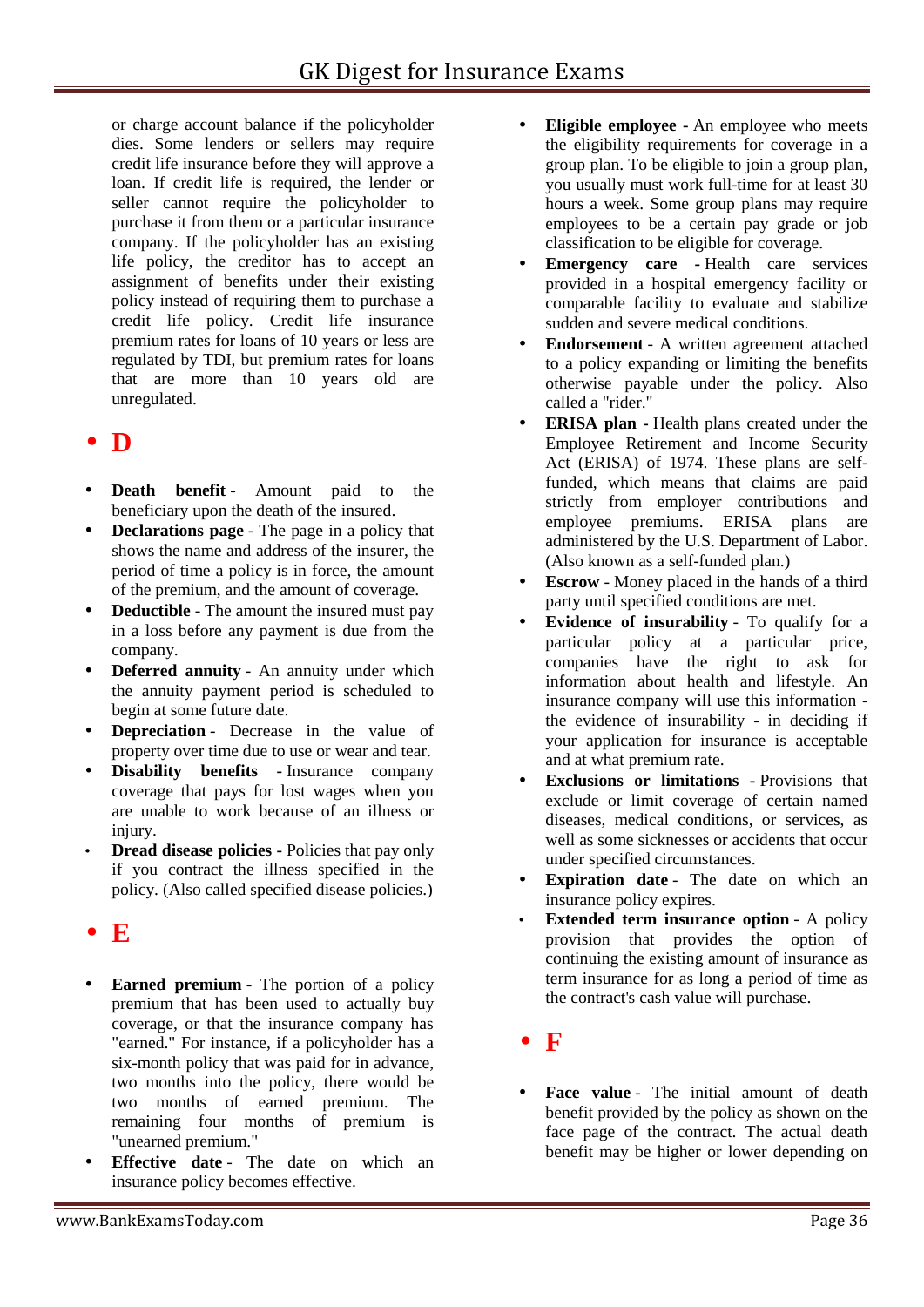or charge account balance if the policyholder dies. Some lenders or sellers may require credit life insurance before they will approve a loan. If credit life is required, the lender or seller cannot require the policyholder to purchase it from them or a particular insurance company. If the policyholder has an existing life policy, the creditor has to accept an assignment of benefits under their existing policy instead of requiring them to purchase a credit life policy. Credit life insurance premium rates for loans of 10 years or less are regulated by TDI, but premium rates for loans that are more than 10 years old are unregulated.

## D

- **Death benefit** - Amount paid to the beneficiary upon the death of the insured.
- **Declarations page** - The page in a policy that shows the name and address of the insurer, the period of time a policy is in force, the amount of the premium, and the amount of coverage.
- **Deductible** - The amount the insured must pay in a loss before any payment is due from the company.
- **Deferred annuity** - An annuity under which the annuity payment period is scheduled to begin at some future date.
- **Depreciation** - Decrease in the value of property over time due to use or wear and tear.
- **Disability benefits** - Insurance company coverage that pays for lost wages when you are unable to work because of an illness or injury.
- **Dread disease policies** - Policies that pay only if you contract the illness specified in the policy. (Also called specified disease policies.)

## E

- **Earned premium** - The portion of a policy premium that has been used to actually buy coverage, or that the insurance company has "earned." For instance, if a policyholder has a six-month policy that was paid for in advance, two months into the policy, there would be two months of earned premium. The remaining four months of premium is "unearned premium."
- **Effective date** - The date on which an insurance policy becomes effective.
- **Eligible employee** - An employee who meets the eligibility requirements for coverage in a group plan. To be eligible to join a group plan, you usually must work full-time for at least 30 hours a week. Some group plans may require employees to be a certain pay grade or job classification to be eligible for coverage.
- **Emergency care** - Health care services provided in a hospital emergency facility or comparable facility to evaluate and stabilize sudden and severe medical conditions.
- **Endorsement** - A written agreement attached to a policy expanding or limiting the benefits otherwise payable under the policy. Also called a "rider."
- **ERISA plan** - Health plans created under the Employee Retirement and Income Security Act (ERISA) of 1974. These plans are self-funded, which means that claims are paid strictly from employer contributions and employee premiums. ERISA plans are administered by the U.S. Department of Labor. (Also known as a self-funded plan.)
- **Escrow** - Money placed in the hands of a third party until specified conditions are met.
- **Evidence of insurability** - To qualify for a particular policy at a particular price, companies have the right to ask for information about health and lifestyle. An insurance company will use this information - the evidence of insurability - in deciding if your application for insurance is acceptable and at what premium rate.
- **Exclusions or limitations** - Provisions that exclude or limit coverage of certain named diseases, medical conditions, or services, as well as some sicknesses or accidents that occur under specified circumstances.
- **Expiration date** - The date on which an insurance policy expires.
- **Extended term insurance option** - A policy provision that provides the option of continuing the existing amount of insurance as term insurance for as long a period of time as the contract's cash value will purchase.

## F

- **Face value** - The initial amount of death benefit provided by the policy as shown on the face page of the contract. The actual death benefit may be higher or lower depending on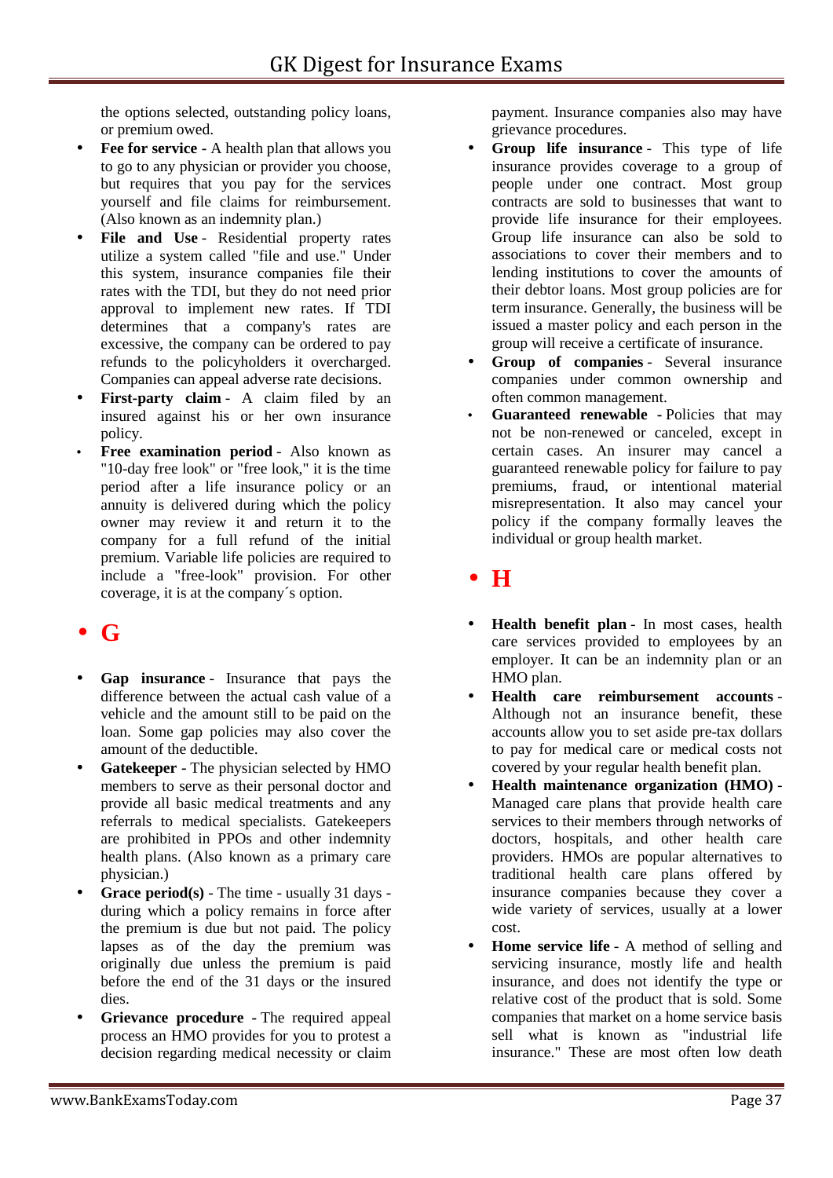the options selected, outstanding policy loans, or premium owed.

- **Fee for service -** A health plan that allows you to go to any physician or provider you choose, but requires that you pay for the services yourself and file claims for reimbursement. (Also known as an indemnity plan.)
- **File and Use -** Residential property rates utilize a system called "file and use." Under this system, insurance companies file their rates with the TDI, but they do not need prior approval to implement new rates. If TDI determines that a company's rates are excessive, the company can be ordered to pay refunds to the policyholders it overcharged. Companies can appeal adverse rate decisions.
- **First-party claim -** A claim filed by an insured against his or her own insurance policy.
- **Free examination period -** Also known as "10-day free look" or "free look," it is the time period after a life insurance policy or an annuity is delivered during which the policy owner may review it and return it to the company for a full refund of the initial premium. Variable life policies are required to include a "free-look" provision. For other coverage, it is at the company´s option.

## G

- **Gap insurance -** Insurance that pays the difference between the actual cash value of a vehicle and the amount still to be paid on the loan. Some gap policies may also cover the amount of the deductible.
- **Gatekeeper -** The physician selected by HMO members to serve as their personal doctor and provide all basic medical treatments and any referrals to medical specialists. Gatekeepers are prohibited in PPOs and other indemnity health plans. (Also known as a primary care physician.)
- **Grace period(s) -** The time - usually 31 days - during which a policy remains in force after the premium is due but not paid. The policy lapses as of the day the premium was originally due unless the premium is paid before the end of the 31 days or the insured dies.
- **Grievance procedure -** The required appeal process an HMO provides for you to protest a decision regarding medical necessity or claim payment. Insurance companies also may have grievance procedures.
- **Group life insurance -** This type of life insurance provides coverage to a group of people under one contract. Most group contracts are sold to businesses that want to provide life insurance for their employees. Group life insurance can also be sold to associations to cover their members and to lending institutions to cover the amounts of their debtor loans. Most group policies are for term insurance. Generally, the business will be issued a master policy and each person in the group will receive a certificate of insurance.
- **Group of companies -** Several insurance companies under common ownership and often common management.
- **Guaranteed renewable -** Policies that may not be non-renewed or canceled, except in certain cases. An insurer may cancel a guaranteed renewable policy for failure to pay premiums, fraud, or intentional material misrepresentation. It also may cancel your policy if the company formally leaves the individual or group health market.

## H

- **Health benefit plan -** In most cases, health care services provided to employees by an employer. It can be an indemnity plan or an HMO plan.
- **Health care reimbursement accounts -** Although not an insurance benefit, these accounts allow you to set aside pre-tax dollars to pay for medical care or medical costs not covered by your regular health benefit plan.
- **Health maintenance organization (HMO) -** Managed care plans that provide health care services to their members through networks of doctors, hospitals, and other health care providers. HMOs are popular alternatives to traditional health care plans offered by insurance companies because they cover a wide variety of services, usually at a lower cost.
- **Home service life -** A method of selling and servicing insurance, mostly life and health insurance, and does not identify the type or relative cost of the product that is sold. Some companies that market on a home service basis sell what is known as "industrial life insurance." These are most often low death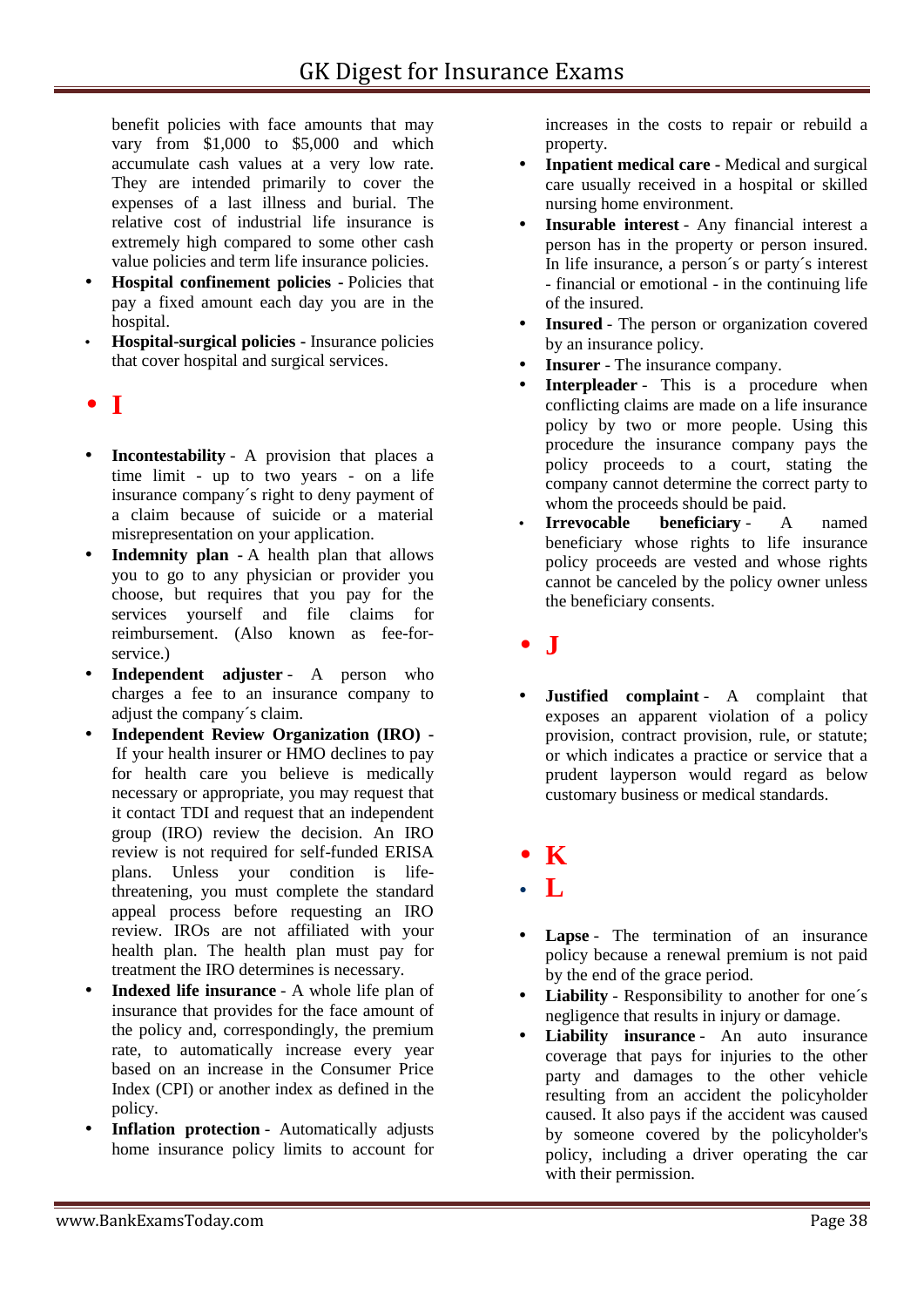benefit policies with face amounts that may vary from $1,000 to $5,000 and which accumulate cash values at a very low rate. They are intended primarily to cover the expenses of a last illness and burial. The relative cost of industrial life insurance is extremely high compared to some other cash value policies and term life insurance policies.

- **Hospital confinement policies** - Policies that pay a fixed amount each day you are in the hospital.
- **Hospital-surgical policies** - Insurance policies that cover hospital and surgical services.

## • I

- **Incontestability** - A provision that places a time limit - up to two years - on a life insurance company´s right to deny payment of a claim because of suicide or a material misrepresentation on your application.
- **Indemnity plan** - A health plan that allows you to go to any physician or provider you choose, but requires that you pay for the services yourself and file claims for reimbursement. (Also known as fee-for-service.)
- **Independent adjuster** - A person who charges a fee to an insurance company to adjust the company´s claim.
- **Independent Review Organization (IRO)** - If your health insurer or HMO declines to pay for health care you believe is medically necessary or appropriate, you may request that it contact TDI and request that an independent group (IRO) review the decision. An IRO review is not required for self-funded ERISA plans. Unless your condition is life-threatening, you must complete the standard appeal process before requesting an IRO review. IROs are not affiliated with your health plan. The health plan must pay for treatment the IRO determines is necessary.
- **Indexed life insurance** - A whole life plan of insurance that provides for the face amount of the policy and, correspondingly, the premium rate, to automatically increase every year based on an increase in the Consumer Price Index (CPI) or another index as defined in the policy.
- **Inflation protection** - Automatically adjusts home insurance policy limits to account for increases in the costs to repair or rebuild a property.
- **Inpatient medical care** - Medical and surgical care usually received in a hospital or skilled nursing home environment.
- **Insurable interest** - Any financial interest a person has in the property or person insured. In life insurance, a person´s or party´s interest - financial or emotional - in the continuing life of the insured.
- **Insured** - The person or organization covered by an insurance policy.
- **Insurer** - The insurance company.
- **Interpleader** - This is a procedure when conflicting claims are made on a life insurance policy by two or more people. Using this procedure the insurance company pays the policy proceeds to a court, stating the company cannot determine the correct party to whom the proceeds should be paid.
- **Irrevocable beneficiary** - A named beneficiary whose rights to life insurance policy proceeds are vested and whose rights cannot be canceled by the policy owner unless the beneficiary consents.

## • J

- **Justified complaint** - A complaint that exposes an apparent violation of a policy provision, contract provision, rule, or statute; or which indicates a practice or service that a prudent layperson would regard as below customary business or medical standards.

## • K

## • L

- **Lapse** - The termination of an insurance policy because a renewal premium is not paid by the end of the grace period.
- **Liability** - Responsibility to another for one´s negligence that results in injury or damage.
- **Liability insurance** - An auto insurance coverage that pays for injuries to the other party and damages to the other vehicle resulting from an accident the policyholder caused. It also pays if the accident was caused by someone covered by the policyholder's policy, including a driver operating the car with their permission.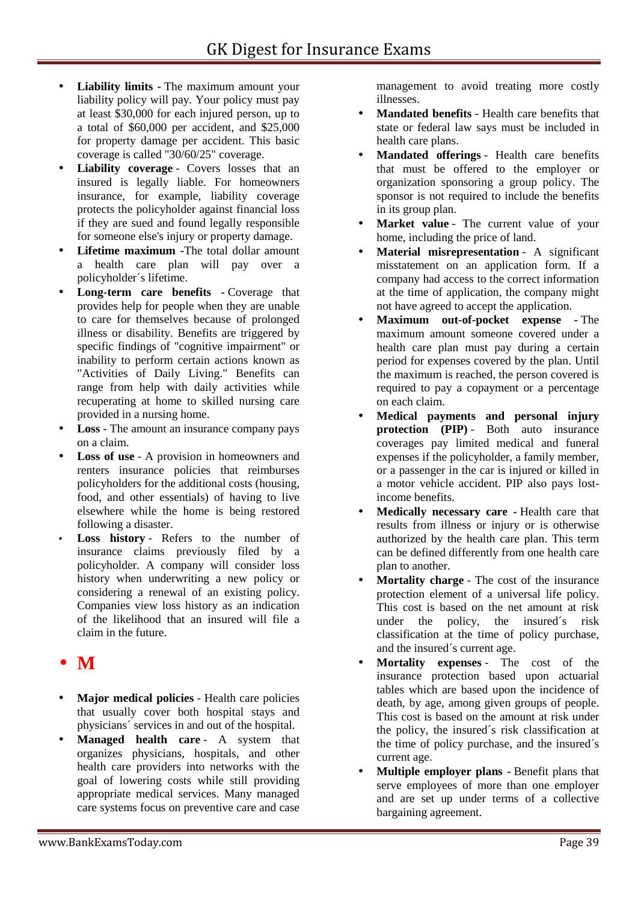- **Liability limits** - The maximum amount your liability policy will pay. Your policy must pay at least $30,000 for each injured person, up to a total of $60,000 per accident, and $25,000 for property damage per accident. This basic coverage is called "30/60/25" coverage.
- **Liability coverage** - Covers losses that an insured is legally liable. For homeowners insurance, for example, liability coverage protects the policyholder against financial loss if they are sued and found legally responsible for someone else's injury or property damage.
- **Lifetime maximum** -The total dollar amount a health care plan will pay over a policyholder´s lifetime.
- **Long-term care benefits** - Coverage that provides help for people when they are unable to care for themselves because of prolonged illness or disability. Benefits are triggered by specific findings of "cognitive impairment" or inability to perform certain actions known as "Activities of Daily Living." Benefits can range from help with daily activities while recuperating at home to skilled nursing care provided in a nursing home.
- **Loss** - The amount an insurance company pays on a claim.
- **Loss of use** - A provision in homeowners and renters insurance policies that reimburses policyholders for the additional costs (housing, food, and other essentials) of having to live elsewhere while the home is being restored following a disaster.
- **Loss history** - Refers to the number of insurance claims previously filed by a policyholder. A company will consider loss history when underwriting a new policy or considering a renewal of an existing policy. Companies view loss history as an indication of the likelihood that an insured will file a claim in the future.

## • M

- **Major medical policies** - Health care policies that usually cover both hospital stays and physicians´ services in and out of the hospital.
- **Managed health care** - A system that organizes physicians, hospitals, and other health care providers into networks with the goal of lowering costs while still providing appropriate medical services. Many managed care systems focus on preventive care and case management to avoid treating more costly illnesses.
- **Mandated benefits** - Health care benefits that state or federal law says must be included in health care plans.
- **Mandated offerings** - Health care benefits that must be offered to the employer or organization sponsoring a group policy. The sponsor is not required to include the benefits in its group plan.
- **Market value** - The current value of your home, including the price of land.
- **Material misrepresentation** - A significant misstatement on an application form. If a company had access to the correct information at the time of application, the company might not have agreed to accept the application.
- **Maximum out-of-pocket expense** - The maximum amount someone covered under a health care plan must pay during a certain period for expenses covered by the plan. Until the maximum is reached, the person covered is required to pay a copayment or a percentage on each claim.
- **Medical payments and personal injury protection (PIP)** - Both auto insurance coverages pay limited medical and funeral expenses if the policyholder, a family member, or a passenger in the car is injured or killed in a motor vehicle accident. PIP also pays lost-income benefits.
- **Medically necessary care** - Health care that results from illness or injury or is otherwise authorized by the health care plan. This term can be defined differently from one health care plan to another.
- **Mortality charge** - The cost of the insurance protection element of a universal life policy. This cost is based on the net amount at risk under the policy, the insured´s risk classification at the time of policy purchase, and the insured´s current age.
- **Mortality expenses** - The cost of the insurance protection based upon actuarial tables which are based upon the incidence of death, by age, among given groups of people. This cost is based on the amount at risk under the policy, the insured´s risk classification at the time of policy purchase, and the insured´s current age.
- **Multiple employer plans** - Benefit plans that serve employees of more than one employer and are set up under terms of a collective bargaining agreement.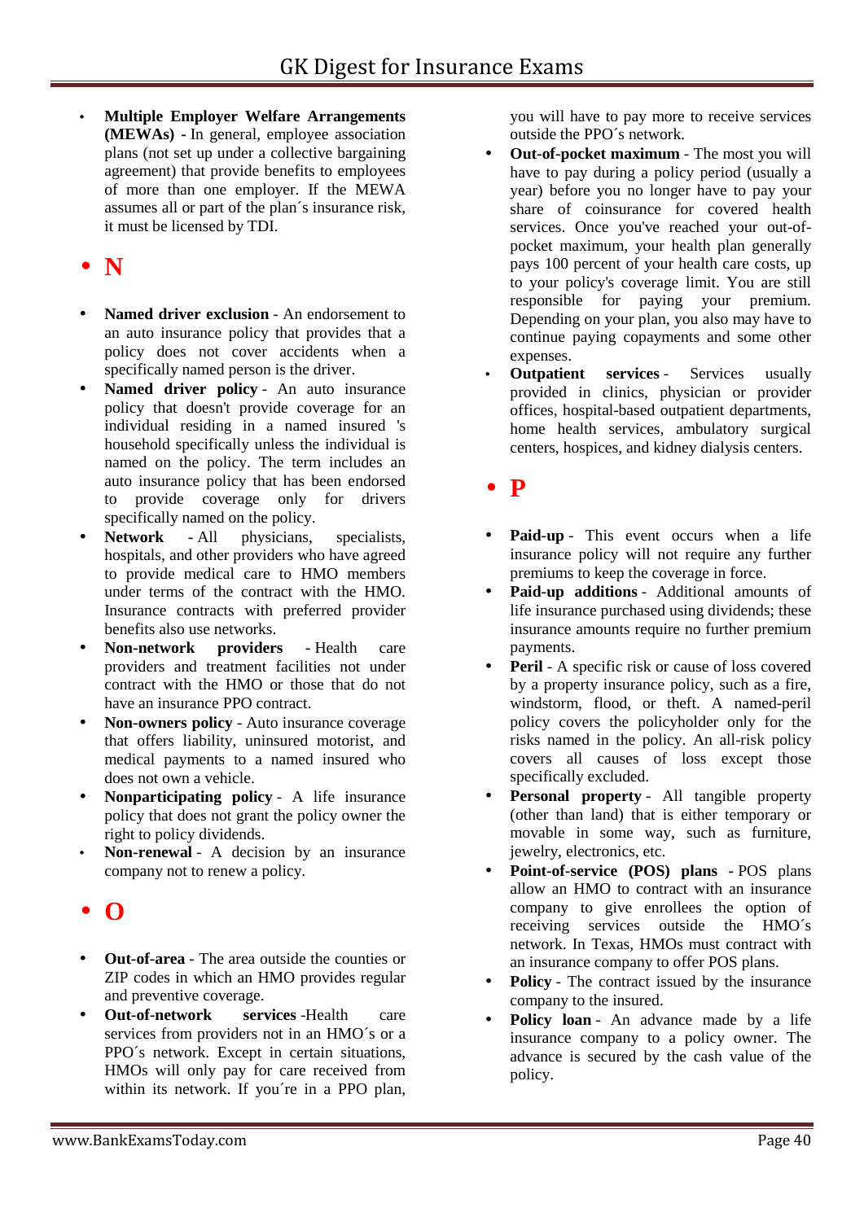- **Multiple Employer Welfare Arrangements (MEWAs) -** In general, employee association plans (not set up under a collective bargaining agreement) that provide benefits to employees of more than one employer. If the MEWA assumes all or part of the plan´s insurance risk, it must be licensed by TDI.

## • N

- **Named driver exclusion** - An endorsement to an auto insurance policy that provides that a policy does not cover accidents when a specifically named person is the driver.
- **Named driver policy** - An auto insurance policy that doesn't provide coverage for an individual residing in a named insured 's household specifically unless the individual is named on the policy. The term includes an auto insurance policy that has been endorsed to provide coverage only for drivers specifically named on the policy.
- **Network** - All physicians, specialists, hospitals, and other providers who have agreed to provide medical care to HMO members under terms of the contract with the HMO. Insurance contracts with preferred provider benefits also use networks.
- **Non-network providers** - Health care providers and treatment facilities not under contract with the HMO or those that do not have an insurance PPO contract.
- **Non-owners policy** - Auto insurance coverage that offers liability, uninsured motorist, and medical payments to a named insured who does not own a vehicle.
- **Nonparticipating policy** - A life insurance policy that does not grant the policy owner the right to policy dividends.
- **Non-renewal** - A decision by an insurance company not to renew a policy.

## • O

- **Out-of-area** - The area outside the counties or ZIP codes in which an HMO provides regular and preventive coverage.
- **Out-of-network services** -Health care services from providers not in an HMO´s or a PPO´s network. Except in certain situations, HMOs will only pay for care received from within its network. If you´re in a PPO plan, you will have to pay more to receive services outside the PPO´s network.
- **Out-of-pocket maximum** - The most you will have to pay during a policy period (usually a year) before you no longer have to pay your share of coinsurance for covered health services. Once you've reached your out-of-pocket maximum, your health plan generally pays 100 percent of your health care costs, up to your policy's coverage limit. You are still responsible for paying your premium. Depending on your plan, you also may have to continue paying copayments and some other expenses.
- **Outpatient services** - Services usually provided in clinics, physician or provider offices, hospital-based outpatient departments, home health services, ambulatory surgical centers, hospices, and kidney dialysis centers.

## • P

- **Paid-up** - This event occurs when a life insurance policy will not require any further premiums to keep the coverage in force.
- **Paid-up additions** - Additional amounts of life insurance purchased using dividends; these insurance amounts require no further premium payments.
- **Peril** - A specific risk or cause of loss covered by a property insurance policy, such as a fire, windstorm, flood, or theft. A named-peril policy covers the policyholder only for the risks named in the policy. An all-risk policy covers all causes of loss except those specifically excluded.
- **Personal property** - All tangible property (other than land) that is either temporary or movable in some way, such as furniture, jewelry, electronics, etc.
- **Point-of-service (POS) plans** - POS plans allow an HMO to contract with an insurance company to give enrollees the option of receiving services outside the HMO´s network. In Texas, HMOs must contract with an insurance company to offer POS plans.
- **Policy** - The contract issued by the insurance company to the insured.
- **Policy loan** - An advance made by a life insurance company to a policy owner. The advance is secured by the cash value of the policy.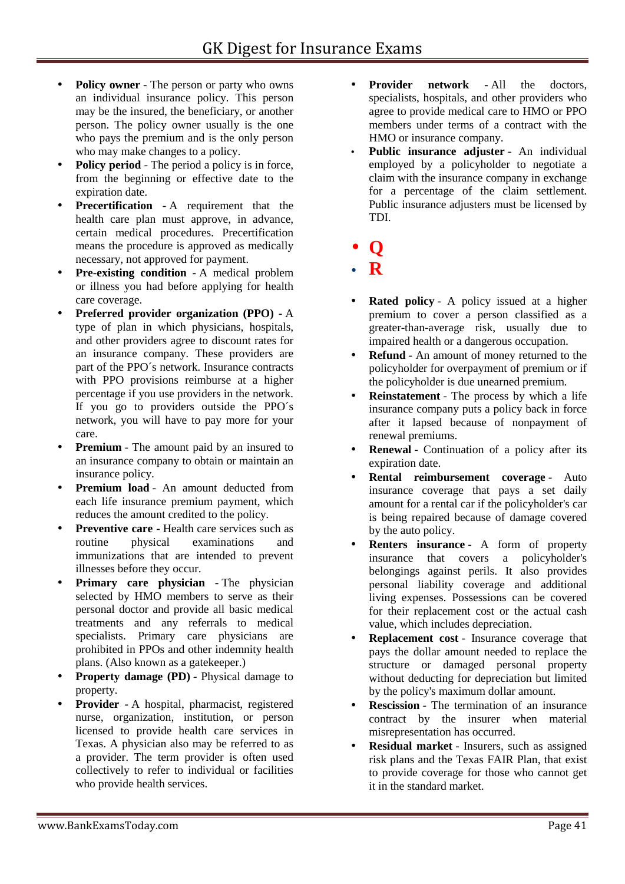- **Policy owner** - The person or party who owns an individual insurance policy. This person may be the insured, the beneficiary, or another person. The policy owner usually is the one who pays the premium and is the only person who may make changes to a policy.
- **Policy period** - The period a policy is in force, from the beginning or effective date to the expiration date.
- **Precertification** - A requirement that the health care plan must approve, in advance, certain medical procedures. Precertification means the procedure is approved as medically necessary, not approved for payment.
- **Pre-existing condition** - A medical problem or illness you had before applying for health care coverage.
- **Preferred provider organization (PPO)** - A type of plan in which physicians, hospitals, and other providers agree to discount rates for an insurance company. These providers are part of the PPO´s network. Insurance contracts with PPO provisions reimburse at a higher percentage if you use providers in the network. If you go to providers outside the PPO´s network, you will have to pay more for your care.
- **Premium** - The amount paid by an insured to an insurance company to obtain or maintain an insurance policy.
- **Premium load** - An amount deducted from each life insurance premium payment, which reduces the amount credited to the policy.
- **Preventive care** - Health care services such as routine physical examinations and immunizations that are intended to prevent illnesses before they occur.
- **Primary care physician** - The physician selected by HMO members to serve as their personal doctor and provide all basic medical treatments and any referrals to medical specialists. Primary care physicians are prohibited in PPOs and other indemnity health plans. (Also known as a gatekeeper.)
- **Property damage (PD)** - Physical damage to property.
- **Provider** - A hospital, pharmacist, registered nurse, organization, institution, or person licensed to provide health care services in Texas. A physician also may be referred to as a provider. The term provider is often used collectively to refer to individual or facilities who provide health services.
- **Provider network** - All the doctors, specialists, hospitals, and other providers who agree to provide medical care to HMO or PPO members under terms of a contract with the HMO or insurance company.
- **Public insurance adjuster** - An individual employed by a policyholder to negotiate a claim with the insurance company in exchange for a percentage of the claim settlement. Public insurance adjusters must be licensed by TDI.

- **Q**
- **R**

- **Rated policy** - A policy issued at a higher premium to cover a person classified as a greater-than-average risk, usually due to impaired health or a dangerous occupation.
- **Refund** - An amount of money returned to the policyholder for overpayment of premium or if the policyholder is due unearned premium.
- **Reinstatement** - The process by which a life insurance company puts a policy back in force after it lapsed because of nonpayment of renewal premiums.
- **Renewal** - Continuation of a policy after its expiration date.
- **Rental reimbursement coverage** - Auto insurance coverage that pays a set daily amount for a rental car if the policyholder's car is being repaired because of damage covered by the auto policy.
- **Renters insurance** - A form of property insurance that covers a policyholder's belongings against perils. It also provides personal liability coverage and additional living expenses. Possessions can be covered for their replacement cost or the actual cash value, which includes depreciation.
- **Replacement cost** - Insurance coverage that pays the dollar amount needed to replace the structure or damaged personal property without deducting for depreciation but limited by the policy's maximum dollar amount.
- **Rescission** - The termination of an insurance contract by the insurer when material misrepresentation has occurred.
- **Residual market** - Insurers, such as assigned risk plans and the Texas FAIR Plan, that exist to provide coverage for those who cannot get it in the standard market.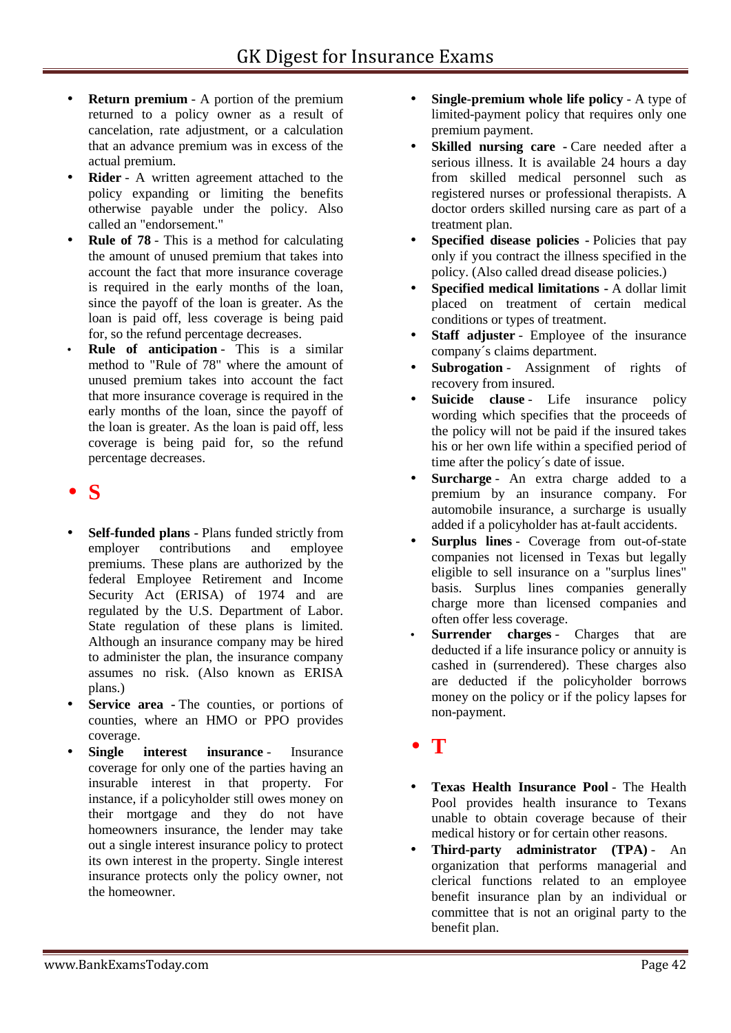- **Return premium** - A portion of the premium returned to a policy owner as a result of cancelation, rate adjustment, or a calculation that an advance premium was in excess of the actual premium.
- **Rider** - A written agreement attached to the policy expanding or limiting the benefits otherwise payable under the policy. Also called an "endorsement."
- **Rule of 78** - This is a method for calculating the amount of unused premium that takes into account the fact that more insurance coverage is required in the early months of the loan, since the payoff of the loan is greater. As the loan is paid off, less coverage is being paid for, so the refund percentage decreases.
- **Rule of anticipation** - This is a similar method to "Rule of 78" where the amount of unused premium takes into account the fact that more insurance coverage is required in the early months of the loan, since the payoff of the loan is greater. As the loan is paid off, less coverage is being paid for, so the refund percentage decreases.

## S

- **Self-funded plans -** Plans funded strictly from employer contributions and employee premiums. These plans are authorized by the federal Employee Retirement and Income Security Act (ERISA) of 1974 and are regulated by the U.S. Department of Labor. State regulation of these plans is limited. Although an insurance company may be hired to administer the plan, the insurance company assumes no risk. (Also known as ERISA plans.)
- **Service area -** The counties, or portions of counties, where an HMO or PPO provides coverage.
- **Single interest insurance** - Insurance coverage for only one of the parties having an insurable interest in that property. For instance, if a policyholder still owes money on their mortgage and they do not have homeowners insurance, the lender may take out a single interest insurance policy to protect its own interest in the property. Single interest insurance protects only the policy owner, not the homeowner.
- **Single-premium whole life policy** - A type of limited-payment policy that requires only one premium payment.
- **Skilled nursing care -** Care needed after a serious illness. It is available 24 hours a day from skilled medical personnel such as registered nurses or professional therapists. A doctor orders skilled nursing care as part of a treatment plan.
- **Specified disease policies -** Policies that pay only if you contract the illness specified in the policy. (Also called dread disease policies.)
- **Specified medical limitations -** A dollar limit placed on treatment of certain medical conditions or types of treatment.
- **Staff adjuster** - Employee of the insurance company´s claims department.
- **Subrogation** - Assignment of rights of recovery from insured.
- **Suicide clause** - Life insurance policy wording which specifies that the proceeds of the policy will not be paid if the insured takes his or her own life within a specified period of time after the policy´s date of issue.
- **Surcharge** - An extra charge added to a premium by an insurance company. For automobile insurance, a surcharge is usually added if a policyholder has at-fault accidents.
- **Surplus lines** - Coverage from out-of-state companies not licensed in Texas but legally eligible to sell insurance on a "surplus lines" basis. Surplus lines companies generally charge more than licensed companies and often offer less coverage.
- **Surrender charges** - Charges that are deducted if a life insurance policy or annuity is cashed in (surrendered). These charges also are deducted if the policyholder borrows money on the policy or if the policy lapses for non-payment.

## T

- **Texas Health Insurance Pool** - The Health Pool provides health insurance to Texans unable to obtain coverage because of their medical history or for certain other reasons.
- **Third-party administrator (TPA)** - An organization that performs managerial and clerical functions related to an employee benefit insurance plan by an individual or committee that is not an original party to the benefit plan.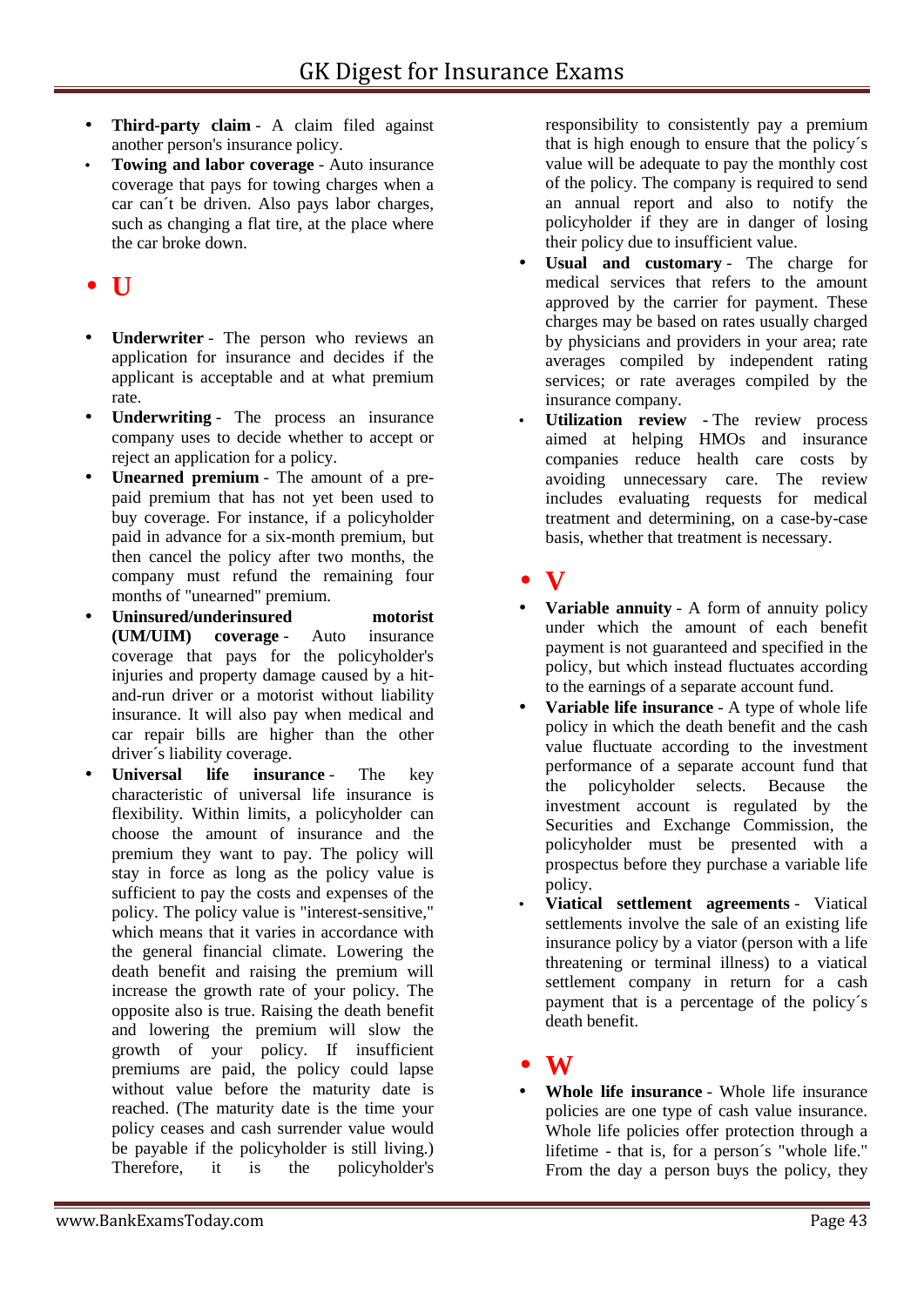- **Third-party claim** - A claim filed against another person's insurance policy.
- **Towing and labor coverage** - Auto insurance coverage that pays for towing charges when a car can´t be driven. Also pays labor charges, such as changing a flat tire, at the place where the car broke down.

## • U

- **Underwriter** - The person who reviews an application for insurance and decides if the applicant is acceptable and at what premium rate.
- **Underwriting** - The process an insurance company uses to decide whether to accept or reject an application for a policy.
- **Unearned premium** - The amount of a pre-paid premium that has not yet been used to buy coverage. For instance, if a policyholder paid in advance for a six-month premium, but then cancel the policy after two months, the company must refund the remaining four months of "unearned" premium.
- **Uninsured/underinsured motorist (UM/UIM) coverage** - Auto insurance coverage that pays for the policyholder's injuries and property damage caused by a hit-and-run driver or a motorist without liability insurance. It will also pay when medical and car repair bills are higher than the other driver´s liability coverage.
- **Universal life insurance** - The key characteristic of universal life insurance is flexibility. Within limits, a policyholder can choose the amount of insurance and the premium they want to pay. The policy will stay in force as long as the policy value is sufficient to pay the costs and expenses of the policy. The policy value is "interest-sensitive," which means that it varies in accordance with the general financial climate. Lowering the death benefit and raising the premium will increase the growth rate of your policy. The opposite also is true. Raising the death benefit and lowering the premium will slow the growth of your policy. If insufficient premiums are paid, the policy could lapse without value before the maturity date is reached. (The maturity date is the time your policy ceases and cash surrender value would be payable if the policyholder is still living.) Therefore, it is the policyholder's responsibility to consistently pay a premium that is high enough to ensure that the policy´s value will be adequate to pay the monthly cost of the policy. The company is required to send an annual report and also to notify the policyholder if they are in danger of losing their policy due to insufficient value.
- **Usual and customary** - The charge for medical services that refers to the amount approved by the carrier for payment. These charges may be based on rates usually charged by physicians and providers in your area; rate averages compiled by independent rating services; or rate averages compiled by the insurance company.
- **Utilization review** - The review process aimed at helping HMOs and insurance companies reduce health care costs by avoiding unnecessary care. The review includes evaluating requests for medical treatment and determining, on a case-by-case basis, whether that treatment is necessary.

## • V

- **Variable annuity** - A form of annuity policy under which the amount of each benefit payment is not guaranteed and specified in the policy, but which instead fluctuates according to the earnings of a separate account fund.
- **Variable life insurance** - A type of whole life policy in which the death benefit and the cash value fluctuate according to the investment performance of a separate account fund that the policyholder selects. Because the investment account is regulated by the Securities and Exchange Commission, the policyholder must be presented with a prospectus before they purchase a variable life policy.
- **Viatical settlement agreements** - Viatical settlements involve the sale of an existing life insurance policy by a viator (person with a life threatening or terminal illness) to a viatical settlement company in return for a cash payment that is a percentage of the policy´s death benefit.

## • W

- **Whole life insurance** - Whole life insurance policies are one type of cash value insurance. Whole life policies offer protection through a lifetime - that is, for a person´s "whole life." From the day a person buys the policy, they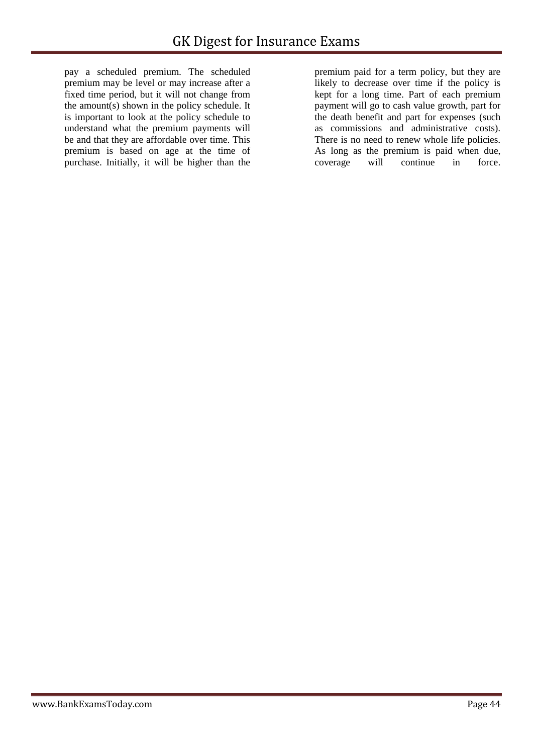pay a scheduled premium. The scheduled premium may be level or may increase after a fixed time period, but it will not change from the amount(s) shown in the policy schedule. It is important to look at the policy schedule to understand what the premium payments will be and that they are affordable over time. This premium is based on age at the time of purchase. Initially, it will be higher than the premium paid for a term policy, but they are likely to decrease over time if the policy is kept for a long time. Part of each premium payment will go to cash value growth, part for the death benefit and part for expenses (such as commissions and administrative costs). There is no need to renew whole life policies. As long as the premium is paid when due, coverage will continue in force.